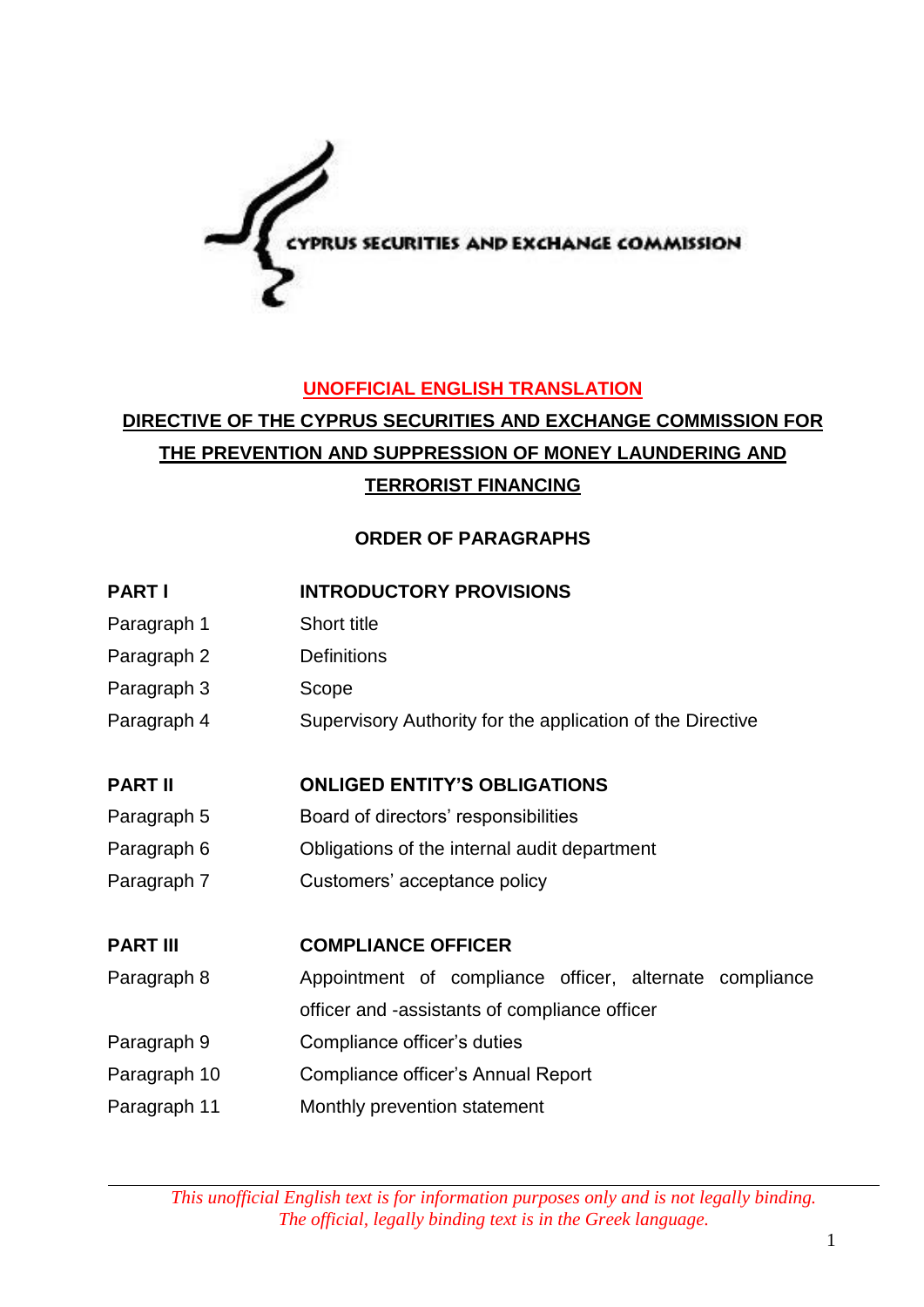CYPRUS SECURITIES AND EXCHANGE COMMISSION

**UNOFFICIAL ENGLISH TRANSLATION**

# DIRECTIVE OF THE CYPRUS SECURITIES AND EXCHANGE COMMISSION FOR THE PREVENTION AND SUPPRESSION OF MONEY LAUNDERING AND TERRORIST FINANCING

## ORDER OF PARAGRAPHS

| | |
|---|---|
| **PART I** | **INTRODUCTORY PROVISIONS** |
| Paragraph 1 | Short title |
| Paragraph 2 | Definitions |
| Paragraph 3 | Scope |
| Paragraph 4 | Supervisory Authority for the application of the Directive |
| **PART II** | **ONLIGED ENTITY'S OBLIGATIONS** |
| Paragraph 5 | Board of directors' responsibilities |
| Paragraph 6 | Obligations of the internal audit department |
| Paragraph 7 | Customers' acceptance policy |
| **PART III** | **COMPLIANCE OFFICER** |
| Paragraph 8 | Appointment of compliance officer, alternate compliance officer and -assistants of compliance officer |
| Paragraph 9 | Compliance officer's duties |
| Paragraph 10 | Compliance officer's Annual Report |
| Paragraph 11 | Monthly prevention statement |

*This unofficial English text is for information purposes only and is not legally binding. The official, legally binding text is in the Greek language.*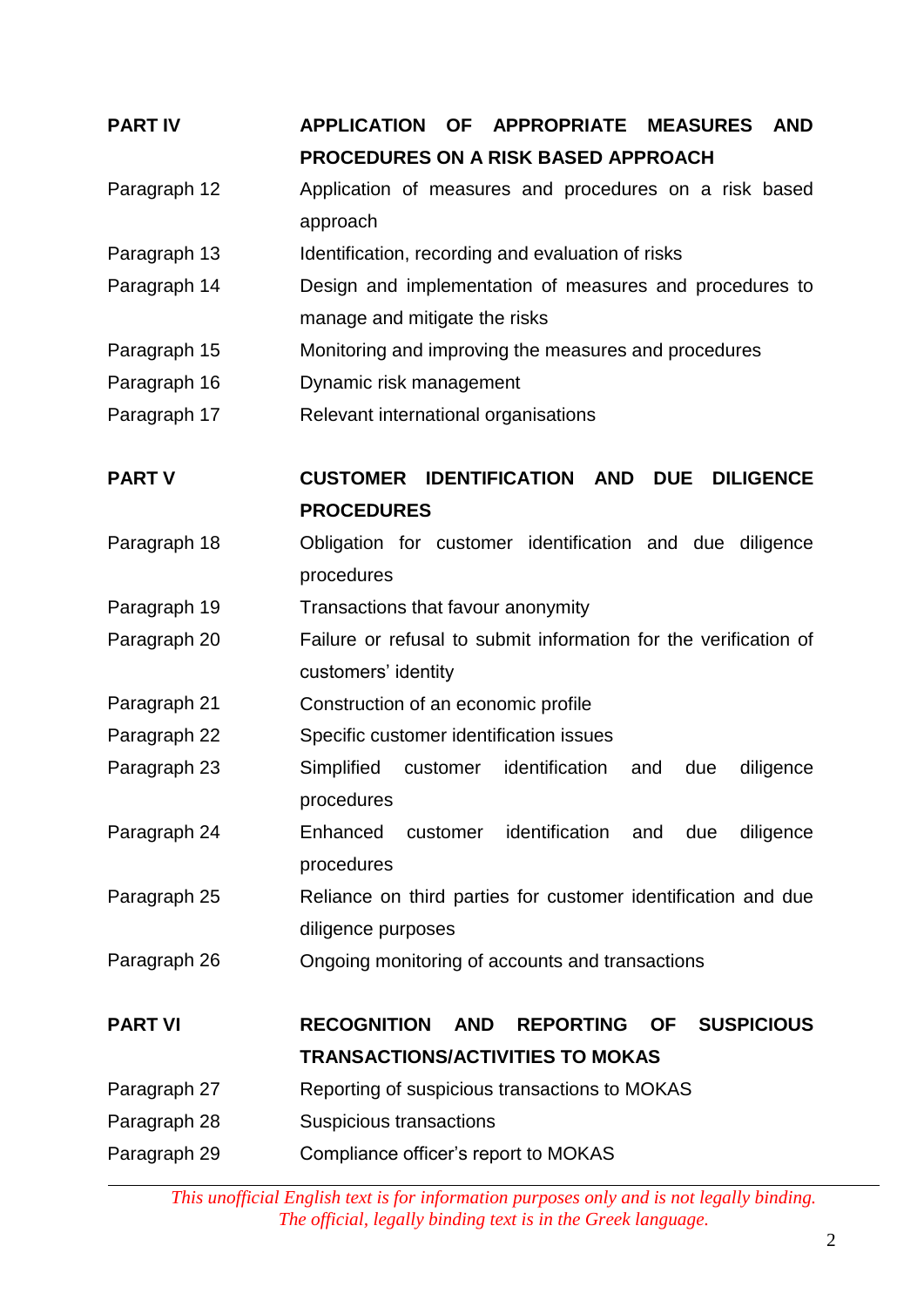| | |
|---|---|
| **PART IV** | **APPLICATION OF APPROPRIATE MEASURES AND PROCEDURES ON A RISK BASED APPROACH** |
| Paragraph 12 | Application of measures and procedures on a risk based approach |
| Paragraph 13 | Identification, recording and evaluation of risks |
| Paragraph 14 | Design and implementation of measures and procedures to manage and mitigate the risks |
| Paragraph 15 | Monitoring and improving the measures and procedures |
| Paragraph 16 | Dynamic risk management |
| Paragraph 17 | Relevant international organisations |
| **PART V** | **CUSTOMER IDENTIFICATION AND DUE DILIGENCE PROCEDURES** |
| Paragraph 18 | Obligation for customer identification and due diligence procedures |
| Paragraph 19 | Transactions that favour anonymity |
| Paragraph 20 | Failure or refusal to submit information for the verification of customers' identity |
| Paragraph 21 | Construction of an economic profile |
| Paragraph 22 | Specific customer identification issues |
| Paragraph 23 | Simplified customer identification and due diligence procedures |
| Paragraph 24 | Enhanced customer identification and due diligence procedures |
| Paragraph 25 | Reliance on third parties for customer identification and due diligence purposes |
| Paragraph 26 | Ongoing monitoring of accounts and transactions |
| **PART VI** | **RECOGNITION AND REPORTING OF SUSPICIOUS TRANSACTIONS/ACTIVITIES TO MOKAS** |
| Paragraph 27 | Reporting of suspicious transactions to MOKAS |
| Paragraph 28 | Suspicious transactions |
| Paragraph 29 | Compliance officer's report to MOKAS |

*This unofficial English text is for information purposes only and is not legally binding. The official, legally binding text is in the Greek language.*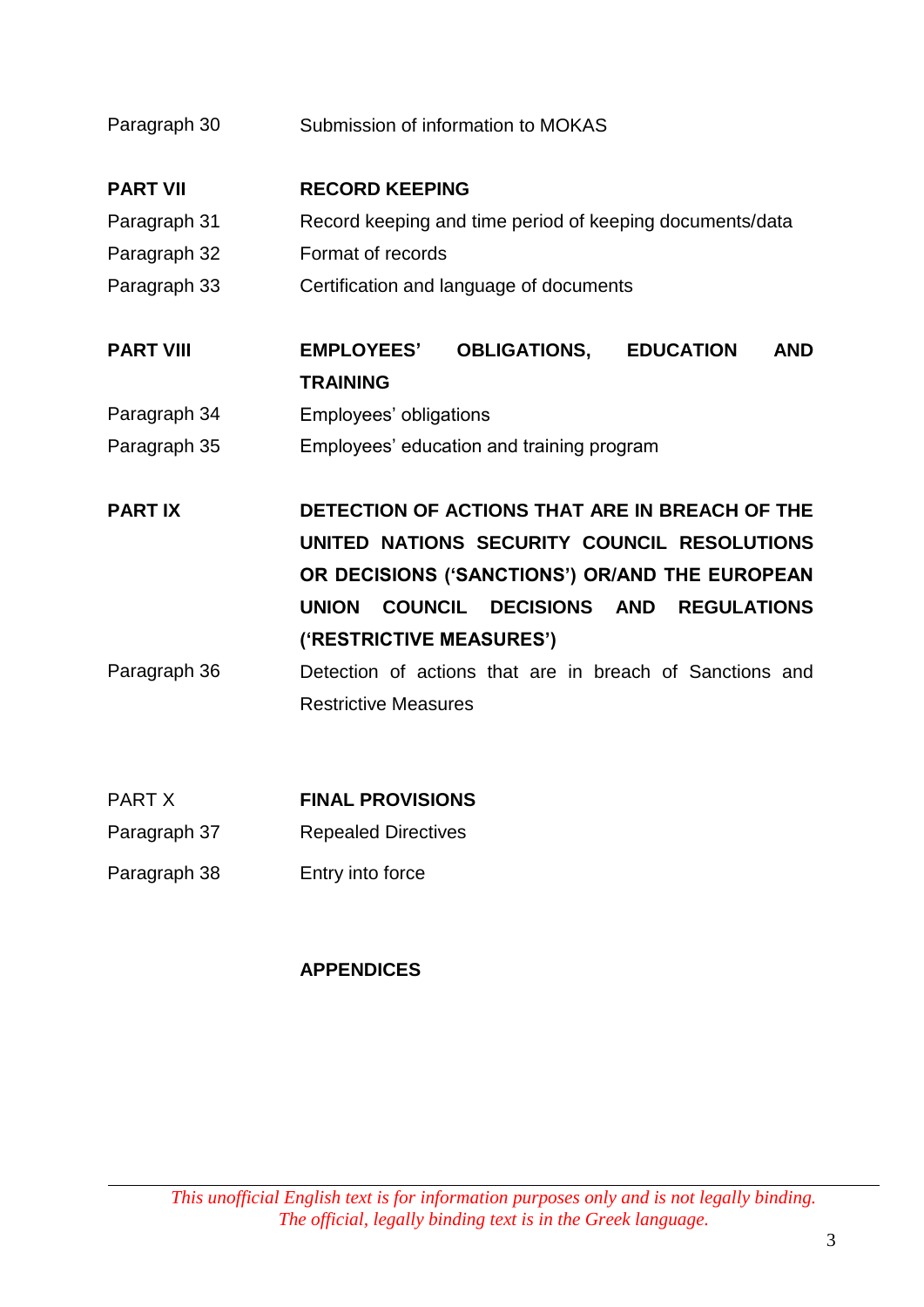| | |
|---|---|
| Paragraph 30 | Submission of information to MOKAS |
| **PART VII** | **RECORD KEEPING** |
| Paragraph 31 | Record keeping and time period of keeping documents/data |
| Paragraph 32 | Format of records |
| Paragraph 33 | Certification and language of documents |
| **PART VIII** | **EMPLOYEES' OBLIGATIONS, EDUCATION AND TRAINING** |
| Paragraph 34 | Employees' obligations |
| Paragraph 35 | Employees' education and training program |
| **PART IX** | **DETECTION OF ACTIONS THAT ARE IN BREACH OF THE UNITED NATIONS SECURITY COUNCIL RESOLUTIONS OR DECISIONS ('SANCTIONS') OR/AND THE EUROPEAN UNION COUNCIL DECISIONS AND REGULATIONS ('RESTRICTIVE MEASURES')** |
| Paragraph 36 | Detection of actions that are in breach of Sanctions and Restrictive Measures |
| PART X | **FINAL PROVISIONS** |
| Paragraph 37 | Repealed Directives |
| Paragraph 38 | Entry into force |
| | **APPENDICES** |

*This unofficial English text is for information purposes only and is not legally binding. The official, legally binding text is in the Greek language.*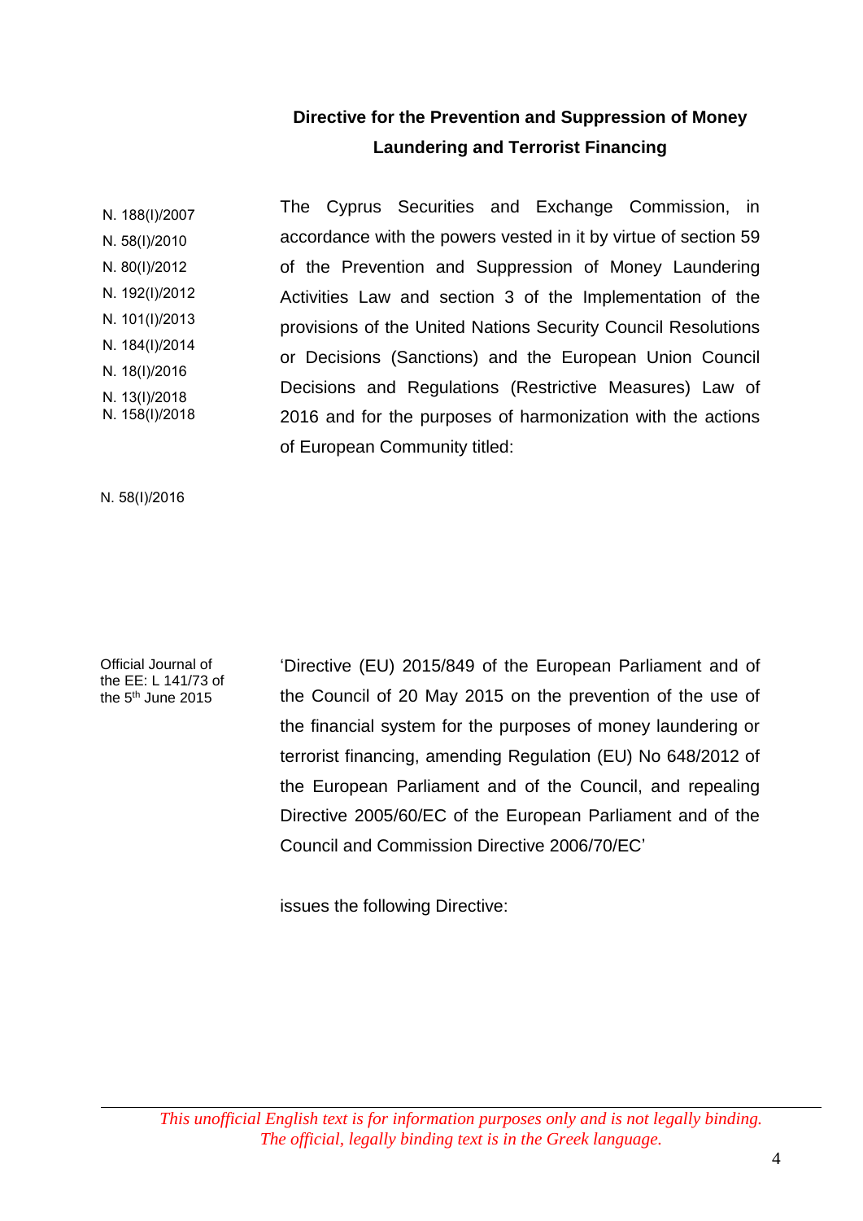## Directive for the Prevention and Suppression of Money Laundering and Terrorist Financing

N. 188(I)/2007
N. 58(I)/2010
N. 80(I)/2012
N. 192(I)/2012
N. 101(I)/2013
N. 184(I)/2014
N. 18(I)/2016
N. 13(I)/2018
N. 158(I)/2018

The Cyprus Securities and Exchange Commission, in accordance with the powers vested in it by virtue of section 59 of the Prevention and Suppression of Money Laundering Activities Law and section 3 of the Implementation of the provisions of the United Nations Security Council Resolutions or Decisions (Sanctions) and the European Union Council Decisions and Regulations (Restrictive Measures) Law of 2016 and for the purposes of harmonization with the actions of European Community titled:

N. 58(I)/2016

Official Journal of the EE: L 141/73 of the 5th June 2015

'Directive (EU) 2015/849 of the European Parliament and of the Council of 20 May 2015 on the prevention of the use of the financial system for the purposes of money laundering or terrorist financing, amending Regulation (EU) No 648/2012 of the European Parliament and of the Council, and repealing Directive 2005/60/EC of the European Parliament and of the Council and Commission Directive 2006/70/EC'

issues the following Directive:

*This unofficial English text is for information purposes only and is not legally binding. The official, legally binding text is in the Greek language.*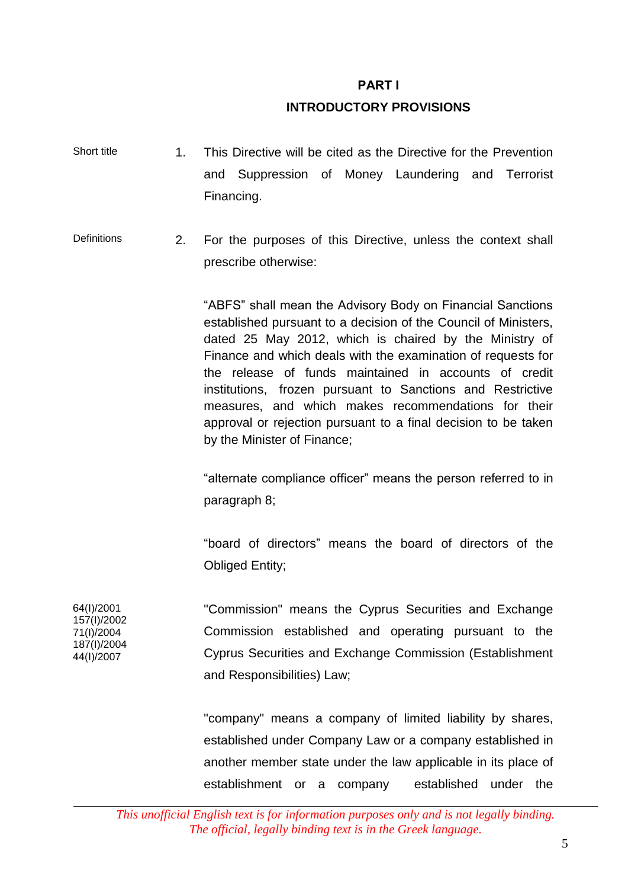## PART I
## INTRODUCTORY PROVISIONS

Short title

1. This Directive will be cited as the Directive for the Prevention and Suppression of Money Laundering and Terrorist Financing.

Definitions

2. For the purposes of this Directive, unless the context shall prescribe otherwise:

"ABFS" shall mean the Advisory Body on Financial Sanctions established pursuant to a decision of the Council of Ministers, dated 25 May 2012, which is chaired by the Ministry of Finance and which deals with the examination of requests for the release of funds maintained in accounts of credit institutions, frozen pursuant to Sanctions and Restrictive measures, and which makes recommendations for their approval or rejection pursuant to a final decision to be taken by the Minister of Finance;

"alternate compliance officer" means the person referred to in paragraph 8;

"board of directors" means the board of directors of the Obliged Entity;

64(I)/2001
157(I)/2002
71(I)/2004
187(I)/2004
44(I)/2007

"Commission" means the Cyprus Securities and Exchange Commission established and operating pursuant to the Cyprus Securities and Exchange Commission (Establishment and Responsibilities) Law;

"company" means a company of limited liability by shares, established under Company Law or a company established in another member state under the law applicable in its place of establishment or a company established under the

*This unofficial English text is for information purposes only and is not legally binding. The official, legally binding text is in the Greek language.*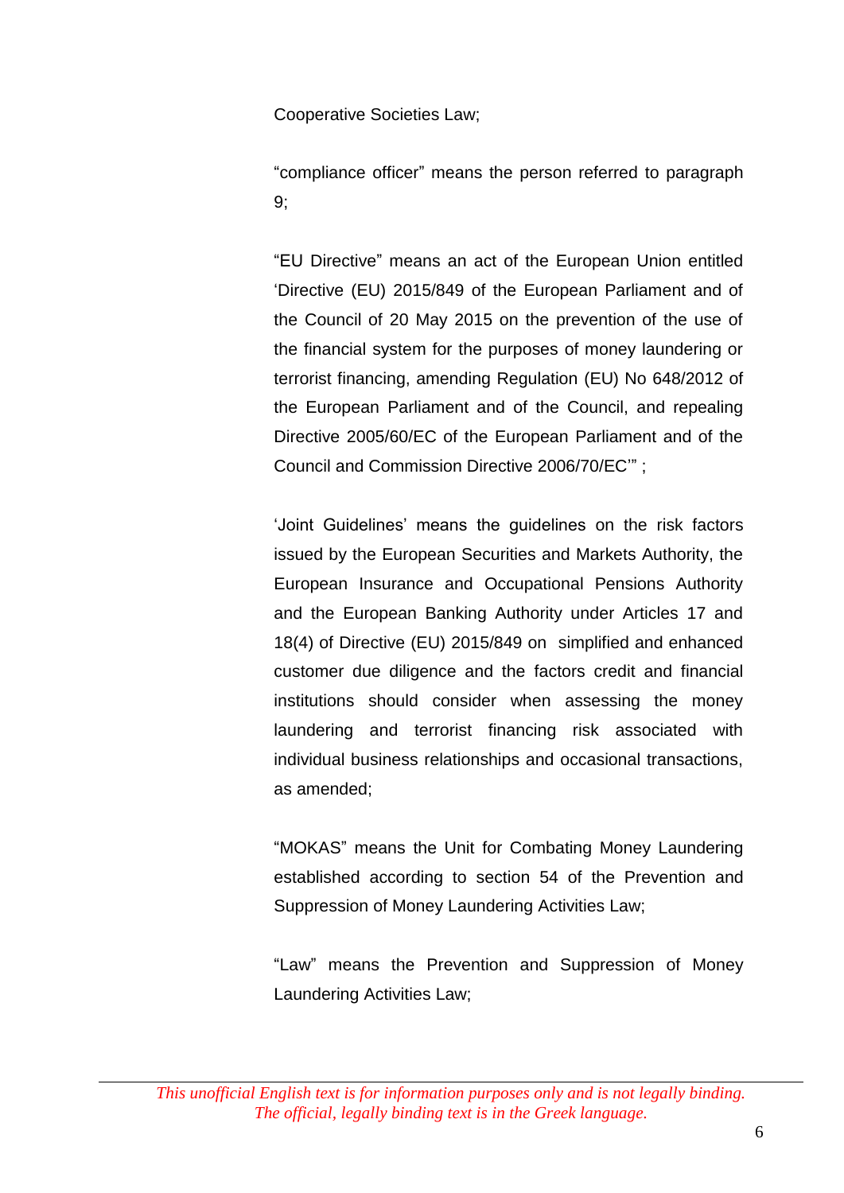Cooperative Societies Law;

"compliance officer" means the person referred to paragraph 9;

"EU Directive" means an act of the European Union entitled 'Directive (EU) 2015/849 of the European Parliament and of the Council of 20 May 2015 on the prevention of the use of the financial system for the purposes of money laundering or terrorist financing, amending Regulation (EU) No 648/2012 of the European Parliament and of the Council, and repealing Directive 2005/60/EC of the European Parliament and of the Council and Commission Directive 2006/70/EC'" ;

'Joint Guidelines' means the guidelines on the risk factors issued by the European Securities and Markets Authority, the European Insurance and Occupational Pensions Authority and the European Banking Authority under Articles 17 and 18(4) of Directive (EU) 2015/849 on simplified and enhanced customer due diligence and the factors credit and financial institutions should consider when assessing the money laundering and terrorist financing risk associated with individual business relationships and occasional transactions, as amended;

"MOKAS" means the Unit for Combating Money Laundering established according to section 54 of the Prevention and Suppression of Money Laundering Activities Law;

"Law" means the Prevention and Suppression of Money Laundering Activities Law;

*This unofficial English text is for information purposes only and is not legally binding. The official, legally binding text is in the Greek language.*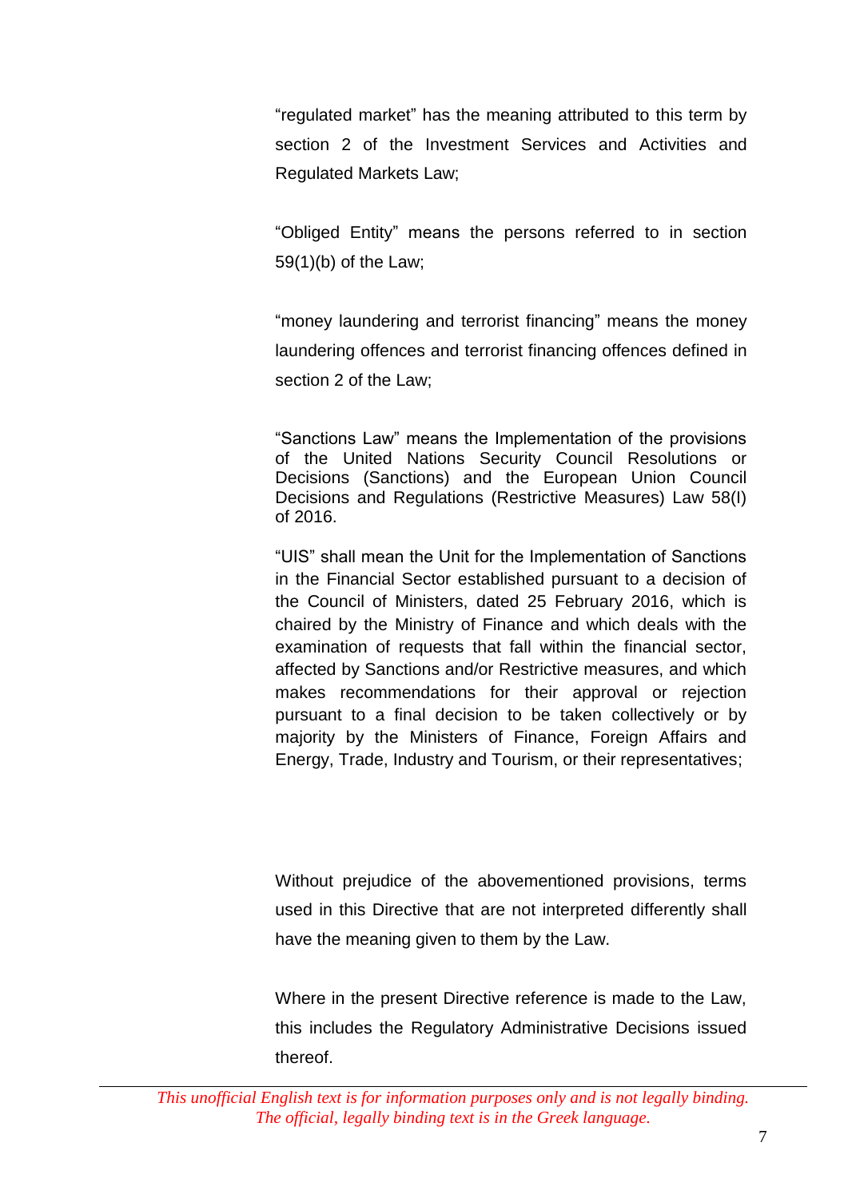"regulated market" has the meaning attributed to this term by section 2 of the Investment Services and Activities and Regulated Markets Law;

"Obliged Entity" means the persons referred to in section 59(1)(b) of the Law;

"money laundering and terrorist financing" means the money laundering offences and terrorist financing offences defined in section 2 of the Law;

"Sanctions Law" means the Implementation of the provisions of the United Nations Security Council Resolutions or Decisions (Sanctions) and the European Union Council Decisions and Regulations (Restrictive Measures) Law 58(I) of 2016.

"UIS" shall mean the Unit for the Implementation of Sanctions in the Financial Sector established pursuant to a decision of the Council of Ministers, dated 25 February 2016, which is chaired by the Ministry of Finance and which deals with the examination of requests that fall within the financial sector, affected by Sanctions and/or Restrictive measures, and which makes recommendations for their approval or rejection pursuant to a final decision to be taken collectively or by majority by the Ministers of Finance, Foreign Affairs and Energy, Trade, Industry and Tourism, or their representatives;

Without prejudice of the abovementioned provisions, terms used in this Directive that are not interpreted differently shall have the meaning given to them by the Law.

Where in the present Directive reference is made to the Law, this includes the Regulatory Administrative Decisions issued thereof.

*This unofficial English text is for information purposes only and is not legally binding. The official, legally binding text is in the Greek language.*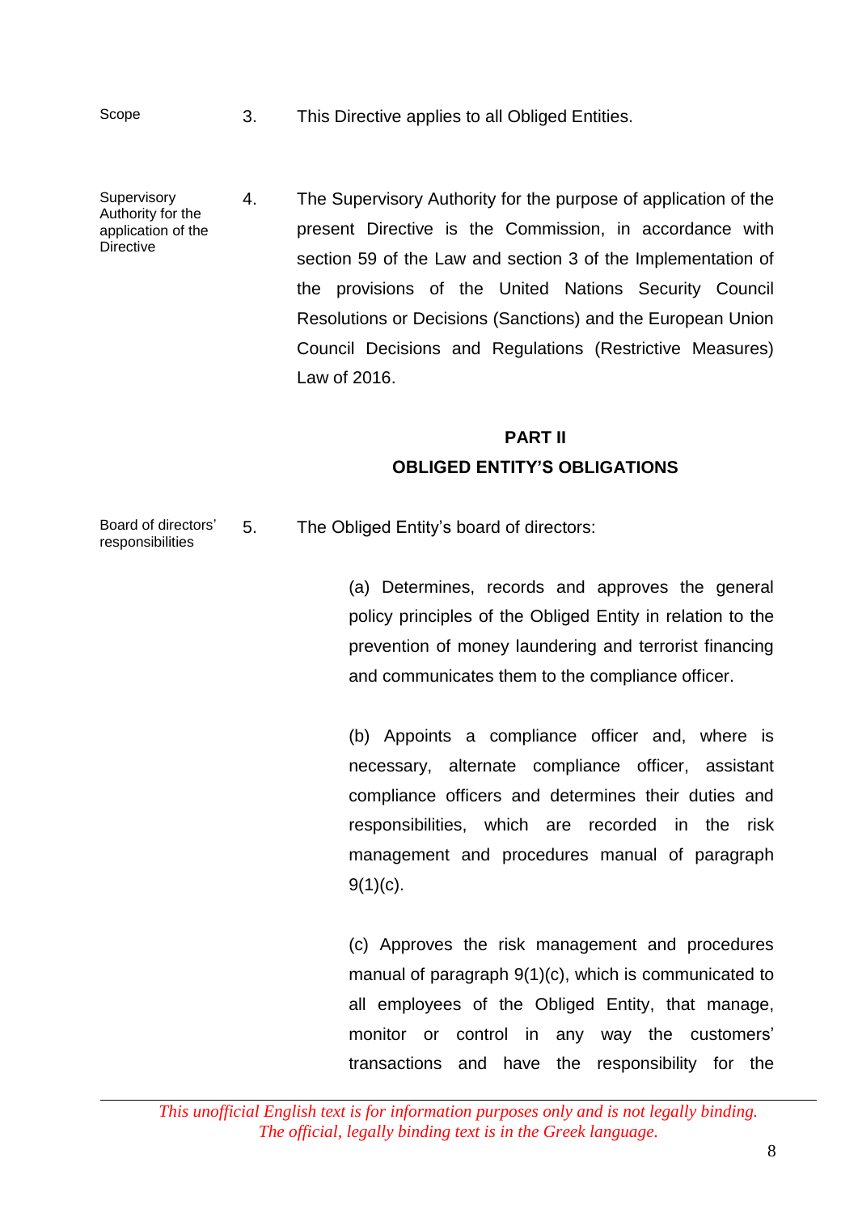Scope

3. This Directive applies to all Obliged Entities.

Supervisory Authority for the application of the Directive

4. The Supervisory Authority for the purpose of application of the present Directive is the Commission, in accordance with section 59 of the Law and section 3 of the Implementation of the provisions of the United Nations Security Council Resolutions or Decisions (Sanctions) and the European Union Council Decisions and Regulations (Restrictive Measures) Law of 2016.

## PART II
## OBLIGED ENTITY'S OBLIGATIONS

Board of directors' responsibilities

5. The Obliged Entity's board of directors:

(a) Determines, records and approves the general policy principles of the Obliged Entity in relation to the prevention of money laundering and terrorist financing and communicates them to the compliance officer.

(b) Appoints a compliance officer and, where is necessary, alternate compliance officer, assistant compliance officers and determines their duties and responsibilities, which are recorded in the risk management and procedures manual of paragraph 9(1)(c).

(c) Approves the risk management and procedures manual of paragraph 9(1)(c), which is communicated to all employees of the Obliged Entity, that manage, monitor or control in any way the customers' transactions and have the responsibility for the

*This unofficial English text is for information purposes only and is not legally binding. The official, legally binding text is in the Greek language.*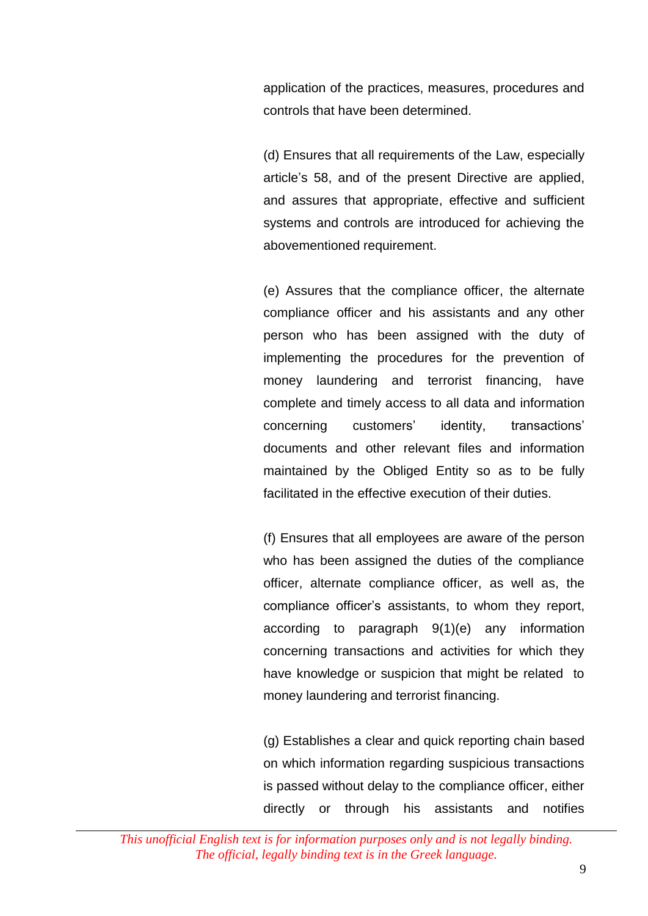application of the practices, measures, procedures and controls that have been determined.

(d) Ensures that all requirements of the Law, especially article's 58, and of the present Directive are applied, and assures that appropriate, effective and sufficient systems and controls are introduced for achieving the abovementioned requirement.

(e) Assures that the compliance officer, the alternate compliance officer and his assistants and any other person who has been assigned with the duty of implementing the procedures for the prevention of money laundering and terrorist financing, have complete and timely access to all data and information concerning customers' identity, transactions' documents and other relevant files and information maintained by the Obliged Entity so as to be fully facilitated in the effective execution of their duties.

(f) Ensures that all employees are aware of the person who has been assigned the duties of the compliance officer, alternate compliance officer, as well as, the compliance officer's assistants, to whom they report, according to paragraph 9(1)(e) any information concerning transactions and activities for which they have knowledge or suspicion that might be related to money laundering and terrorist financing.

(g) Establishes a clear and quick reporting chain based on which information regarding suspicious transactions is passed without delay to the compliance officer, either directly or through his assistants and notifies

*This unofficial English text is for information purposes only and is not legally binding. The official, legally binding text is in the Greek language.*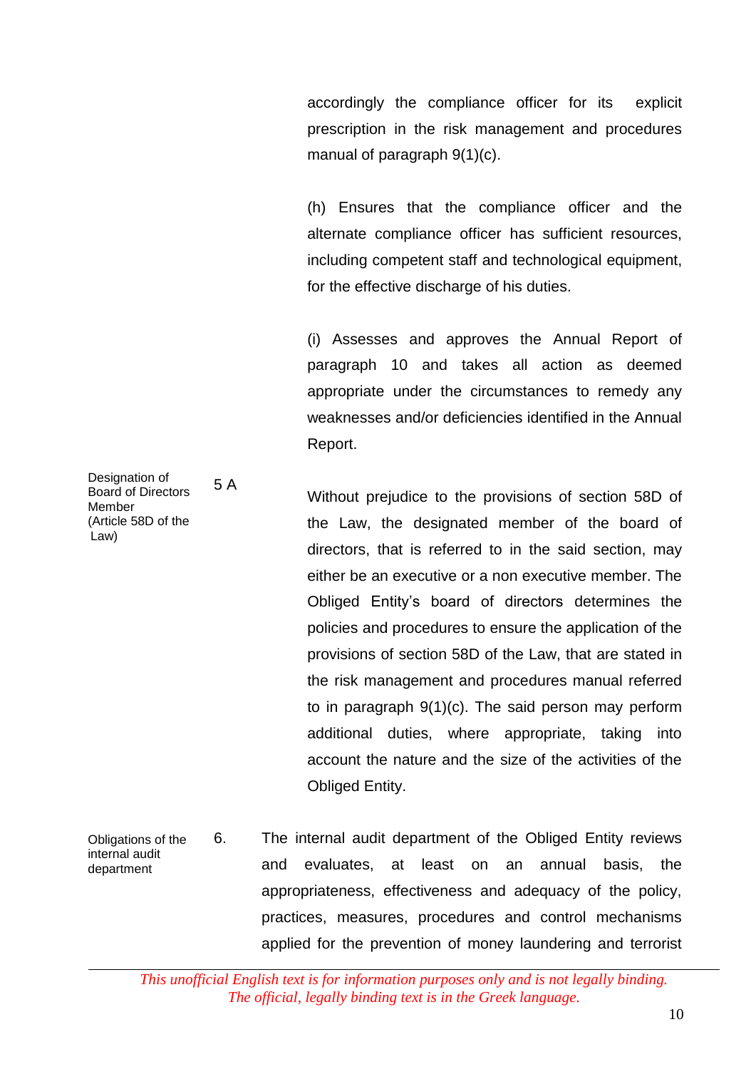accordingly the compliance officer for its explicit prescription in the risk management and procedures manual of paragraph 9(1)(c).

(h) Ensures that the compliance officer and the alternate compliance officer has sufficient resources, including competent staff and technological equipment, for the effective discharge of his duties.

(i) Assesses and approves the Annual Report of paragraph 10 and takes all action as deemed appropriate under the circumstances to remedy any weaknesses and/or deficiencies identified in the Annual Report.

**Designation of Board of Directors Member (Article 58D of the Law)**

5 A Without prejudice to the provisions of section 58D of the Law, the designated member of the board of directors, that is referred to in the said section, may either be an executive or a non executive member. The Obliged Entity's board of directors determines the policies and procedures to ensure the application of the provisions of section 58D of the Law, that are stated in the risk management and procedures manual referred to in paragraph 9(1)(c). The said person may perform additional duties, where appropriate, taking into account the nature and the size of the activities of the Obliged Entity.

**Obligations of the internal audit department**

6. The internal audit department of the Obliged Entity reviews and evaluates, at least on an annual basis, the appropriateness, effectiveness and adequacy of the policy, practices, measures, procedures and control mechanisms applied for the prevention of money laundering and terrorist

*This unofficial English text is for information purposes only and is not legally binding. The official, legally binding text is in the Greek language.*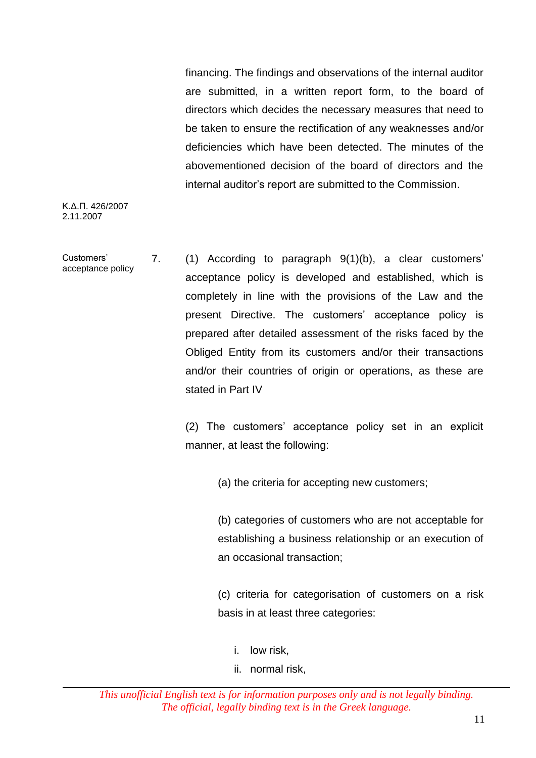financing. The findings and observations of the internal auditor are submitted, in a written report form, to the board of directors which decides the necessary measures that need to be taken to ensure the rectification of any weaknesses and/or deficiencies which have been detected. The minutes of the abovementioned decision of the board of directors and the internal auditor's report are submitted to the Commission.

Κ.Δ.Π. 426/2007
2.11.2007

Customers' acceptance policy

7. (1) According to paragraph 9(1)(b), a clear customers' acceptance policy is developed and established, which is completely in line with the provisions of the Law and the present Directive. The customers' acceptance policy is prepared after detailed assessment of the risks faced by the Obliged Entity from its customers and/or their transactions and/or their countries of origin or operations, as these are stated in Part IV

(2) The customers' acceptance policy set in an explicit manner, at least the following:

(a) the criteria for accepting new customers;

(b) categories of customers who are not acceptable for establishing a business relationship or an execution of an occasional transaction;

(c) criteria for categorisation of customers on a risk basis in at least three categories:

i. low risk,
ii. normal risk,

*This unofficial English text is for information purposes only and is not legally binding. The official, legally binding text is in the Greek language.*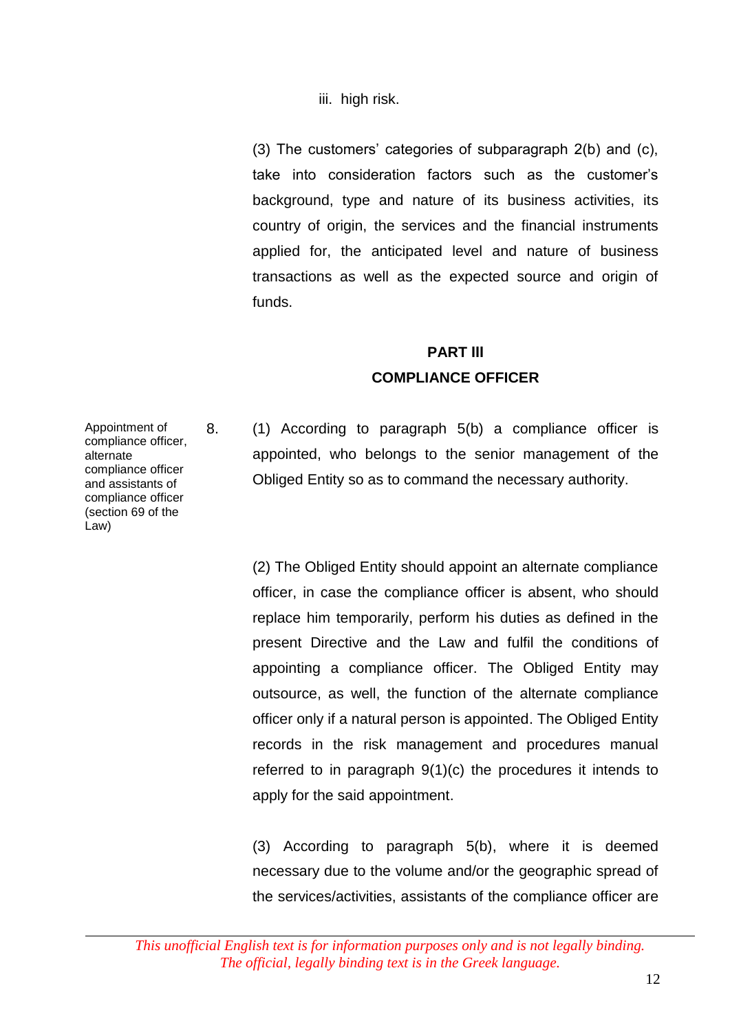iii. high risk.

(3) The customers' categories of subparagraph 2(b) and (c), take into consideration factors such as the customer's background, type and nature of its business activities, its country of origin, the services and the financial instruments applied for, the anticipated level and nature of business transactions as well as the expected source and origin of funds.

## PART III
## COMPLIANCE OFFICER

Appointment of compliance officer, alternate compliance officer and assistants of compliance officer (section 69 of the Law)

8. (1) According to paragraph 5(b) a compliance officer is appointed, who belongs to the senior management of the Obliged Entity so as to command the necessary authority.

(2) The Obliged Entity should appoint an alternate compliance officer, in case the compliance officer is absent, who should replace him temporarily, perform his duties as defined in the present Directive and the Law and fulfil the conditions of appointing a compliance officer. The Obliged Entity may outsource, as well, the function of the alternate compliance officer only if a natural person is appointed. The Obliged Entity records in the risk management and procedures manual referred to in paragraph 9(1)(c) the procedures it intends to apply for the said appointment.

(3) According to paragraph 5(b), where it is deemed necessary due to the volume and/or the geographic spread of the services/activities, assistants of the compliance officer are

*This unofficial English text is for information purposes only and is not legally binding. The official, legally binding text is in the Greek language.*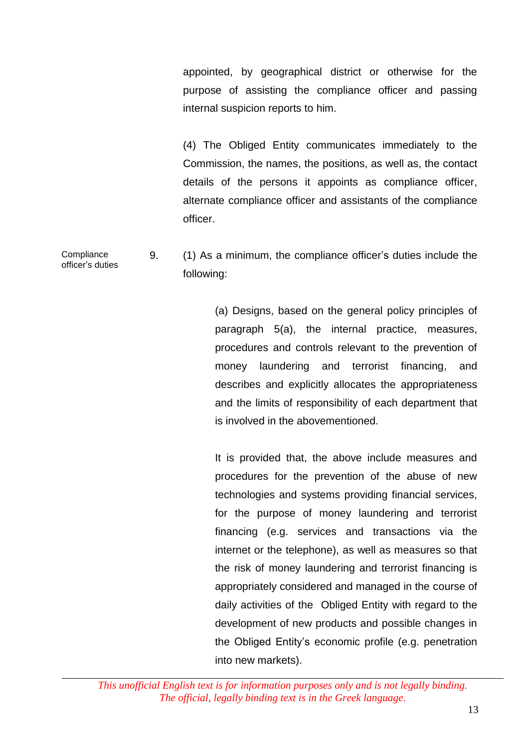appointed, by geographical district or otherwise for the purpose of assisting the compliance officer and passing internal suspicion reports to him.

(4) The Obliged Entity communicates immediately to the Commission, the names, the positions, as well as, the contact details of the persons it appoints as compliance officer, alternate compliance officer and assistants of the compliance officer.

Compliance officer's duties

9. (1) As a minimum, the compliance officer's duties include the following:

(a) Designs, based on the general policy principles of paragraph 5(a), the internal practice, measures, procedures and controls relevant to the prevention of money laundering and terrorist financing, and describes and explicitly allocates the appropriateness and the limits of responsibility of each department that is involved in the abovementioned.

It is provided that, the above include measures and procedures for the prevention of the abuse of new technologies and systems providing financial services, for the purpose of money laundering and terrorist financing (e.g. services and transactions via the internet or the telephone), as well as measures so that the risk of money laundering and terrorist financing is appropriately considered and managed in the course of daily activities of the Obliged Entity with regard to the development of new products and possible changes in the Obliged Entity's economic profile (e.g. penetration into new markets).

*This unofficial English text is for information purposes only and is not legally binding. The official, legally binding text is in the Greek language.*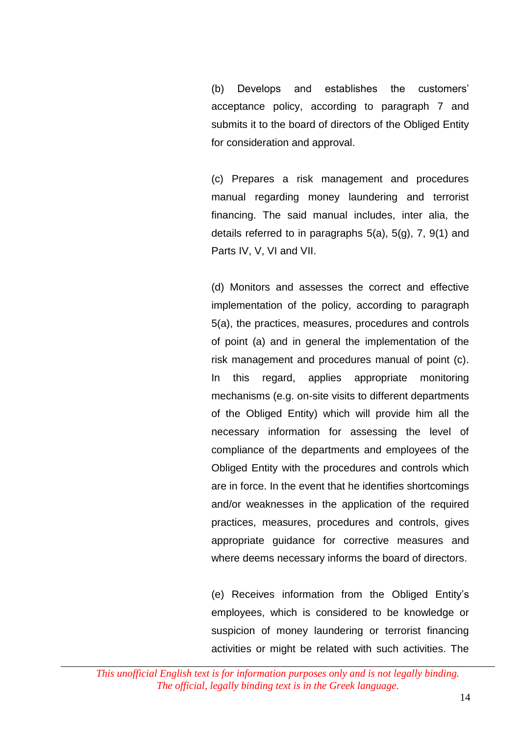(b) Develops and establishes the customers' acceptance policy, according to paragraph 7 and submits it to the board of directors of the Obliged Entity for consideration and approval.

(c) Prepares a risk management and procedures manual regarding money laundering and terrorist financing. The said manual includes, inter alia, the details referred to in paragraphs 5(a), 5(g), 7, 9(1) and Parts IV, V, VI and VII.

(d) Monitors and assesses the correct and effective implementation of the policy, according to paragraph 5(a), the practices, measures, procedures and controls of point (a) and in general the implementation of the risk management and procedures manual of point (c). In this regard, applies appropriate monitoring mechanisms (e.g. on-site visits to different departments of the Obliged Entity) which will provide him all the necessary information for assessing the level of compliance of the departments and employees of the Obliged Entity with the procedures and controls which are in force. In the event that he identifies shortcomings and/or weaknesses in the application of the required practices, measures, procedures and controls, gives appropriate guidance for corrective measures and where deems necessary informs the board of directors.

(e) Receives information from the Obliged Entity's employees, which is considered to be knowledge or suspicion of money laundering or terrorist financing activities or might be related with such activities. The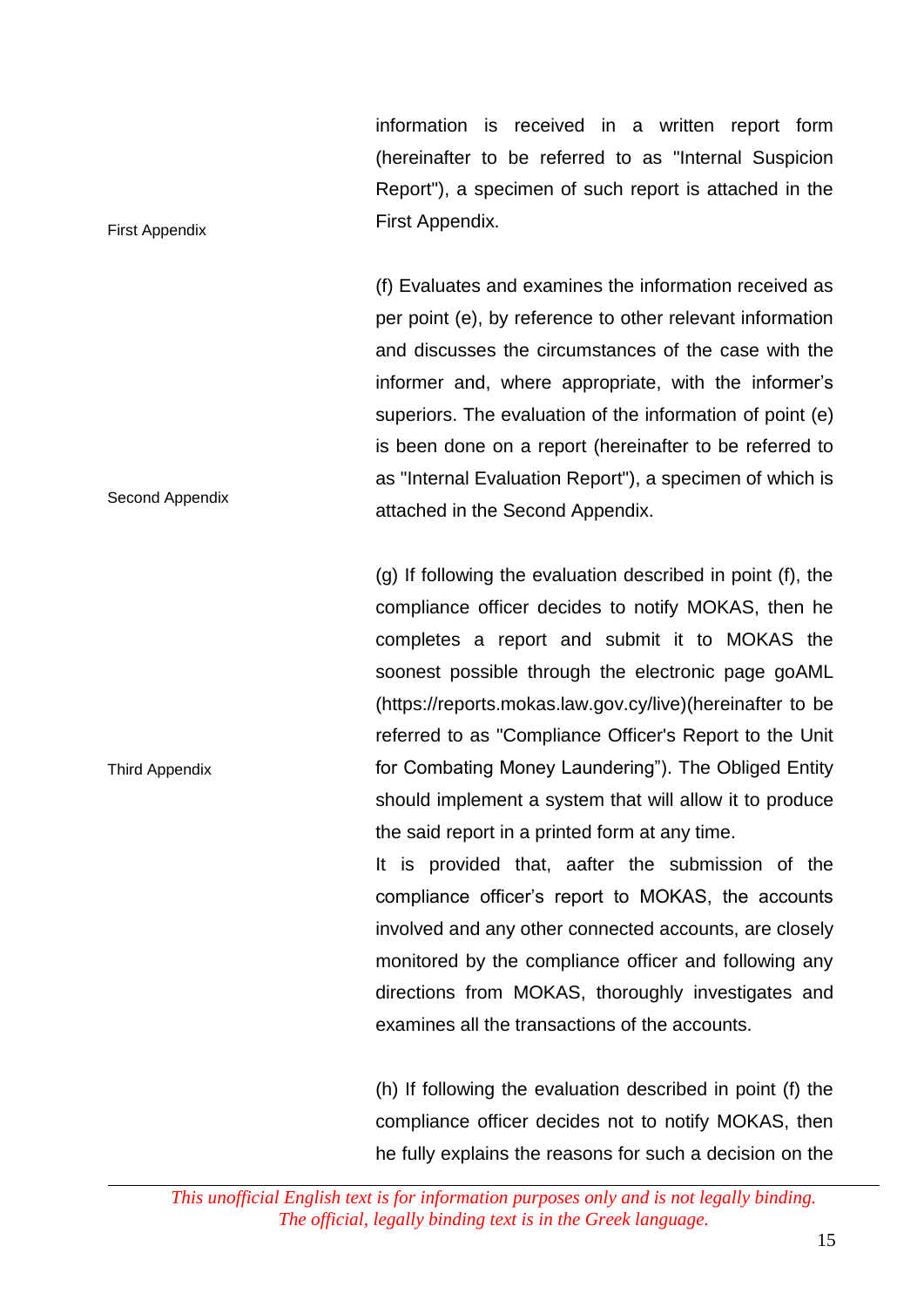information is received in a written report form (hereinafter to be referred to as "Internal Suspicion Report"), a specimen of such report is attached in the First Appendix.

First Appendix

(f) Evaluates and examines the information received as per point (e), by reference to other relevant information and discusses the circumstances of the case with the informer and, where appropriate, with the informer's superiors. The evaluation of the information of point (e) is been done on a report (hereinafter to be referred to as "Internal Evaluation Report"), a specimen of which is attached in the Second Appendix.

Second Appendix

(g) If following the evaluation described in point (f), the compliance officer decides to notify MOKAS, then he completes a report and submit it to MOKAS the soonest possible through the electronic page goAML (https://reports.mokas.law.gov.cy/live)(hereinafter to be referred to as "Compliance Officer's Report to the Unit for Combating Money Laundering"). The Obliged Entity should implement a system that will allow it to produce the said report in a printed form at any time.

Third Appendix

It is provided that, aafter the submission of the compliance officer's report to MOKAS, the accounts involved and any other connected accounts, are closely monitored by the compliance officer and following any directions from MOKAS, thoroughly investigates and examines all the transactions of the accounts.

(h) If following the evaluation described in point (f) the compliance officer decides not to notify MOKAS, then he fully explains the reasons for such a decision on the

*This unofficial English text is for information purposes only and is not legally binding. The official, legally binding text is in the Greek language.*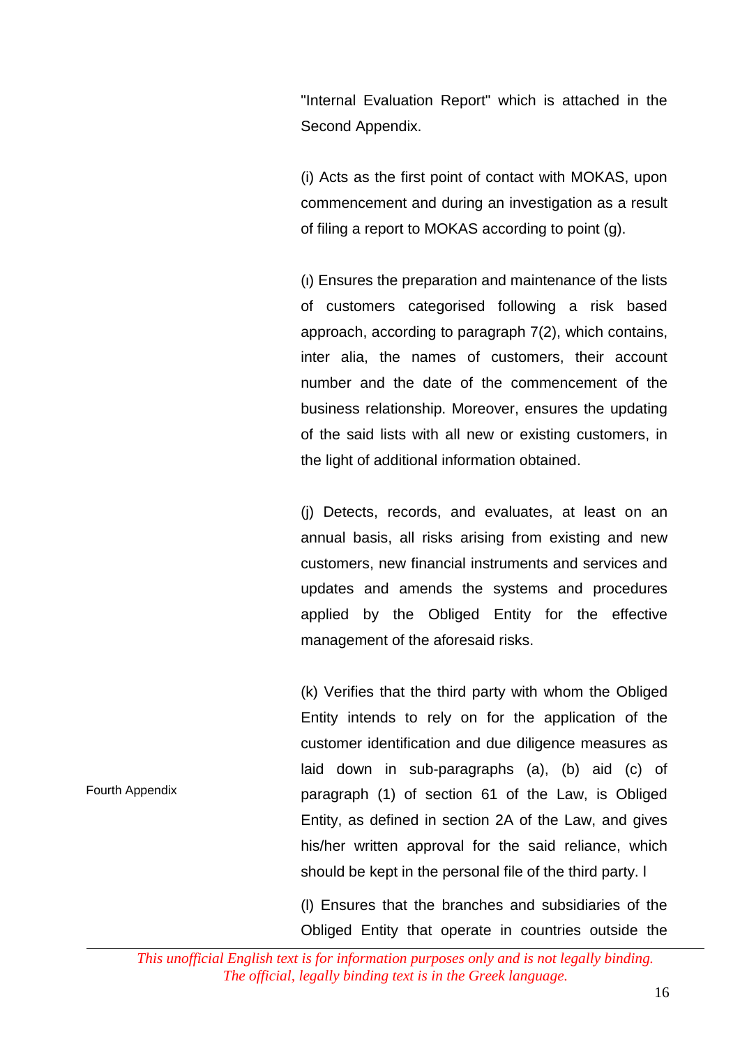"Internal Evaluation Report" which is attached in the Second Appendix.

(i) Acts as the first point of contact with MOKAS, upon commencement and during an investigation as a result of filing a report to MOKAS according to point (g).

(ı) Ensures the preparation and maintenance of the lists of customers categorised following a risk based approach, according to paragraph 7(2), which contains, inter alia, the names of customers, their account number and the date of the commencement of the business relationship. Moreover, ensures the updating of the said lists with all new or existing customers, in the light of additional information obtained.

(j) Detects, records, and evaluates, at least on an annual basis, all risks arising from existing and new customers, new financial instruments and services and updates and amends the systems and procedures applied by the Obliged Entity for the effective management of the aforesaid risks.

Fourth Appendix

(k) Verifies that the third party with whom the Obliged Entity intends to rely on for the application of the customer identification and due diligence measures as laid down in sub-paragraphs (a), (b) aid (c) of paragraph (1) of section 61 of the Law, is Obliged Entity, as defined in section 2A of the Law, and gives his/her written approval for the said reliance, which should be kept in the personal file of the third party. l

(l) Ensures that the branches and subsidiaries of the Obliged Entity that operate in countries outside the

*This unofficial English text is for information purposes only and is not legally binding. The official, legally binding text is in the Greek language.*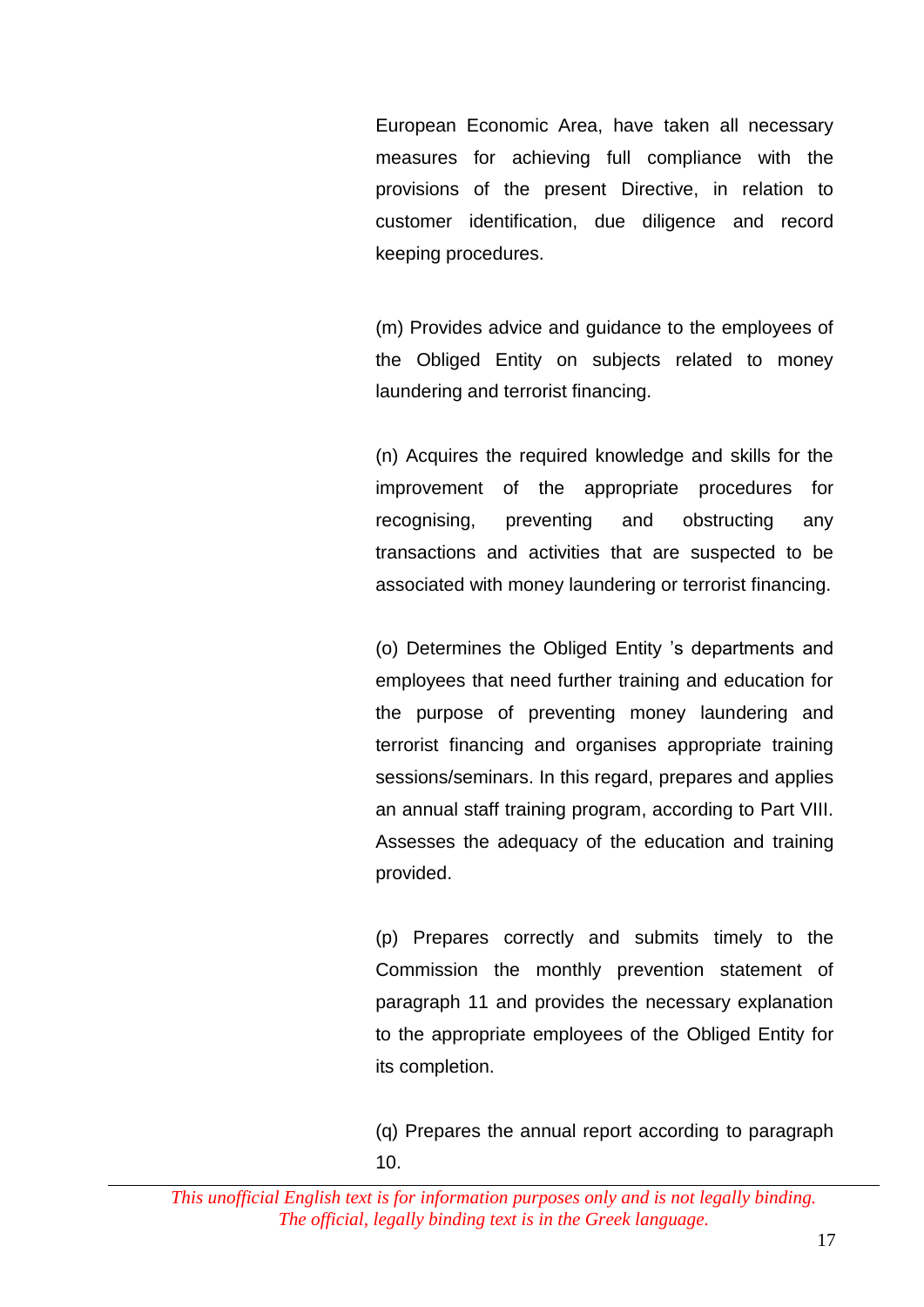European Economic Area, have taken all necessary measures for achieving full compliance with the provisions of the present Directive, in relation to customer identification, due diligence and record keeping procedures.

(m) Provides advice and guidance to the employees of the Obliged Entity on subjects related to money laundering and terrorist financing.

(n) Acquires the required knowledge and skills for the improvement of the appropriate procedures for recognising, preventing and obstructing any transactions and activities that are suspected to be associated with money laundering or terrorist financing.

(o) Determines the Obliged Entity 's departments and employees that need further training and education for the purpose of preventing money laundering and terrorist financing and organises appropriate training sessions/seminars. In this regard, prepares and applies an annual staff training program, according to Part VIII. Assesses the adequacy of the education and training provided.

(p) Prepares correctly and submits timely to the Commission the monthly prevention statement of paragraph 11 and provides the necessary explanation to the appropriate employees of the Obliged Entity for its completion.

(q) Prepares the annual report according to paragraph 10.

*This unofficial English text is for information purposes only and is not legally binding. The official, legally binding text is in the Greek language.*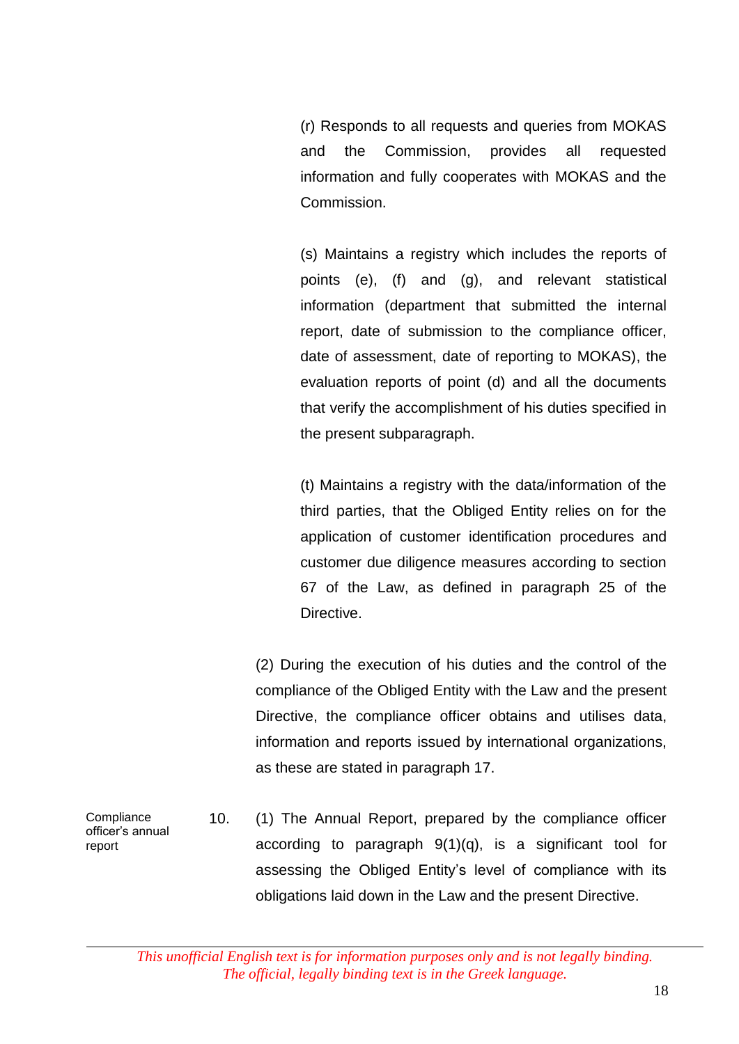(r) Responds to all requests and queries from MOKAS and the Commission, provides all requested information and fully cooperates with MOKAS and the Commission.

(s) Maintains a registry which includes the reports of points (e), (f) and (g), and relevant statistical information (department that submitted the internal report, date of submission to the compliance officer, date of assessment, date of reporting to MOKAS), the evaluation reports of point (d) and all the documents that verify the accomplishment of his duties specified in the present subparagraph.

(t) Maintains a registry with the data/information of the third parties, that the Obliged Entity relies on for the application of customer identification procedures and customer due diligence measures according to section 67 of the Law, as defined in paragraph 25 of the Directive.

(2) During the execution of his duties and the control of the compliance of the Obliged Entity with the Law and the present Directive, the compliance officer obtains and utilises data, information and reports issued by international organizations, as these are stated in paragraph 17.

**Compliance officer's annual report**

10. (1) The Annual Report, prepared by the compliance officer according to paragraph 9(1)(q), is a significant tool for assessing the Obliged Entity's level of compliance with its obligations laid down in the Law and the present Directive.

*This unofficial English text is for information purposes only and is not legally binding. The official, legally binding text is in the Greek language.*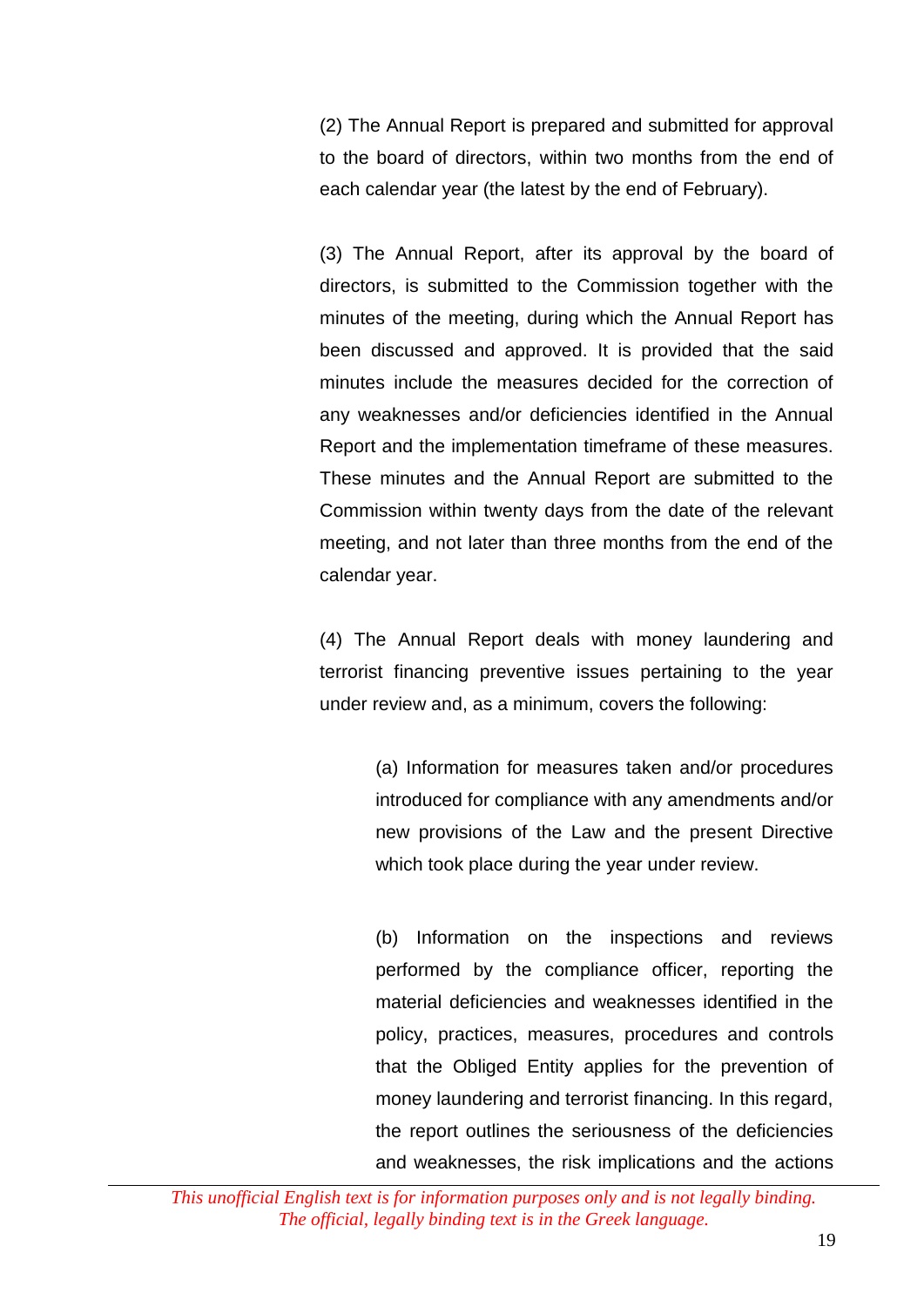(2) The Annual Report is prepared and submitted for approval to the board of directors, within two months from the end of each calendar year (the latest by the end of February).

(3) The Annual Report, after its approval by the board of directors, is submitted to the Commission together with the minutes of the meeting, during which the Annual Report has been discussed and approved. It is provided that the said minutes include the measures decided for the correction of any weaknesses and/or deficiencies identified in the Annual Report and the implementation timeframe of these measures. These minutes and the Annual Report are submitted to the Commission within twenty days from the date of the relevant meeting, and not later than three months from the end of the calendar year.

(4) The Annual Report deals with money laundering and terrorist financing preventive issues pertaining to the year under review and, as a minimum, covers the following:

(a) Information for measures taken and/or procedures introduced for compliance with any amendments and/or new provisions of the Law and the present Directive which took place during the year under review.

(b) Information on the inspections and reviews performed by the compliance officer, reporting the material deficiencies and weaknesses identified in the policy, practices, measures, procedures and controls that the Obliged Entity applies for the prevention of money laundering and terrorist financing. In this regard, the report outlines the seriousness of the deficiencies and weaknesses, the risk implications and the actions

*This unofficial English text is for information purposes only and is not legally binding. The official, legally binding text is in the Greek language.*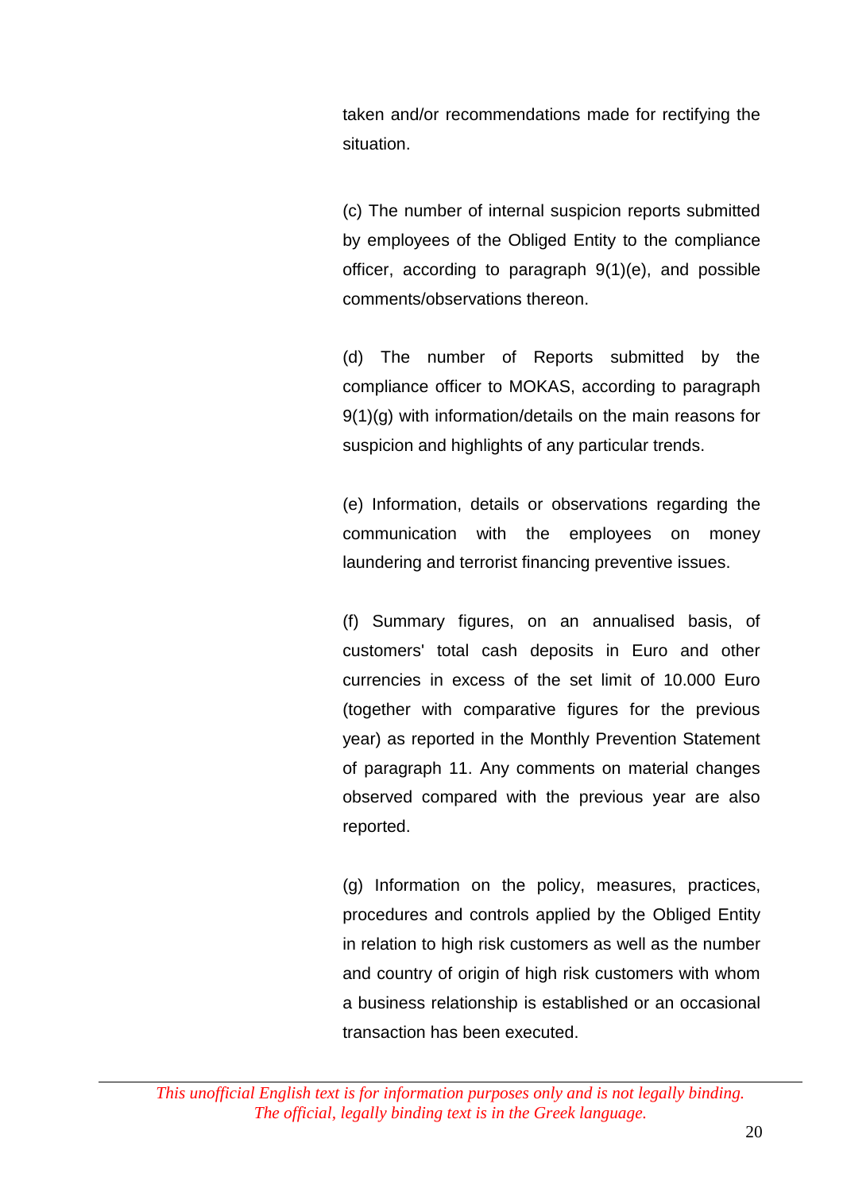taken and/or recommendations made for rectifying the situation.

(c) The number of internal suspicion reports submitted by employees of the Obliged Entity to the compliance officer, according to paragraph 9(1)(e), and possible comments/observations thereon.

(d) The number of Reports submitted by the compliance officer to MOKAS, according to paragraph 9(1)(g) with information/details on the main reasons for suspicion and highlights of any particular trends.

(e) Information, details or observations regarding the communication with the employees on money laundering and terrorist financing preventive issues.

(f) Summary figures, on an annualised basis, of customers' total cash deposits in Euro and other currencies in excess of the set limit of 10.000 Euro (together with comparative figures for the previous year) as reported in the Monthly Prevention Statement of paragraph 11. Any comments on material changes observed compared with the previous year are also reported.

(g) Information on the policy, measures, practices, procedures and controls applied by the Obliged Entity in relation to high risk customers as well as the number and country of origin of high risk customers with whom a business relationship is established or an occasional transaction has been executed.

*This unofficial English text is for information purposes only and is not legally binding.*
*The official, legally binding text is in the Greek language.*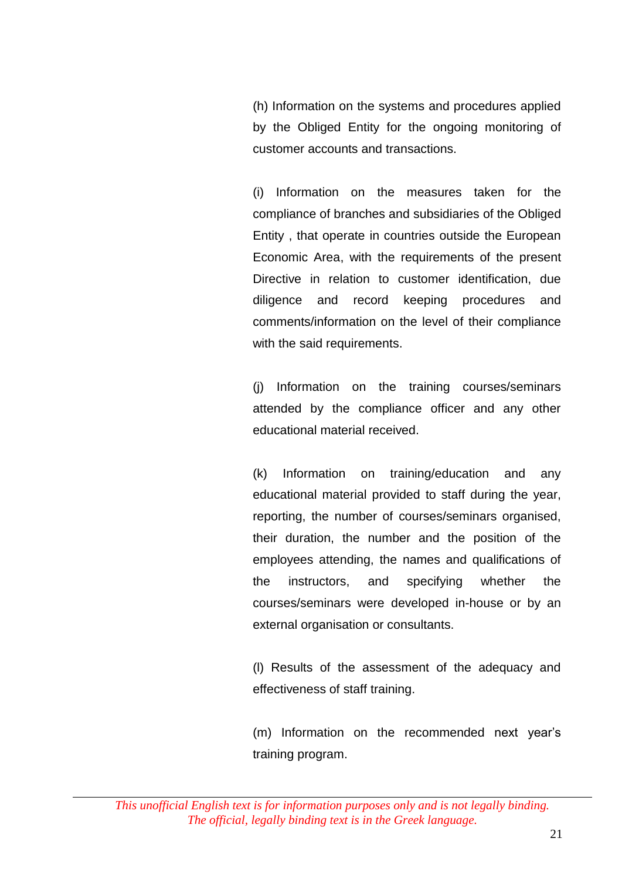(h) Information on the systems and procedures applied by the Obliged Entity for the ongoing monitoring of customer accounts and transactions.

(i) Information on the measures taken for the compliance of branches and subsidiaries of the Obliged Entity , that operate in countries outside the European Economic Area, with the requirements of the present Directive in relation to customer identification, due diligence and record keeping procedures and comments/information on the level of their compliance with the said requirements.

(j) Information on the training courses/seminars attended by the compliance officer and any other educational material received.

(k) Information on training/education and any educational material provided to staff during the year, reporting, the number of courses/seminars organised, their duration, the number and the position of the employees attending, the names and qualifications of the instructors, and specifying whether the courses/seminars were developed in-house or by an external organisation or consultants.

(l) Results of the assessment of the adequacy and effectiveness of staff training.

(m) Information on the recommended next year's training program.

*This unofficial English text is for information purposes only and is not legally binding. The official, legally binding text is in the Greek language.*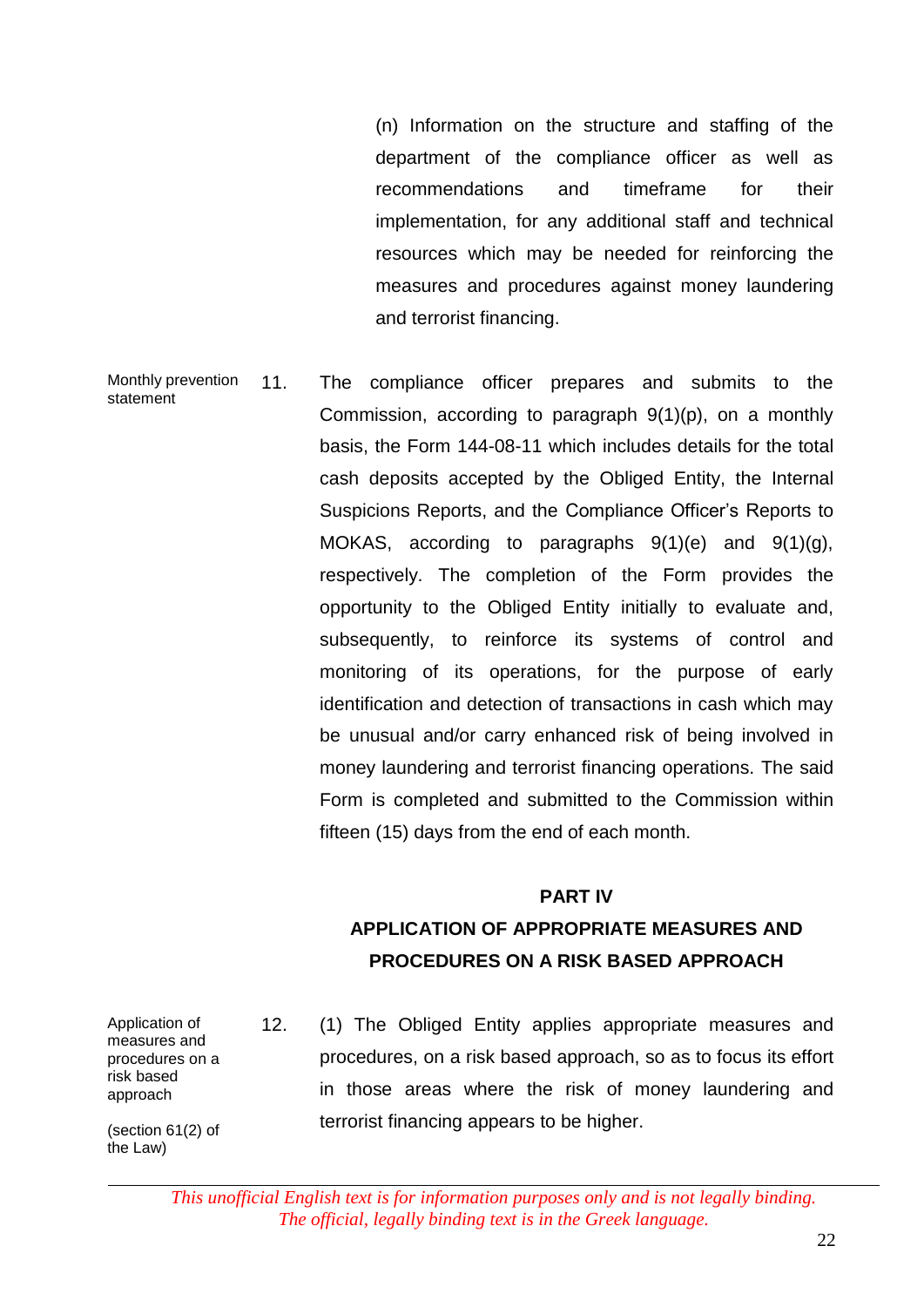(n) Information on the structure and staffing of the department of the compliance officer as well as recommendations and timeframe for their implementation, for any additional staff and technical resources which may be needed for reinforcing the measures and procedures against money laundering and terrorist financing.

Monthly prevention statement

11. The compliance officer prepares and submits to the Commission, according to paragraph 9(1)(p), on a monthly basis, the Form 144-08-11 which includes details for the total cash deposits accepted by the Obliged Entity, the Internal Suspicions Reports, and the Compliance Officer's Reports to MOKAS, according to paragraphs 9(1)(e) and 9(1)(g), respectively. The completion of the Form provides the opportunity to the Obliged Entity initially to evaluate and, subsequently, to reinforce its systems of control and monitoring of its operations, for the purpose of early identification and detection of transactions in cash which may be unusual and/or carry enhanced risk of being involved in money laundering and terrorist financing operations. The said Form is completed and submitted to the Commission within fifteen (15) days from the end of each month.

## PART IV

## APPLICATION OF APPROPRIATE MEASURES AND PROCEDURES ON A RISK BASED APPROACH

Application of measures and procedures on a risk based approach

(section 61(2) of the Law)

12. (1) The Obliged Entity applies appropriate measures and procedures, on a risk based approach, so as to focus its effort in those areas where the risk of money laundering and terrorist financing appears to be higher.

*This unofficial English text is for information purposes only and is not legally binding. The official, legally binding text is in the Greek language.*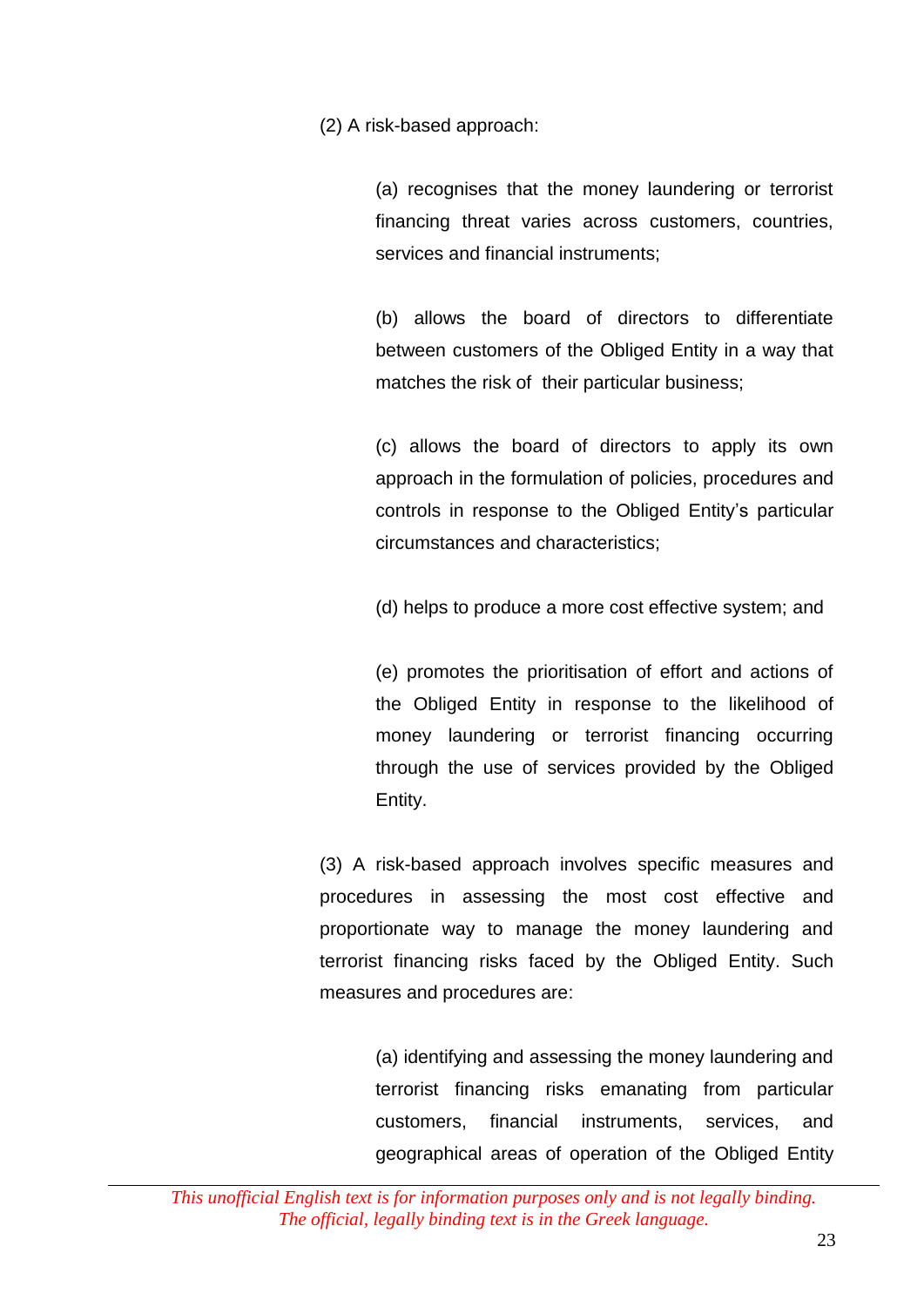(2) A risk-based approach:

(a) recognises that the money laundering or terrorist financing threat varies across customers, countries, services and financial instruments;

(b) allows the board of directors to differentiate between customers of the Obliged Entity in a way that matches the risk of their particular business;

(c) allows the board of directors to apply its own approach in the formulation of policies, procedures and controls in response to the Obliged Entity's particular circumstances and characteristics;

(d) helps to produce a more cost effective system; and

(e) promotes the prioritisation of effort and actions of the Obliged Entity in response to the likelihood of money laundering or terrorist financing occurring through the use of services provided by the Obliged Entity.

(3) A risk-based approach involves specific measures and procedures in assessing the most cost effective and proportionate way to manage the money laundering and terrorist financing risks faced by the Obliged Entity. Such measures and procedures are:

(a) identifying and assessing the money laundering and terrorist financing risks emanating from particular customers, financial instruments, services, and geographical areas of operation of the Obliged Entity

*This unofficial English text is for information purposes only and is not legally binding. The official, legally binding text is in the Greek language.*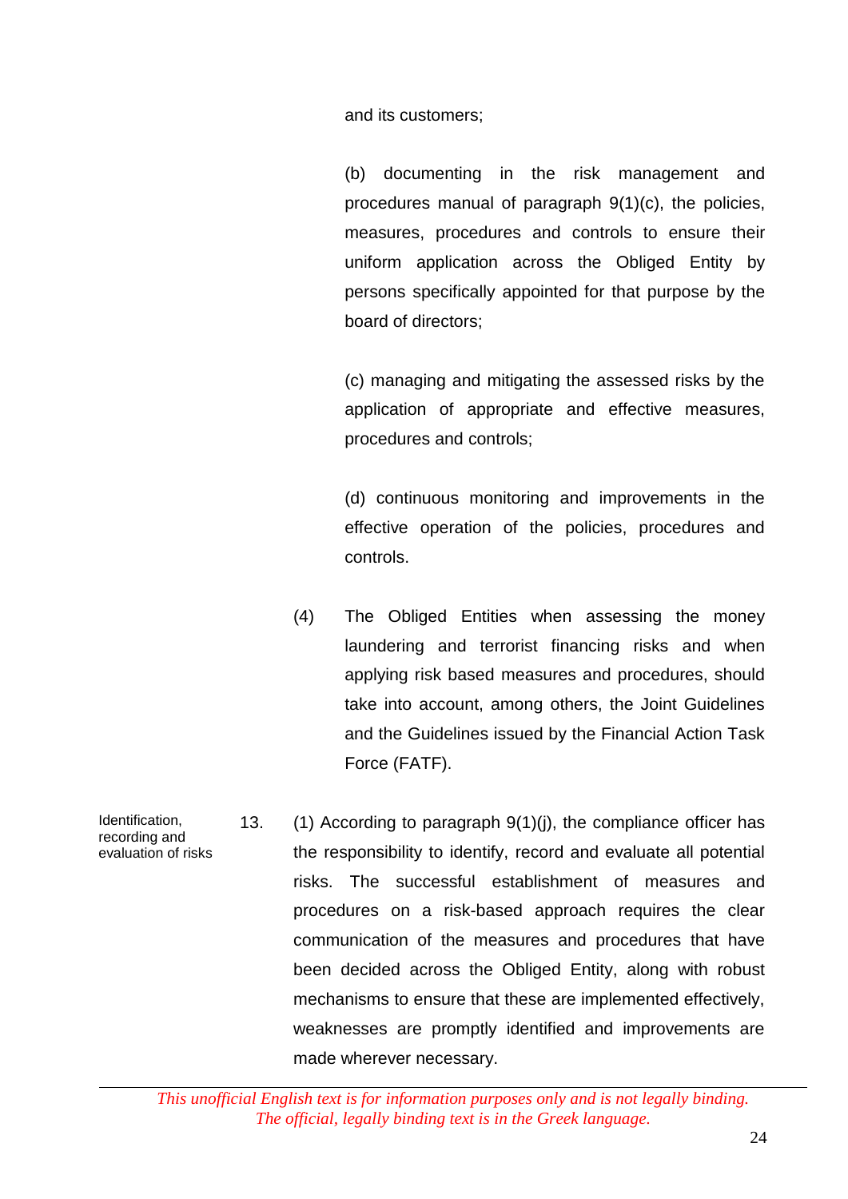and its customers;

(b) documenting in the risk management and procedures manual of paragraph 9(1)(c), the policies, measures, procedures and controls to ensure their uniform application across the Obliged Entity by persons specifically appointed for that purpose by the board of directors;

(c) managing and mitigating the assessed risks by the application of appropriate and effective measures, procedures and controls;

(d) continuous monitoring and improvements in the effective operation of the policies, procedures and controls.

(4) The Obliged Entities when assessing the money laundering and terrorist financing risks and when applying risk based measures and procedures, should take into account, among others, the Joint Guidelines and the Guidelines issued by the Financial Action Task Force (FATF).

**Identification, recording and evaluation of risks**

13. (1) According to paragraph 9(1)(j), the compliance officer has the responsibility to identify, record and evaluate all potential risks. The successful establishment of measures and procedures on a risk-based approach requires the clear communication of the measures and procedures that have been decided across the Obliged Entity, along with robust mechanisms to ensure that these are implemented effectively, weaknesses are promptly identified and improvements are made wherever necessary.

*This unofficial English text is for information purposes only and is not legally binding. The official, legally binding text is in the Greek language.*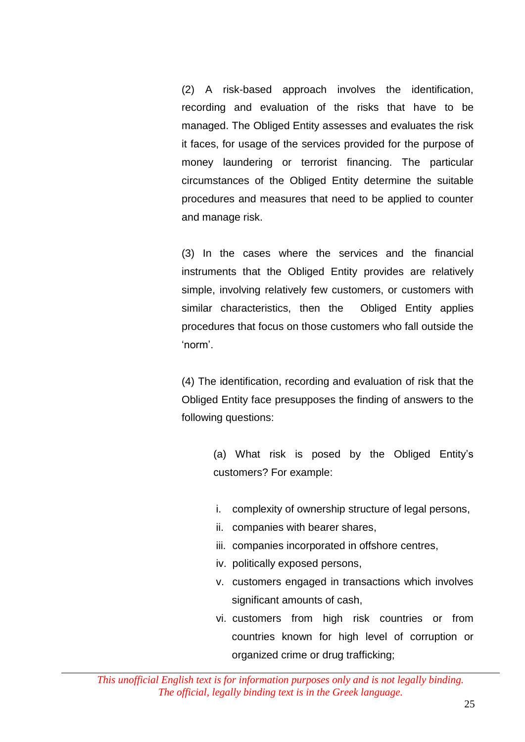(2) A risk-based approach involves the identification, recording and evaluation of the risks that have to be managed. The Obliged Entity assesses and evaluates the risk it faces, for usage of the services provided for the purpose of money laundering or terrorist financing. The particular circumstances of the Obliged Entity determine the suitable procedures and measures that need to be applied to counter and manage risk.

(3) In the cases where the services and the financial instruments that the Obliged Entity provides are relatively simple, involving relatively few customers, or customers with similar characteristics, then the Obliged Entity applies procedures that focus on those customers who fall outside the 'norm'.

(4) The identification, recording and evaluation of risk that the Obliged Entity face presupposes the finding of answers to the following questions:

> (a) What risk is posed by the Obliged Entity's customers? For example:
>
> i. complexity of ownership structure of legal persons,
> ii. companies with bearer shares,
> iii. companies incorporated in offshore centres,
> iv. politically exposed persons,
> v. customers engaged in transactions which involves significant amounts of cash,
> vi. customers from high risk countries or from countries known for high level of corruption or organized crime or drug trafficking;

*This unofficial English text is for information purposes only and is not legally binding. The official, legally binding text is in the Greek language.*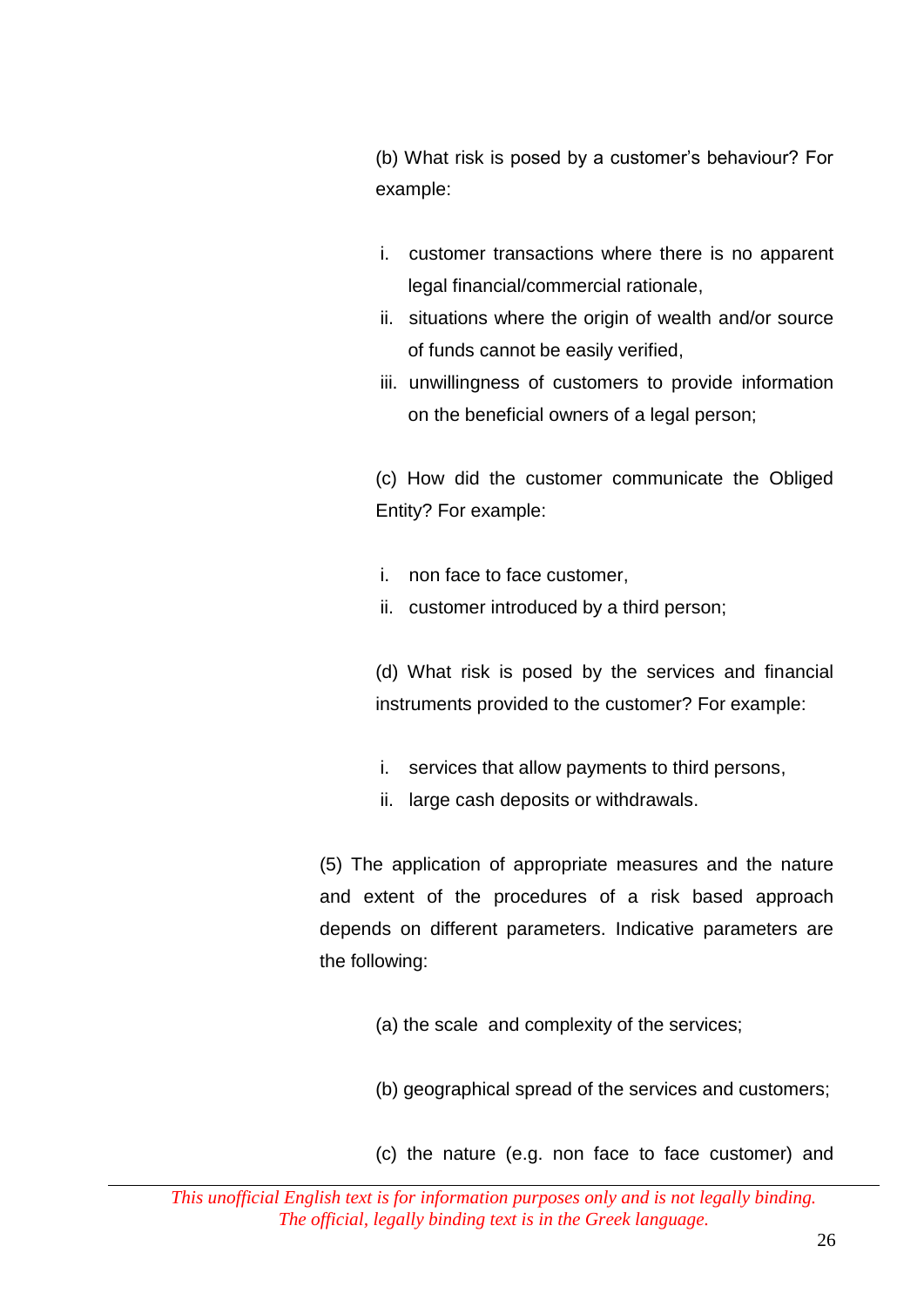(b) What risk is posed by a customer's behaviour? For example:

i. customer transactions where there is no apparent legal financial/commercial rationale,
ii. situations where the origin of wealth and/or source of funds cannot be easily verified,
iii. unwillingness of customers to provide information on the beneficial owners of a legal person;

(c) How did the customer communicate the Obliged Entity? For example:

i. non face to face customer,
ii. customer introduced by a third person;

(d) What risk is posed by the services and financial instruments provided to the customer? For example:

i. services that allow payments to third persons,
ii. large cash deposits or withdrawals.

(5) The application of appropriate measures and the nature and extent of the procedures of a risk based approach depends on different parameters. Indicative parameters are the following:

(a) the scale and complexity of the services;

(b) geographical spread of the services and customers;

(c) the nature (e.g. non face to face customer) and

*This unofficial English text is for information purposes only and is not legally binding. The official, legally binding text is in the Greek language.*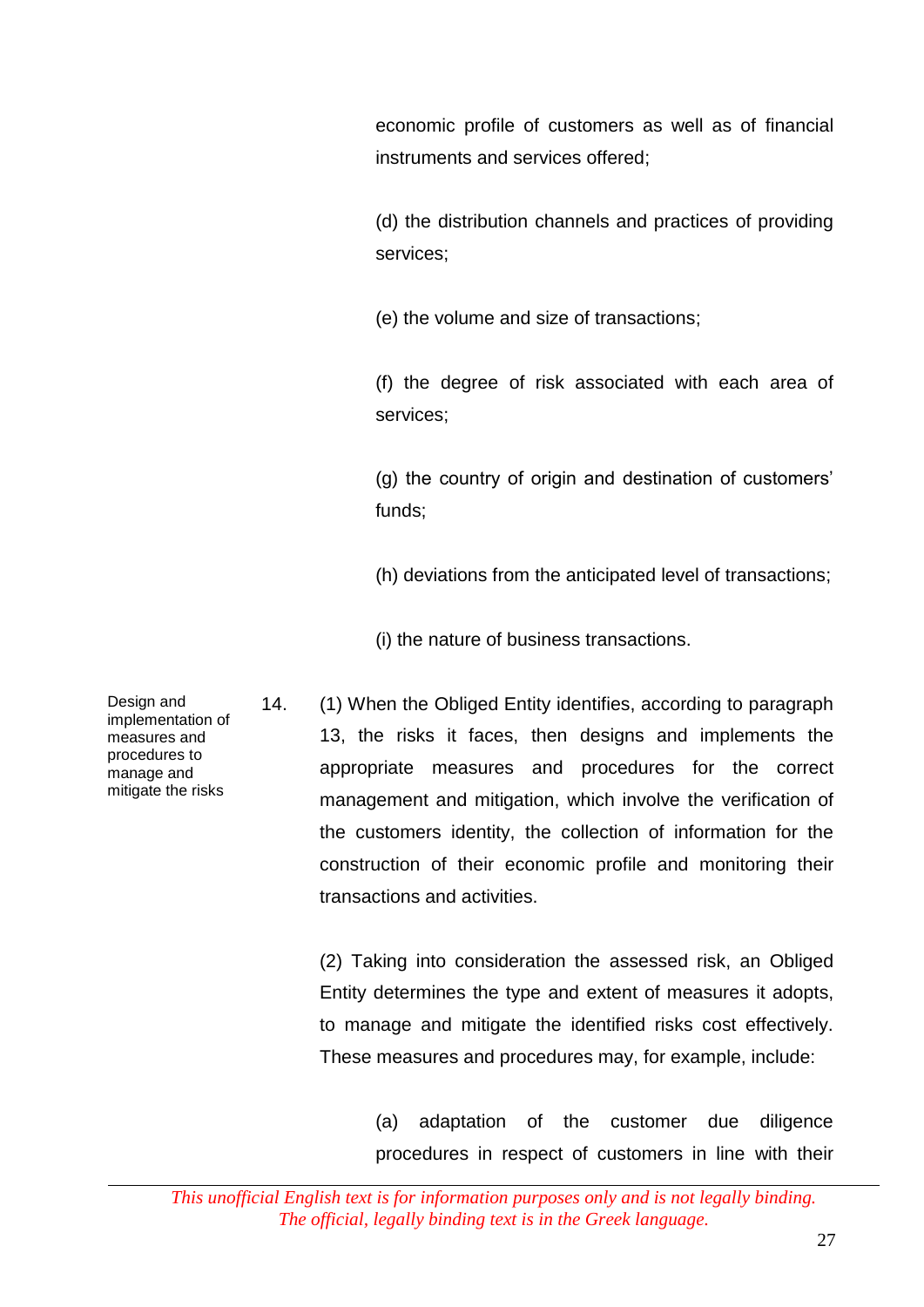economic profile of customers as well as of financial instruments and services offered;

(d) the distribution channels and practices of providing services;

(e) the volume and size of transactions;

(f) the degree of risk associated with each area of services;

(g) the country of origin and destination of customers' funds;

(h) deviations from the anticipated level of transactions;

(i) the nature of business transactions.

**Design and implementation of measures and procedures to manage and mitigate the risks**

14. (1) When the Obliged Entity identifies, according to paragraph 13, the risks it faces, then designs and implements the appropriate measures and procedures for the correct management and mitigation, which involve the verification of the customers identity, the collection of information for the construction of their economic profile and monitoring their transactions and activities.

(2) Taking into consideration the assessed risk, an Obliged Entity determines the type and extent of measures it adopts, to manage and mitigate the identified risks cost effectively. These measures and procedures may, for example, include:

(a) adaptation of the customer due diligence procedures in respect of customers in line with their

*This unofficial English text is for information purposes only and is not legally binding. The official, legally binding text is in the Greek language.*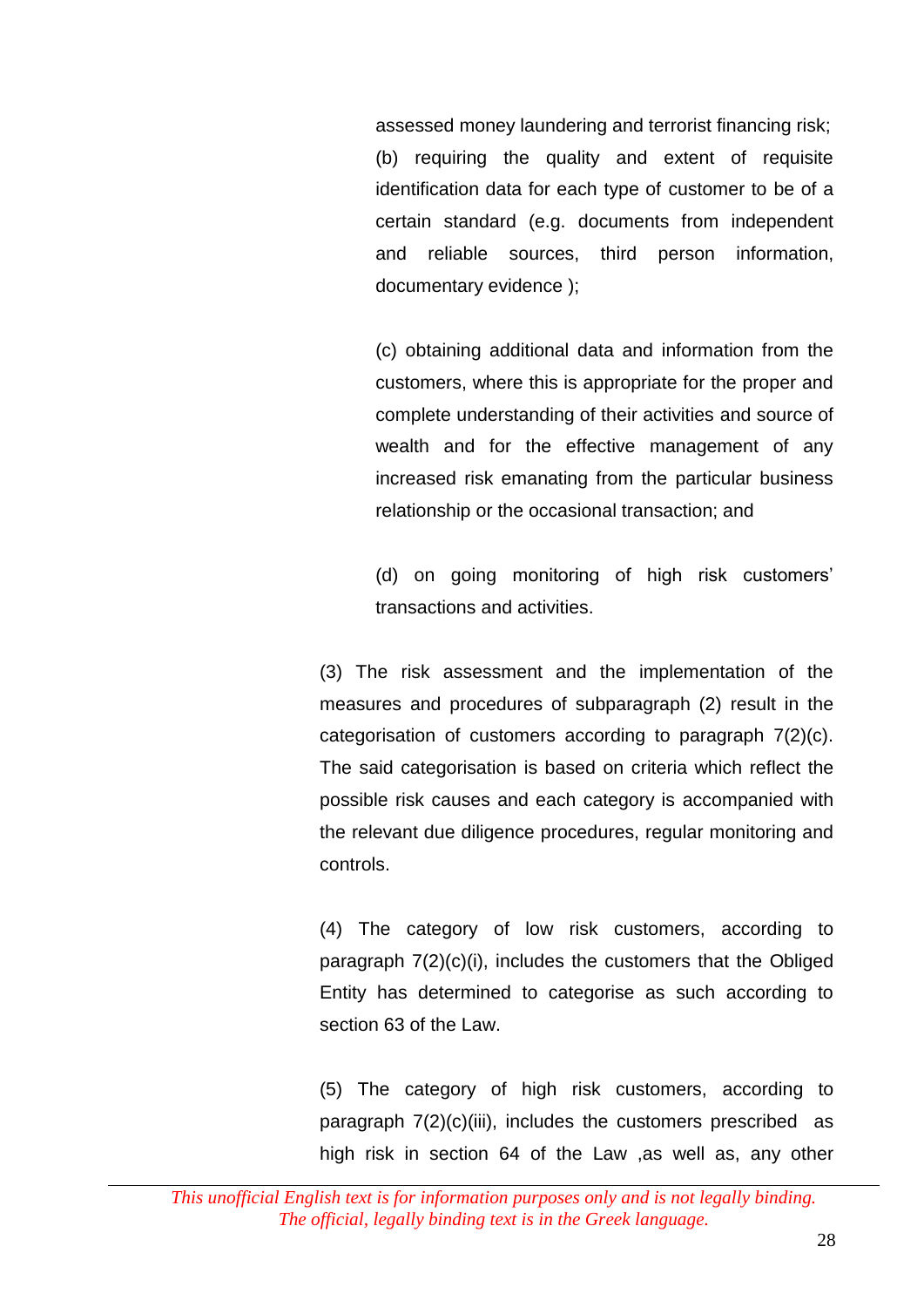assessed money laundering and terrorist financing risk;

(b) requiring the quality and extent of requisite identification data for each type of customer to be of a certain standard (e.g. documents from independent and reliable sources, third person information, documentary evidence );

(c) obtaining additional data and information from the customers, where this is appropriate for the proper and complete understanding of their activities and source of wealth and for the effective management of any increased risk emanating from the particular business relationship or the occasional transaction; and

(d) on going monitoring of high risk customers' transactions and activities.

(3) The risk assessment and the implementation of the measures and procedures of subparagraph (2) result in the categorisation of customers according to paragraph 7(2)(c). The said categorisation is based on criteria which reflect the possible risk causes and each category is accompanied with the relevant due diligence procedures, regular monitoring and controls.

(4) The category of low risk customers, according to paragraph 7(2)(c)(i), includes the customers that the Obliged Entity has determined to categorise as such according to section 63 of the Law.

(5) The category of high risk customers, according to paragraph 7(2)(c)(iii), includes the customers prescribed as high risk in section 64 of the Law ,as well as, any other

*This unofficial English text is for information purposes only and is not legally binding. The official, legally binding text is in the Greek language.*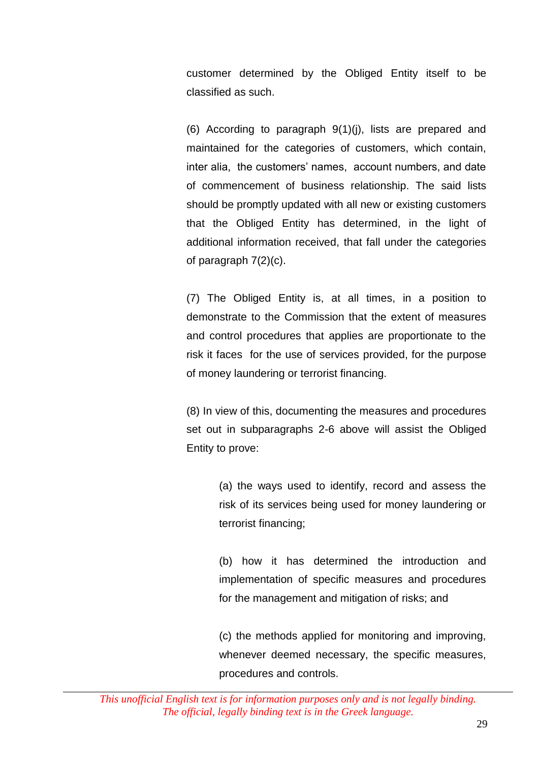customer determined by the Obliged Entity itself to be classified as such.

(6) According to paragraph 9(1)(j), lists are prepared and maintained for the categories of customers, which contain, inter alia, the customers' names, account numbers, and date of commencement of business relationship. The said lists should be promptly updated with all new or existing customers that the Obliged Entity has determined, in the light of additional information received, that fall under the categories of paragraph 7(2)(c).

(7) The Obliged Entity is, at all times, in a position to demonstrate to the Commission that the extent of measures and control procedures that applies are proportionate to the risk it faces for the use of services provided, for the purpose of money laundering or terrorist financing.

(8) In view of this, documenting the measures and procedures set out in subparagraphs 2-6 above will assist the Obliged Entity to prove:

> (a) the ways used to identify, record and assess the risk of its services being used for money laundering or terrorist financing;
>
> (b) how it has determined the introduction and implementation of specific measures and procedures for the management and mitigation of risks; and
>
> (c) the methods applied for monitoring and improving, whenever deemed necessary, the specific measures, procedures and controls.

*This unofficial English text is for information purposes only and is not legally binding. The official, legally binding text is in the Greek language.*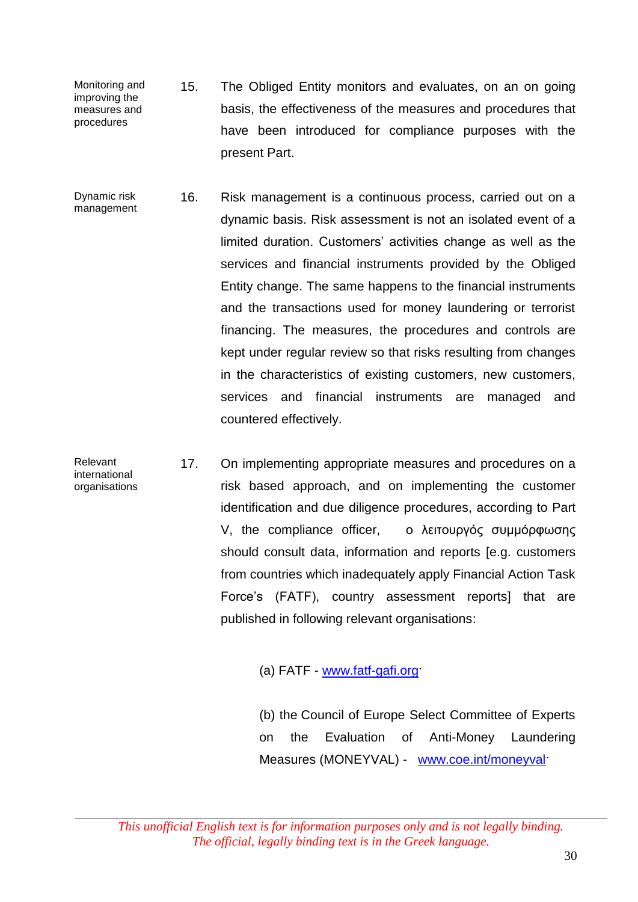**Monitoring and improving the measures and procedures**

15. The Obliged Entity monitors and evaluates, on an on going basis, the effectiveness of the measures and procedures that have been introduced for compliance purposes with the present Part.

**Dynamic risk management**

16. Risk management is a continuous process, carried out on a dynamic basis. Risk assessment is not an isolated event of a limited duration. Customers' activities change as well as the services and financial instruments provided by the Obliged Entity change. The same happens to the financial instruments and the transactions used for money laundering or terrorist financing. The measures, the procedures and controls are kept under regular review so that risks resulting from changes in the characteristics of existing customers, new customers, services and financial instruments are managed and countered effectively.

**Relevant international organisations**

17. On implementing appropriate measures and procedures on a risk based approach, and on implementing the customer identification and due diligence procedures, according to Part V, the compliance officer, ο λειτουργός συμμόρφωσης should consult data, information and reports [e.g. customers from countries which inadequately apply Financial Action Task Force's (FATF), country assessment reports] that are published in following relevant organisations:

   (a) FATF - www.fatf-gafi.org·

   (b) the Council of Europe Select Committee of Experts on the Evaluation of Anti-Money Laundering Measures (MONEYVAL) - www.coe.int/moneyval·

*This unofficial English text is for information purposes only and is not legally binding. The official, legally binding text is in the Greek language.*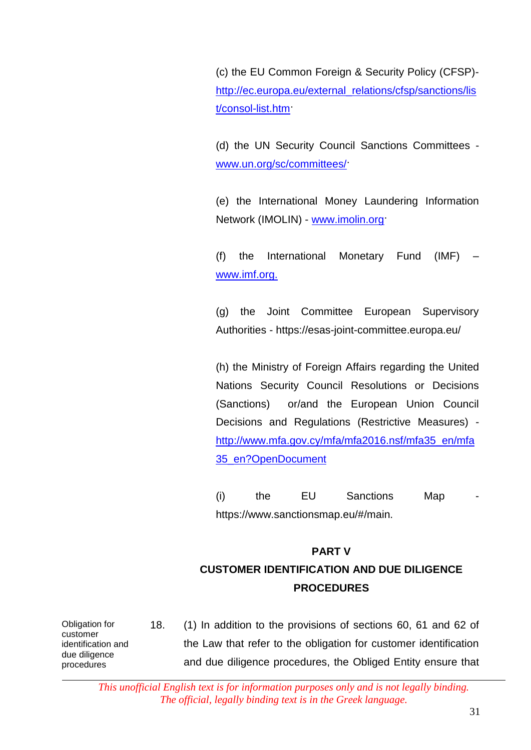(c) the EU Common Foreign & Security Policy (CFSP)- http://ec.europa.eu/external_relations/cfsp/sanctions/list/consol-list.htm·

(d) the UN Security Council Sanctions Committees - www.un.org/sc/committees/·

(e) the International Money Laundering Information Network (IMOLIN) - www.imolin.org·

(f) the International Monetary Fund (IMF) – www.imf.org.

(g) the Joint Committee European Supervisory Authorities - https://esas-joint-committee.europa.eu/

(h) the Ministry of Foreign Affairs regarding the United Nations Security Council Resolutions or Decisions (Sanctions) or/and the European Union Council Decisions and Regulations (Restrictive Measures) - http://www.mfa.gov.cy/mfa/mfa2016.nsf/mfa35_en/mfa35_en?OpenDocument

(i) the EU Sanctions Map - https://www.sanctionsmap.eu/#/main.

## PART V
## CUSTOMER IDENTIFICATION AND DUE DILIGENCE PROCEDURES

*Obligation for customer identification and due diligence procedures*

18. (1) In addition to the provisions of sections 60, 61 and 62 of the Law that refer to the obligation for customer identification and due diligence procedures, the Obliged Entity ensure that

*This unofficial English text is for information purposes only and is not legally binding. The official, legally binding text is in the Greek language.*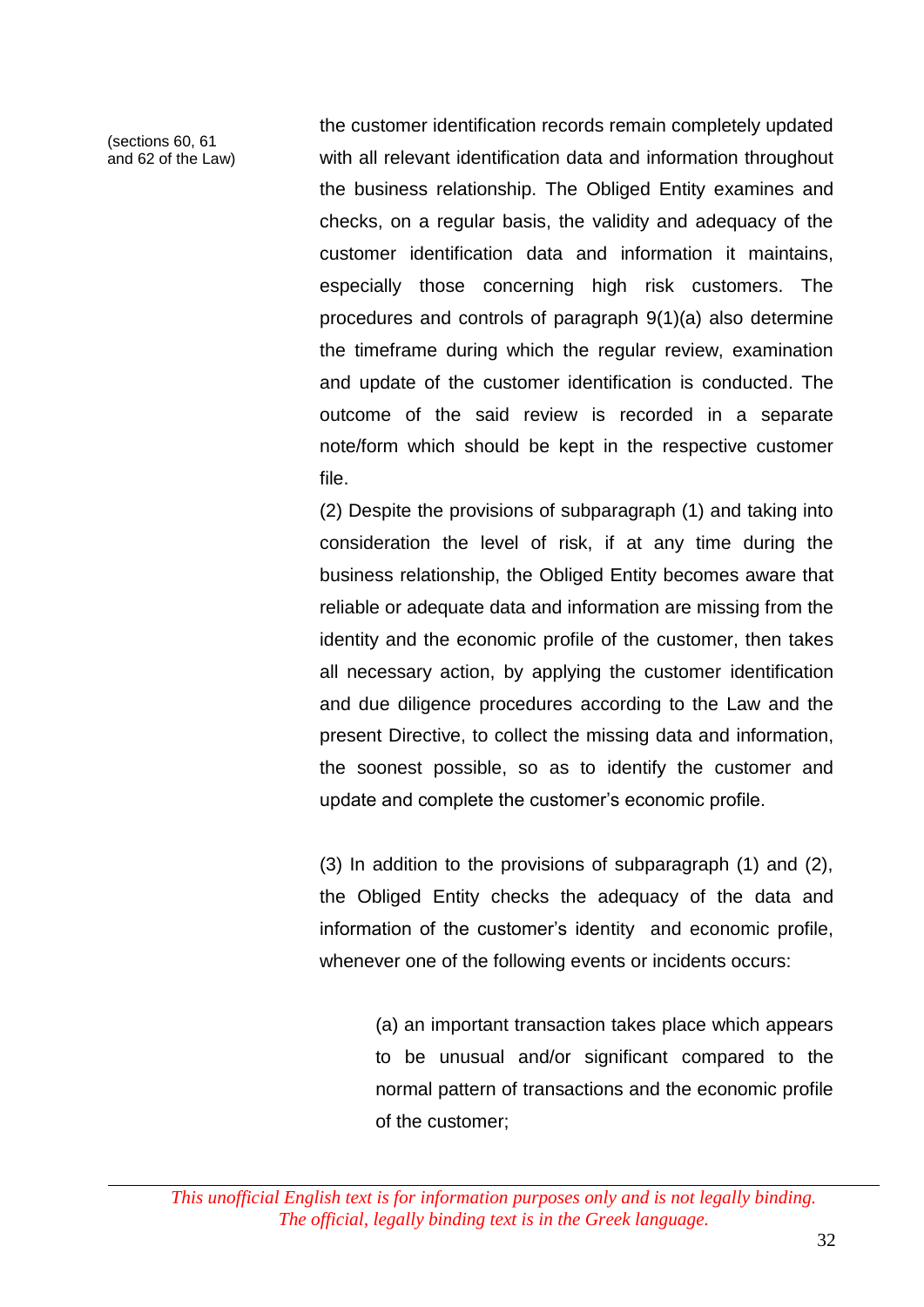(sections 60, 61 and 62 of the Law)

the customer identification records remain completely updated with all relevant identification data and information throughout the business relationship. The Obliged Entity examines and checks, on a regular basis, the validity and adequacy of the customer identification data and information it maintains, especially those concerning high risk customers. The procedures and controls of paragraph 9(1)(a) also determine the timeframe during which the regular review, examination and update of the customer identification is conducted. The outcome of the said review is recorded in a separate note/form which should be kept in the respective customer file.

(2) Despite the provisions of subparagraph (1) and taking into consideration the level of risk, if at any time during the business relationship, the Obliged Entity becomes aware that reliable or adequate data and information are missing from the identity and the economic profile of the customer, then takes all necessary action, by applying the customer identification and due diligence procedures according to the Law and the present Directive, to collect the missing data and information, the soonest possible, so as to identify the customer and update and complete the customer's economic profile.

(3) In addition to the provisions of subparagraph (1) and (2), the Obliged Entity checks the adequacy of the data and information of the customer's identity and economic profile, whenever one of the following events or incidents occurs:

(a) an important transaction takes place which appears to be unusual and/or significant compared to the normal pattern of transactions and the economic profile of the customer;

*This unofficial English text is for information purposes only and is not legally binding. The official, legally binding text is in the Greek language.*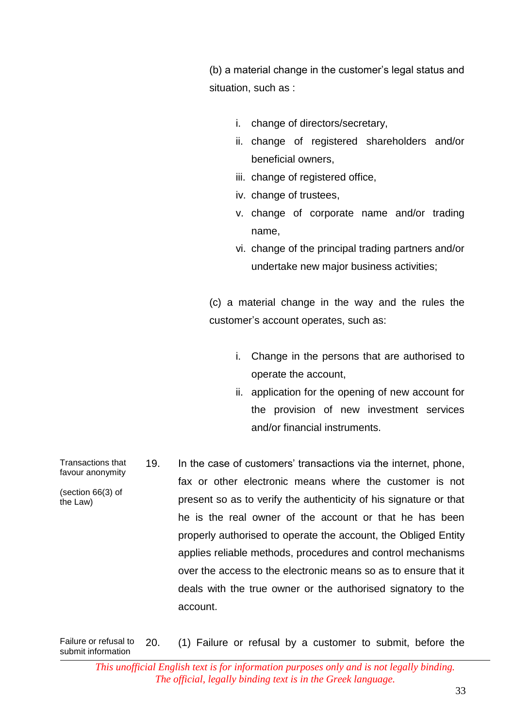(b) a material change in the customer's legal status and situation, such as :

i. change of directors/secretary,
ii. change of registered shareholders and/or beneficial owners,
iii. change of registered office,
iv. change of trustees,
v. change of corporate name and/or trading name,
vi. change of the principal trading partners and/or undertake new major business activities;

(c) a material change in the way and the rules the customer's account operates, such as:

i. Change in the persons that are authorised to operate the account,
ii. application for the opening of new account for the provision of new investment services and/or financial instruments.

Transactions that favour anonymity

(section 66(3) of the Law)

19. In the case of customers' transactions via the internet, phone, fax or other electronic means where the customer is not present so as to verify the authenticity of his signature or that he is the real owner of the account or that he has been properly authorised to operate the account, the Obliged Entity applies reliable methods, procedures and control mechanisms over the access to the electronic means so as to ensure that it deals with the true owner or the authorised signatory to the account.

Failure or refusal to submit information

20. (1) Failure or refusal by a customer to submit, before the

*This unofficial English text is for information purposes only and is not legally binding. The official, legally binding text is in the Greek language.*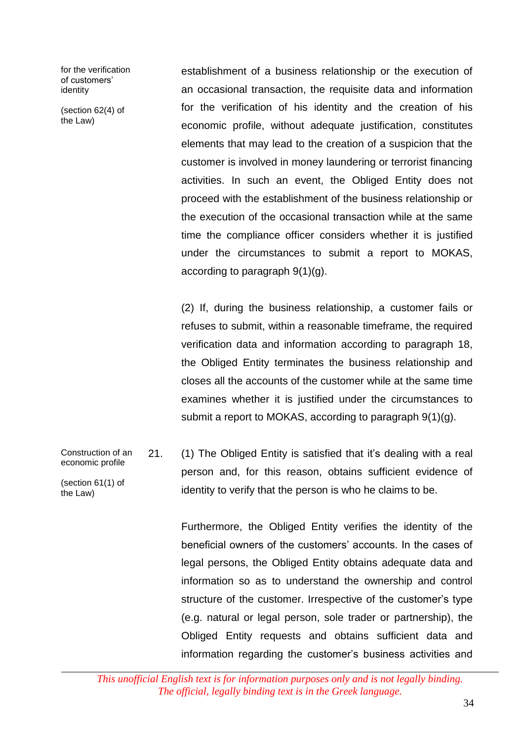for the verification of customers' identity

(section 62(4) of the Law)

establishment of a business relationship or the execution of an occasional transaction, the requisite data and information for the verification of his identity and the creation of his economic profile, without adequate justification, constitutes elements that may lead to the creation of a suspicion that the customer is involved in money laundering or terrorist financing activities. In such an event, the Obliged Entity does not proceed with the establishment of the business relationship or the execution of the occasional transaction while at the same time the compliance officer considers whether it is justified under the circumstances to submit a report to MOKAS, according to paragraph 9(1)(g).

(2) If, during the business relationship, a customer fails or refuses to submit, within a reasonable timeframe, the required verification data and information according to paragraph 18, the Obliged Entity terminates the business relationship and closes all the accounts of the customer while at the same time examines whether it is justified under the circumstances to submit a report to MOKAS, according to paragraph 9(1)(g).

Construction of an economic profile

(section 61(1) of the Law)

21. (1) The Obliged Entity is satisfied that it's dealing with a real person and, for this reason, obtains sufficient evidence of identity to verify that the person is who he claims to be.

Furthermore, the Obliged Entity verifies the identity of the beneficial owners of the customers' accounts. In the cases of legal persons, the Obliged Entity obtains adequate data and information so as to understand the ownership and control structure of the customer. Irrespective of the customer's type (e.g. natural or legal person, sole trader or partnership), the Obliged Entity requests and obtains sufficient data and information regarding the customer's business activities and

*This unofficial English text is for information purposes only and is not legally binding. The official, legally binding text is in the Greek language.*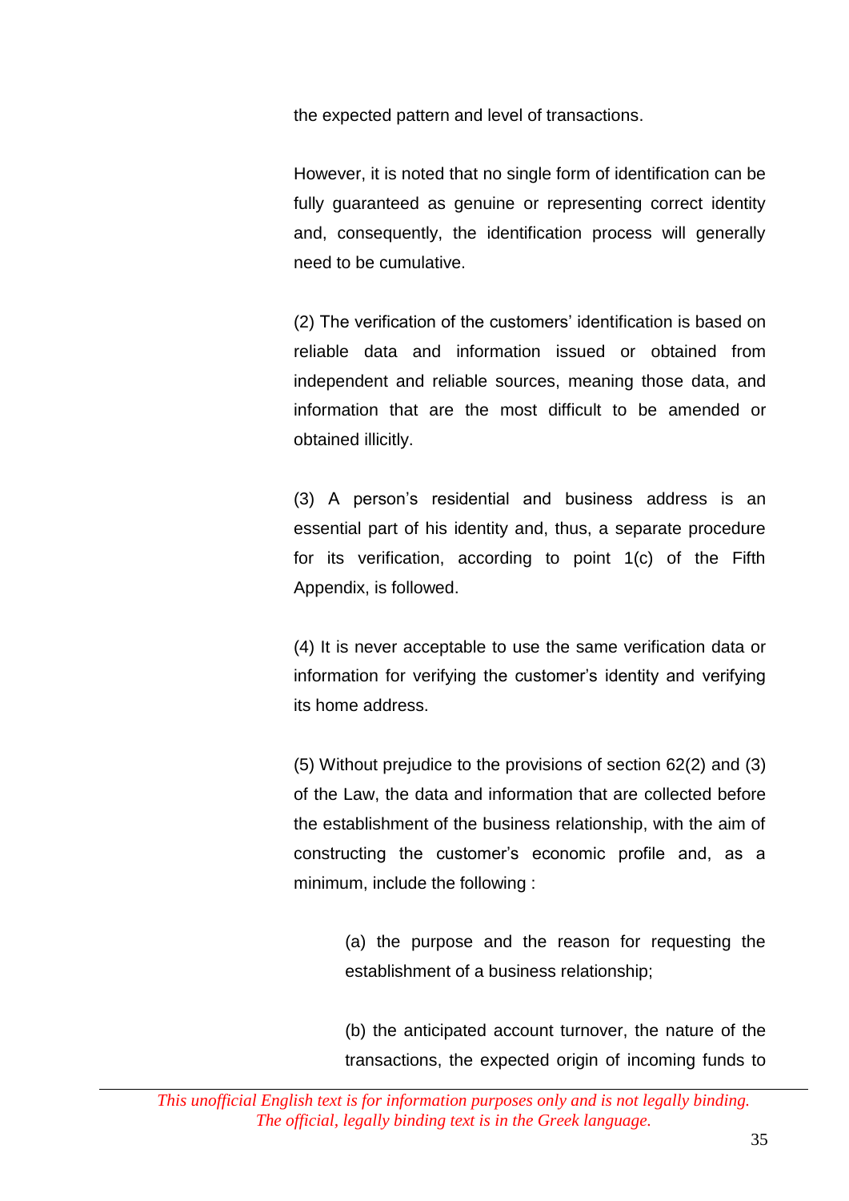the expected pattern and level of transactions.

However, it is noted that no single form of identification can be fully guaranteed as genuine or representing correct identity and, consequently, the identification process will generally need to be cumulative.

(2) The verification of the customers' identification is based on reliable data and information issued or obtained from independent and reliable sources, meaning those data, and information that are the most difficult to be amended or obtained illicitly.

(3) A person's residential and business address is an essential part of his identity and, thus, a separate procedure for its verification, according to point 1(c) of the Fifth Appendix, is followed.

(4) It is never acceptable to use the same verification data or information for verifying the customer's identity and verifying its home address.

(5) Without prejudice to the provisions of section 62(2) and (3) of the Law, the data and information that are collected before the establishment of the business relationship, with the aim of constructing the customer's economic profile and, as a minimum, include the following :

> (a) the purpose and the reason for requesting the establishment of a business relationship;
>
> (b) the anticipated account turnover, the nature of the transactions, the expected origin of incoming funds to

*This unofficial English text is for information purposes only and is not legally binding. The official, legally binding text is in the Greek language.*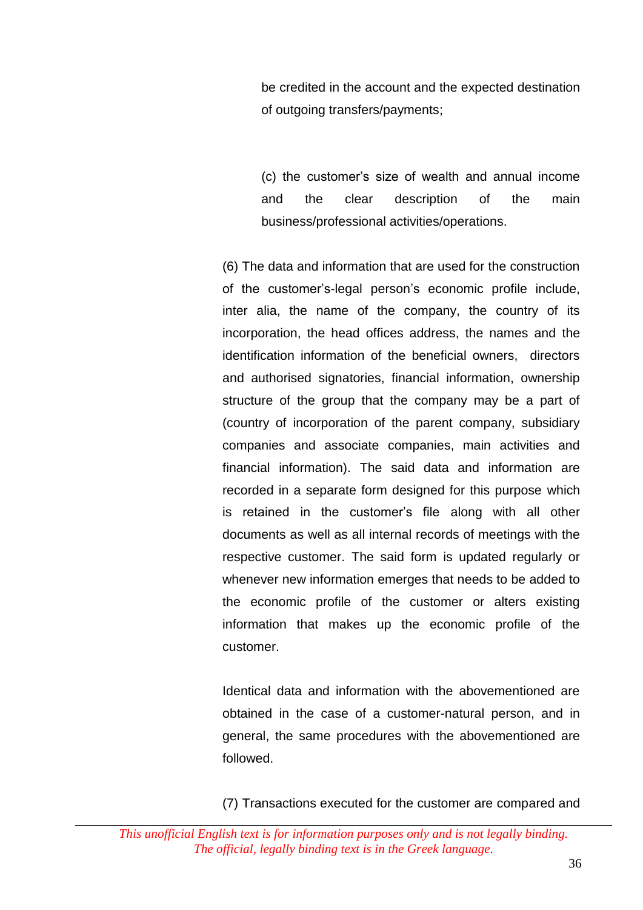be credited in the account and the expected destination of outgoing transfers/payments;

(c) the customer's size of wealth and annual income and the clear description of the main business/professional activities/operations.

(6) The data and information that are used for the construction of the customer's-legal person's economic profile include, inter alia, the name of the company, the country of its incorporation, the head offices address, the names and the identification information of the beneficial owners, directors and authorised signatories, financial information, ownership structure of the group that the company may be a part of (country of incorporation of the parent company, subsidiary companies and associate companies, main activities and financial information). The said data and information are recorded in a separate form designed for this purpose which is retained in the customer's file along with all other documents as well as all internal records of meetings with the respective customer. The said form is updated regularly or whenever new information emerges that needs to be added to the economic profile of the customer or alters existing information that makes up the economic profile of the customer.

Identical data and information with the abovementioned are obtained in the case of a customer-natural person, and in general, the same procedures with the abovementioned are followed.

(7) Transactions executed for the customer are compared and

*This unofficial English text is for information purposes only and is not legally binding. The official, legally binding text is in the Greek language.*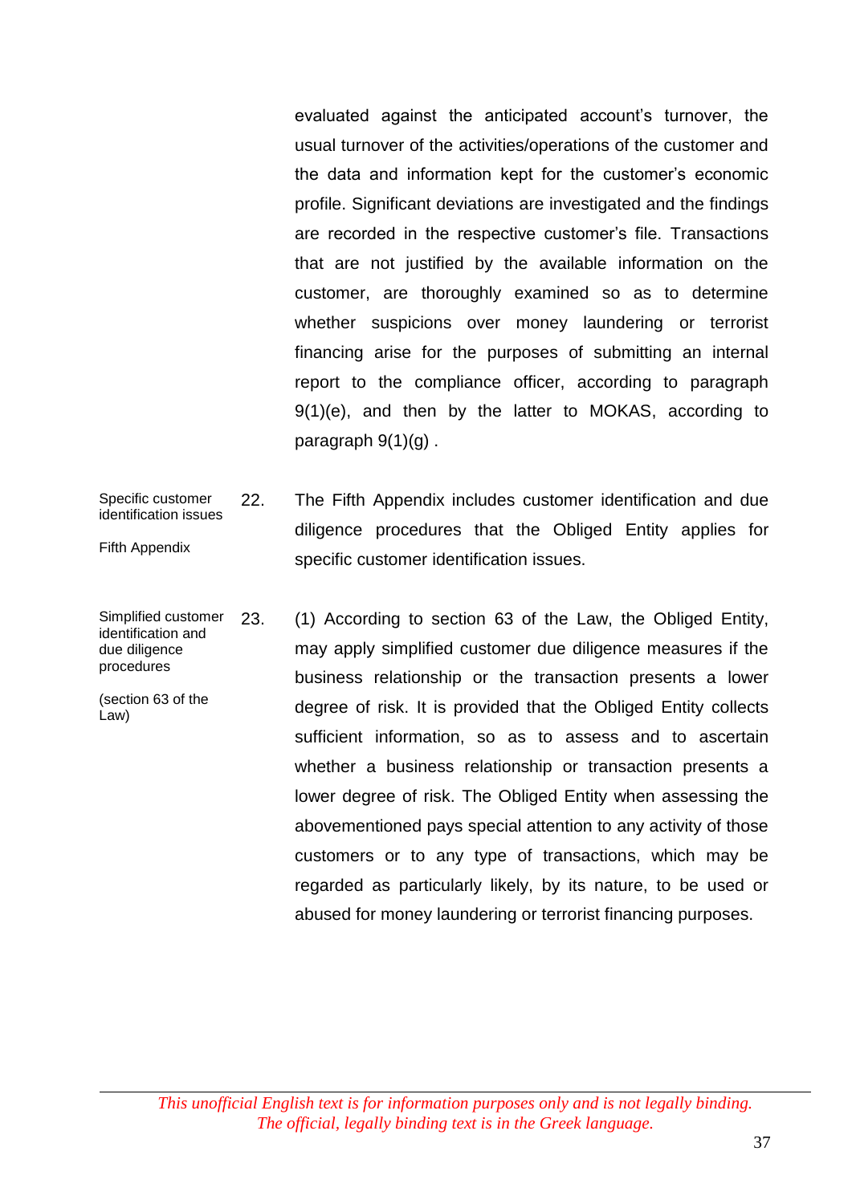evaluated against the anticipated account's turnover, the usual turnover of the activities/operations of the customer and the data and information kept for the customer's economic profile. Significant deviations are investigated and the findings are recorded in the respective customer's file. Transactions that are not justified by the available information on the customer, are thoroughly examined so as to determine whether suspicions over money laundering or terrorist financing arise for the purposes of submitting an internal report to the compliance officer, according to paragraph 9(1)(e), and then by the latter to MOKAS, according to paragraph 9(1)(g) .

*Specific customer identification issues*

*Fifth Appendix*

22. The Fifth Appendix includes customer identification and due diligence procedures that the Obliged Entity applies for specific customer identification issues.

*Simplified customer identification and due diligence procedures*

*(section 63 of the Law)*

23. (1) According to section 63 of the Law, the Obliged Entity, may apply simplified customer due diligence measures if the business relationship or the transaction presents a lower degree of risk. It is provided that the Obliged Entity collects sufficient information, so as to assess and to ascertain whether a business relationship or transaction presents a lower degree of risk. The Obliged Entity when assessing the abovementioned pays special attention to any activity of those customers or to any type of transactions, which may be regarded as particularly likely, by its nature, to be used or abused for money laundering or terrorist financing purposes.

*This unofficial English text is for information purposes only and is not legally binding. The official, legally binding text is in the Greek language.*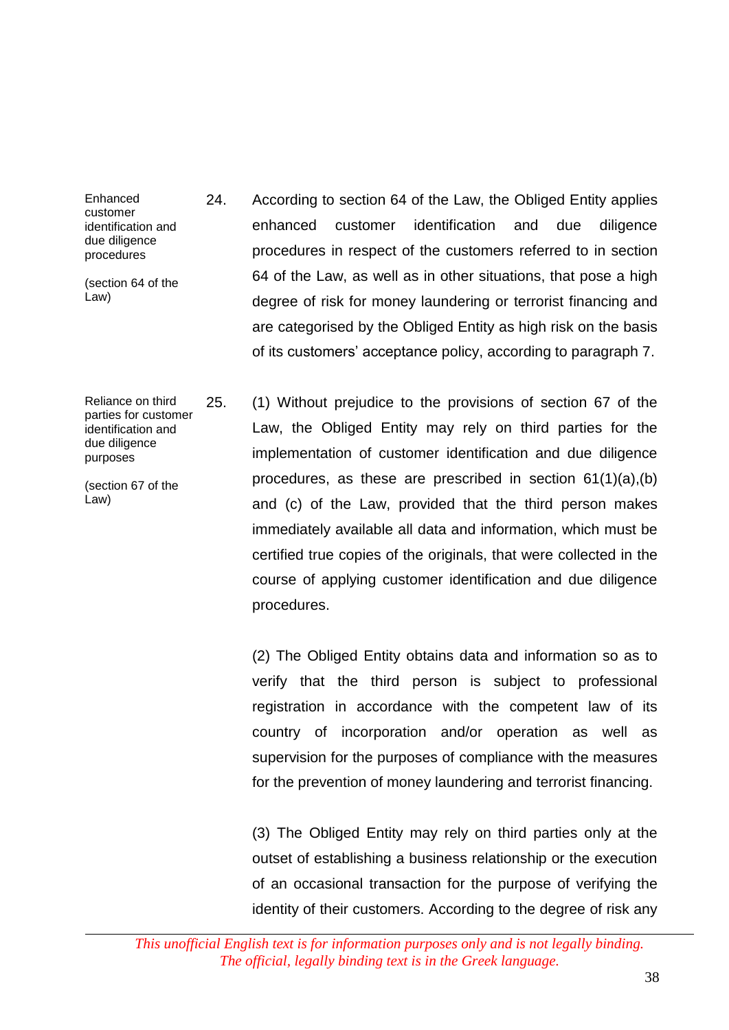**Enhanced customer identification and due diligence procedures**

(section 64 of the Law)

24. According to section 64 of the Law, the Obliged Entity applies enhanced customer identification and due diligence procedures in respect of the customers referred to in section 64 of the Law, as well as in other situations, that pose a high degree of risk for money laundering or terrorist financing and are categorised by the Obliged Entity as high risk on the basis of its customers' acceptance policy, according to paragraph 7.

**Reliance on third parties for customer identification and due diligence purposes**

(section 67 of the Law)

25. (1) Without prejudice to the provisions of section 67 of the Law, the Obliged Entity may rely on third parties for the implementation of customer identification and due diligence procedures, as these are prescribed in section 61(1)(a),(b) and (c) of the Law, provided that the third person makes immediately available all data and information, which must be certified true copies of the originals, that were collected in the course of applying customer identification and due diligence procedures.

(2) The Obliged Entity obtains data and information so as to verify that the third person is subject to professional registration in accordance with the competent law of its country of incorporation and/or operation as well as supervision for the purposes of compliance with the measures for the prevention of money laundering and terrorist financing.

(3) The Obliged Entity may rely on third parties only at the outset of establishing a business relationship or the execution of an occasional transaction for the purpose of verifying the identity of their customers. According to the degree of risk any

*This unofficial English text is for information purposes only and is not legally binding. The official, legally binding text is in the Greek language.*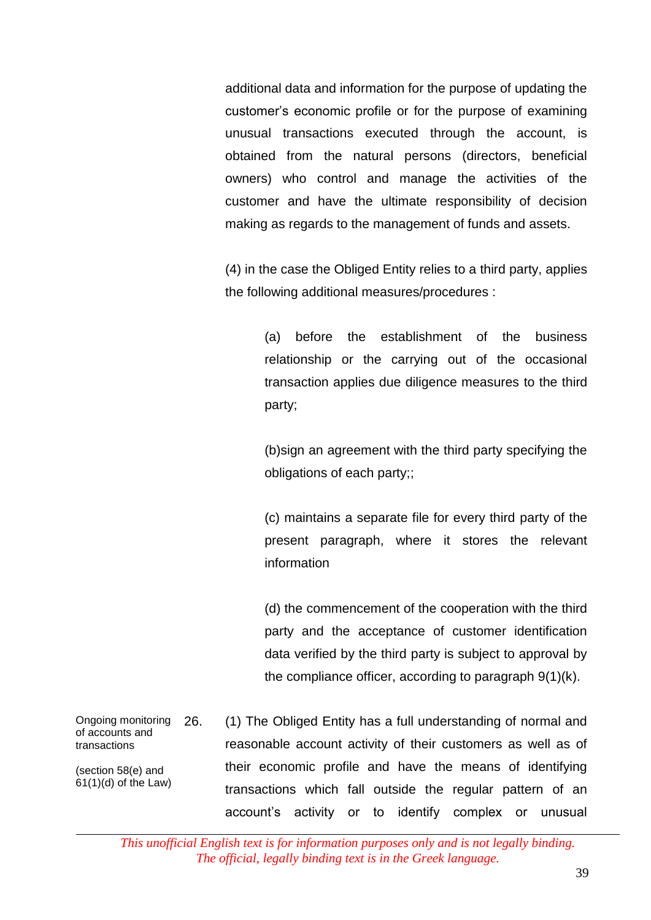additional data and information for the purpose of updating the customer's economic profile or for the purpose of examining unusual transactions executed through the account, is obtained from the natural persons (directors, beneficial owners) who control and manage the activities of the customer and have the ultimate responsibility of decision making as regards to the management of funds and assets.

(4) in the case the Obliged Entity relies to a third party, applies the following additional measures/procedures :

(a) before the establishment of the business relationship or the carrying out of the occasional transaction applies due diligence measures to the third party;

(b)sign an agreement with the third party specifying the obligations of each party;;

(c) maintains a separate file for every third party of the present paragraph, where it stores the relevant information

(d) the commencement of the cooperation with the third party and the acceptance of customer identification data verified by the third party is subject to approval by the compliance officer, according to paragraph 9(1)(k).

**Ongoing monitoring of accounts and transactions**

(section 58(e) and 61(1)(d) of the Law)

26. (1) The Obliged Entity has a full understanding of normal and reasonable account activity of their customers as well as of their economic profile and have the means of identifying transactions which fall outside the regular pattern of an account's activity or to identify complex or unusual

*This unofficial English text is for information purposes only and is not legally binding. The official, legally binding text is in the Greek language.*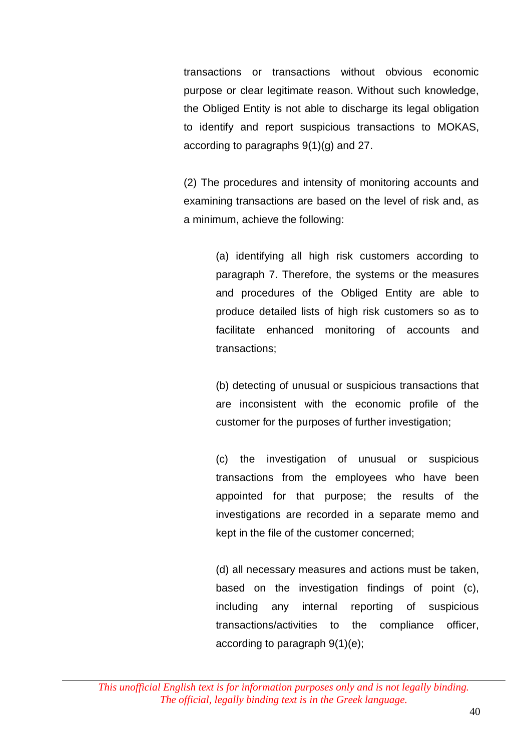transactions or transactions without obvious economic purpose or clear legitimate reason. Without such knowledge, the Obliged Entity is not able to discharge its legal obligation to identify and report suspicious transactions to MOKAS, according to paragraphs 9(1)(g) and 27.

(2) The procedures and intensity of monitoring accounts and examining transactions are based on the level of risk and, as a minimum, achieve the following:

(a) identifying all high risk customers according to paragraph 7. Therefore, the systems or the measures and procedures of the Obliged Entity are able to produce detailed lists of high risk customers so as to facilitate enhanced monitoring of accounts and transactions;

(b) detecting of unusual or suspicious transactions that are inconsistent with the economic profile of the customer for the purposes of further investigation;

(c) the investigation of unusual or suspicious transactions from the employees who have been appointed for that purpose; the results of the investigations are recorded in a separate memo and kept in the file of the customer concerned;

(d) all necessary measures and actions must be taken, based on the investigation findings of point (c), including any internal reporting of suspicious transactions/activities to the compliance officer, according to paragraph 9(1)(e);

*This unofficial English text is for information purposes only and is not legally binding. The official, legally binding text is in the Greek language.*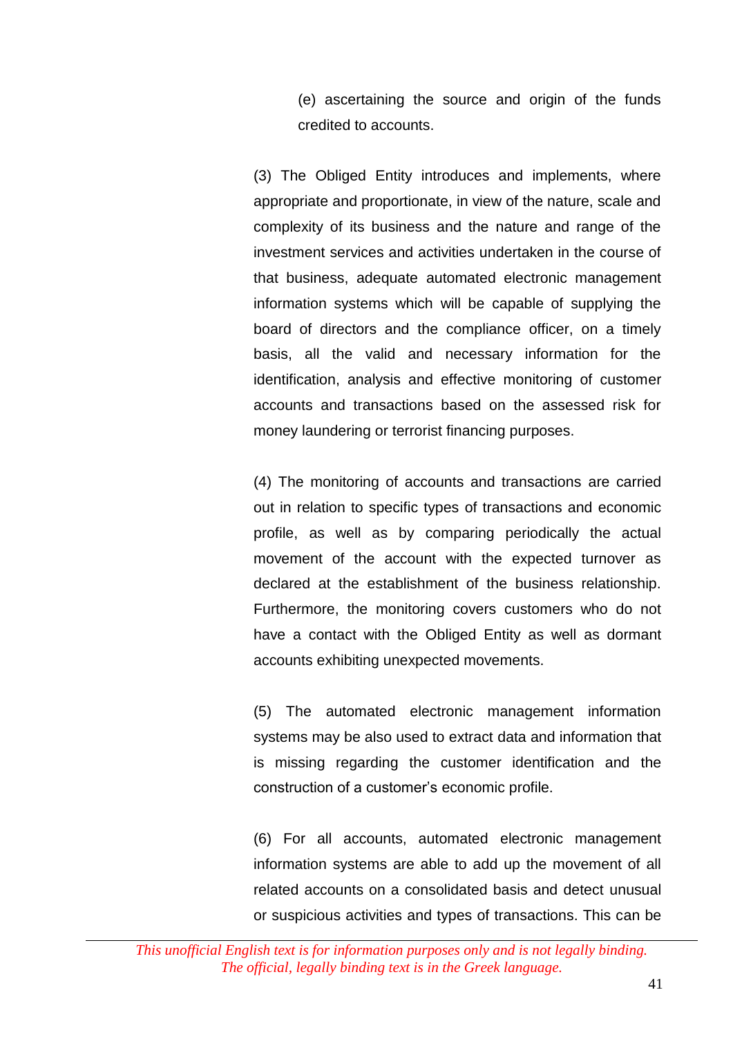(e) ascertaining the source and origin of the funds credited to accounts.

(3) The Obliged Entity introduces and implements, where appropriate and proportionate, in view of the nature, scale and complexity of its business and the nature and range of the investment services and activities undertaken in the course of that business, adequate automated electronic management information systems which will be capable of supplying the board of directors and the compliance officer, on a timely basis, all the valid and necessary information for the identification, analysis and effective monitoring of customer accounts and transactions based on the assessed risk for money laundering or terrorist financing purposes.

(4) The monitoring of accounts and transactions are carried out in relation to specific types of transactions and economic profile, as well as by comparing periodically the actual movement of the account with the expected turnover as declared at the establishment of the business relationship. Furthermore, the monitoring covers customers who do not have a contact with the Obliged Entity as well as dormant accounts exhibiting unexpected movements.

(5) The automated electronic management information systems may be also used to extract data and information that is missing regarding the customer identification and the construction of a customer's economic profile.

(6) For all accounts, automated electronic management information systems are able to add up the movement of all related accounts on a consolidated basis and detect unusual or suspicious activities and types of transactions. This can be

*This unofficial English text is for information purposes only and is not legally binding. The official, legally binding text is in the Greek language.*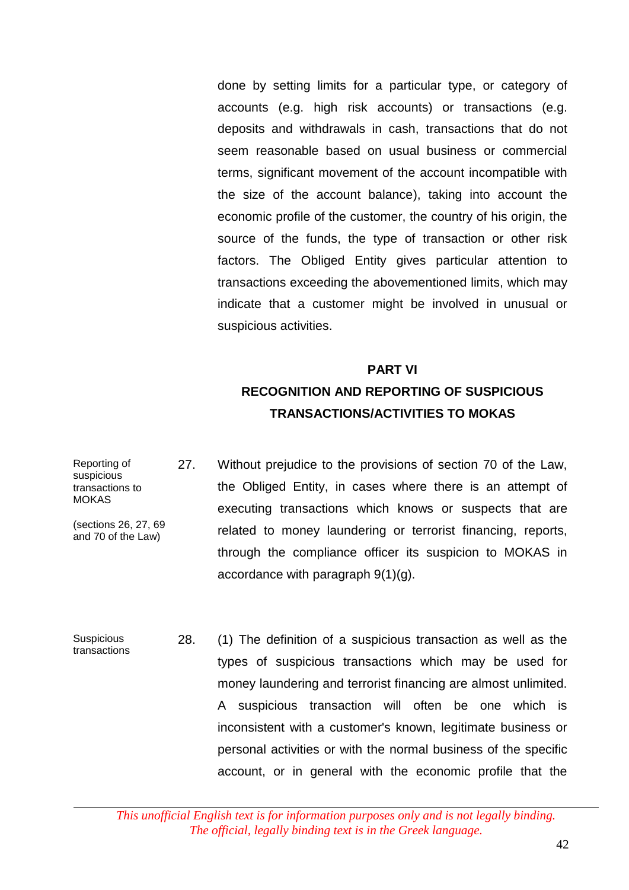done by setting limits for a particular type, or category of accounts (e.g. high risk accounts) or transactions (e.g. deposits and withdrawals in cash, transactions that do not seem reasonable based on usual business or commercial terms, significant movement of the account incompatible with the size of the account balance), taking into account the economic profile of the customer, the country of his origin, the source of the funds, the type of transaction or other risk factors. The Obliged Entity gives particular attention to transactions exceeding the abovementioned limits, which may indicate that a customer might be involved in unusual or suspicious activities.

## PART VI
## RECOGNITION AND REPORTING OF SUSPICIOUS TRANSACTIONS/ACTIVITIES TO MOKAS

Reporting of suspicious transactions to MOKAS

(sections 26, 27, 69 and 70 of the Law)

27. Without prejudice to the provisions of section 70 of the Law, the Obliged Entity, in cases where there is an attempt of executing transactions which knows or suspects that are related to money laundering or terrorist financing, reports, through the compliance officer its suspicion to MOKAS in accordance with paragraph 9(1)(g).

Suspicious transactions

28. (1) The definition of a suspicious transaction as well as the types of suspicious transactions which may be used for money laundering and terrorist financing are almost unlimited. A suspicious transaction will often be one which is inconsistent with a customer's known, legitimate business or personal activities or with the normal business of the specific account, or in general with the economic profile that the

*This unofficial English text is for information purposes only and is not legally binding. The official, legally binding text is in the Greek language.*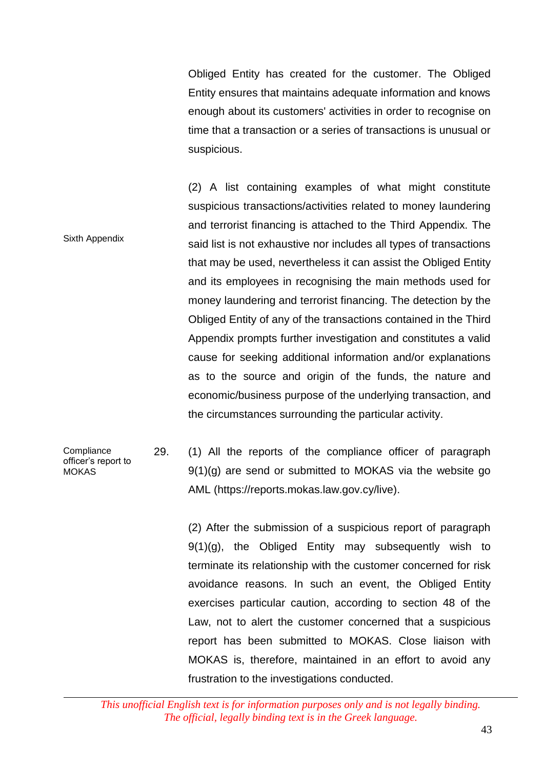Obliged Entity has created for the customer. The Obliged Entity ensures that maintains adequate information and knows enough about its customers' activities in order to recognise on time that a transaction or a series of transactions is unusual or suspicious.

Sixth Appendix

(2) A list containing examples of what might constitute suspicious transactions/activities related to money laundering and terrorist financing is attached to the Third Appendix. The said list is not exhaustive nor includes all types of transactions that may be used, nevertheless it can assist the Obliged Entity and its employees in recognising the main methods used for money laundering and terrorist financing. The detection by the Obliged Entity of any of the transactions contained in the Third Appendix prompts further investigation and constitutes a valid cause for seeking additional information and/or explanations as to the source and origin of the funds, the nature and economic/business purpose of the underlying transaction, and the circumstances surrounding the particular activity.

Compliance officer's report to MOKAS

29. (1) All the reports of the compliance officer of paragraph 9(1)(g) are send or submitted to MOKAS via the website go AML (https://reports.mokas.law.gov.cy/live).

(2) After the submission of a suspicious report of paragraph 9(1)(g), the Obliged Entity may subsequently wish to terminate its relationship with the customer concerned for risk avoidance reasons. In such an event, the Obliged Entity exercises particular caution, according to section 48 of the Law, not to alert the customer concerned that a suspicious report has been submitted to MOKAS. Close liaison with MOKAS is, therefore, maintained in an effort to avoid any frustration to the investigations conducted.

*This unofficial English text is for information purposes only and is not legally binding. The official, legally binding text is in the Greek language.*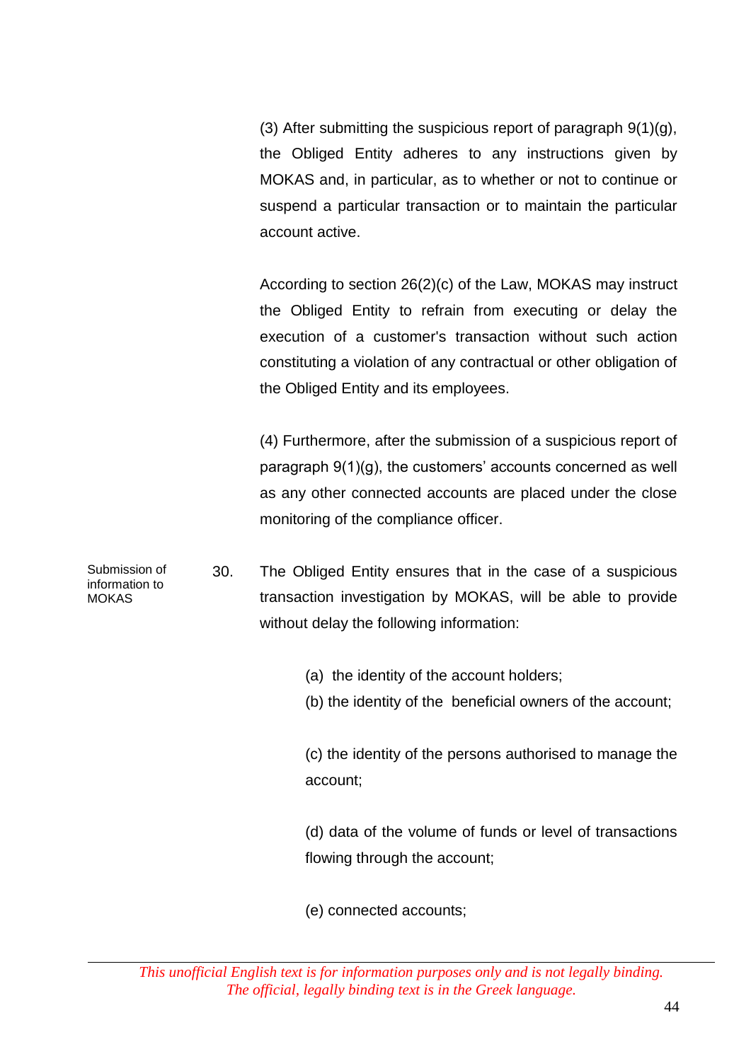(3) After submitting the suspicious report of paragraph 9(1)(g), the Obliged Entity adheres to any instructions given by MOKAS and, in particular, as to whether or not to continue or suspend a particular transaction or to maintain the particular account active.

According to section 26(2)(c) of the Law, MOKAS may instruct the Obliged Entity to refrain from executing or delay the execution of a customer's transaction without such action constituting a violation of any contractual or other obligation of the Obliged Entity and its employees.

(4) Furthermore, after the submission of a suspicious report of paragraph 9(1)(g), the customers' accounts concerned as well as any other connected accounts are placed under the close monitoring of the compliance officer.

*Submission of information to MOKAS*

30. The Obliged Entity ensures that in the case of a suspicious transaction investigation by MOKAS, will be able to provide without delay the following information:

(a) the identity of the account holders;

(b) the identity of the beneficial owners of the account;

(c) the identity of the persons authorised to manage the account;

(d) data of the volume of funds or level of transactions flowing through the account;

(e) connected accounts;

*This unofficial English text is for information purposes only and is not legally binding. The official, legally binding text is in the Greek language.*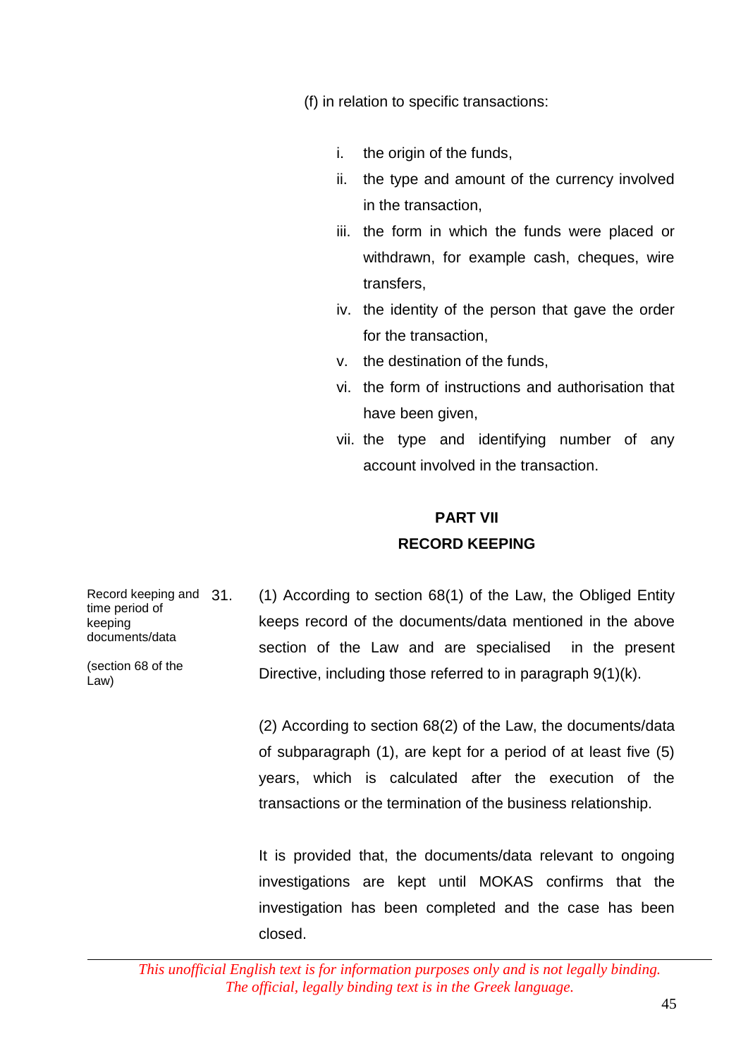(f) in relation to specific transactions:

i. the origin of the funds,
ii. the type and amount of the currency involved in the transaction,
iii. the form in which the funds were placed or withdrawn, for example cash, cheques, wire transfers,
iv. the identity of the person that gave the order for the transaction,
v. the destination of the funds,
vi. the form of instructions and authorisation that have been given,
vii. the type and identifying number of any account involved in the transaction.

## PART VII
## RECORD KEEPING

Record keeping and time period of keeping documents/data

(section 68 of the Law)

31. (1) According to section 68(1) of the Law, the Obliged Entity keeps record of the documents/data mentioned in the above section of the Law and are specialised in the present Directive, including those referred to in paragraph 9(1)(k).

(2) According to section 68(2) of the Law, the documents/data of subparagraph (1), are kept for a period of at least five (5) years, which is calculated after the execution of the transactions or the termination of the business relationship.

It is provided that, the documents/data relevant to ongoing investigations are kept until MOKAS confirms that the investigation has been completed and the case has been closed.

*This unofficial English text is for information purposes only and is not legally binding. The official, legally binding text is in the Greek language.*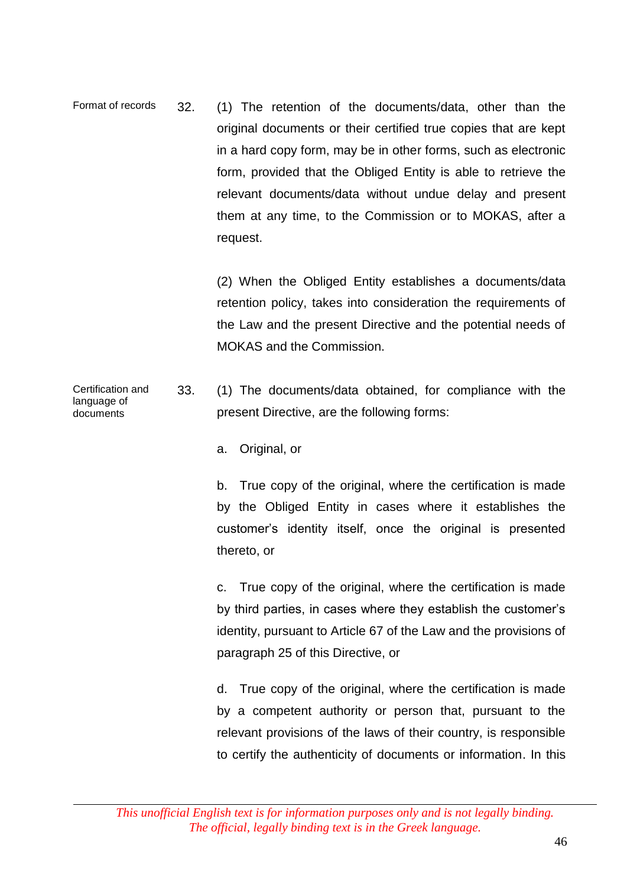Format of records

32. (1) The retention of the documents/data, other than the original documents or their certified true copies that are kept in a hard copy form, may be in other forms, such as electronic form, provided that the Obliged Entity is able to retrieve the relevant documents/data without undue delay and present them at any time, to the Commission or to MOKAS, after a request.

(2) When the Obliged Entity establishes a documents/data retention policy, takes into consideration the requirements of the Law and the present Directive and the potential needs of MOKAS and the Commission.

Certification and language of documents

33. (1) The documents/data obtained, for compliance with the present Directive, are the following forms:

a. Original, or

b. True copy of the original, where the certification is made by the Obliged Entity in cases where it establishes the customer's identity itself, once the original is presented thereto, or

c. True copy of the original, where the certification is made by third parties, in cases where they establish the customer's identity, pursuant to Article 67 of the Law and the provisions of paragraph 25 of this Directive, or

d. True copy of the original, where the certification is made by a competent authority or person that, pursuant to the relevant provisions of the laws of their country, is responsible to certify the authenticity of documents or information. In this

*This unofficial English text is for information purposes only and is not legally binding. The official, legally binding text is in the Greek language.*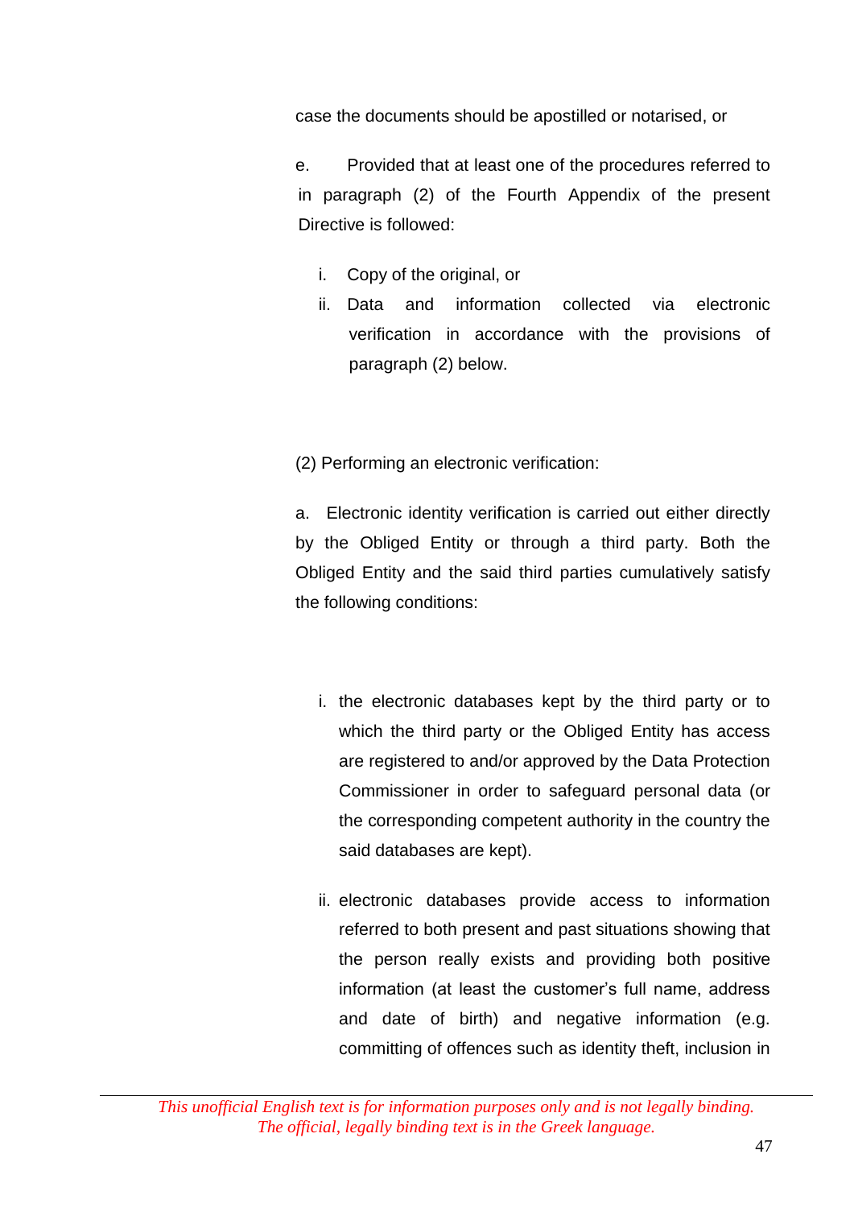case the documents should be apostilled or notarised, or

e. Provided that at least one of the procedures referred to in paragraph (2) of the Fourth Appendix of the present Directive is followed:

   i. Copy of the original, or
   ii. Data and information collected via electronic verification in accordance with the provisions of paragraph (2) below.

(2) Performing an electronic verification:

a. Electronic identity verification is carried out either directly by the Obliged Entity or through a third party. Both the Obliged Entity and the said third parties cumulatively satisfy the following conditions:

   i. the electronic databases kept by the third party or to which the third party or the Obliged Entity has access are registered to and/or approved by the Data Protection Commissioner in order to safeguard personal data (or the corresponding competent authority in the country the said databases are kept).

   ii. electronic databases provide access to information referred to both present and past situations showing that the person really exists and providing both positive information (at least the customer's full name, address and date of birth) and negative information (e.g. committing of offences such as identity theft, inclusion in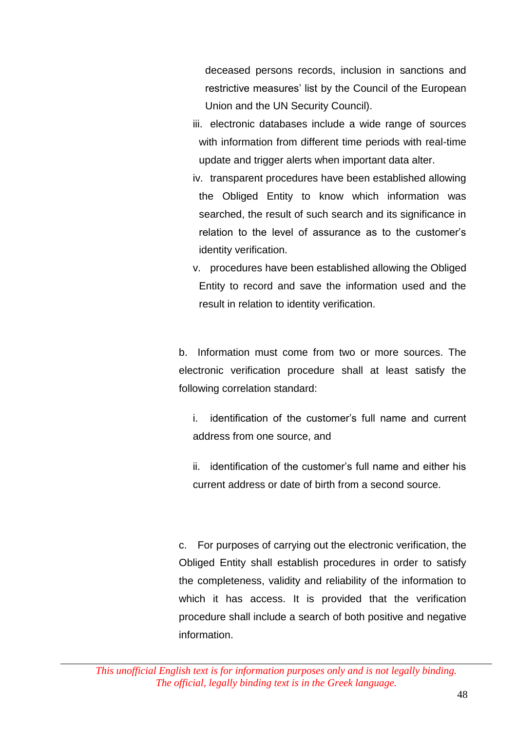deceased persons records, inclusion in sanctions and restrictive measures' list by the Council of the European Union and the UN Security Council).

iii. electronic databases include a wide range of sources with information from different time periods with real-time update and trigger alerts when important data alter.

iv. transparent procedures have been established allowing the Obliged Entity to know which information was searched, the result of such search and its significance in relation to the level of assurance as to the customer's identity verification.

v. procedures have been established allowing the Obliged Entity to record and save the information used and the result in relation to identity verification.

b. Information must come from two or more sources. The electronic verification procedure shall at least satisfy the following correlation standard:

i. identification of the customer's full name and current address from one source, and

ii. identification of the customer's full name and either his current address or date of birth from a second source.

c. For purposes of carrying out the electronic verification, the Obliged Entity shall establish procedures in order to satisfy the completeness, validity and reliability of the information to which it has access. It is provided that the verification procedure shall include a search of both positive and negative information.

*This unofficial English text is for information purposes only and is not legally binding. The official, legally binding text is in the Greek language.*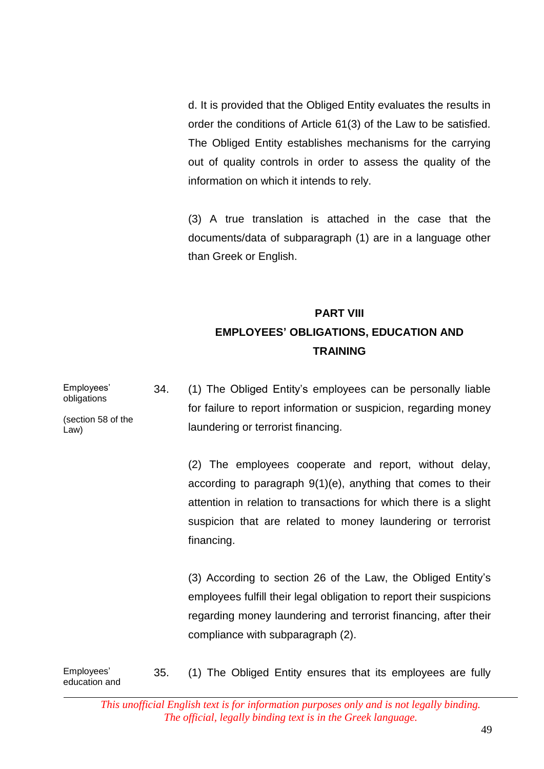d. It is provided that the Obliged Entity evaluates the results in order the conditions of Article 61(3) of the Law to be satisfied. The Obliged Entity establishes mechanisms for the carrying out of quality controls in order to assess the quality of the information on which it intends to rely.

(3) A true translation is attached in the case that the documents/data of subparagraph (1) are in a language other than Greek or English.

## PART VIII
## EMPLOYEES' OBLIGATIONS, EDUCATION AND TRAINING

Employees' obligations

(section 58 of the Law)

34. (1) The Obliged Entity's employees can be personally liable for failure to report information or suspicion, regarding money laundering or terrorist financing.

(2) The employees cooperate and report, without delay, according to paragraph 9(1)(e), anything that comes to their attention in relation to transactions for which there is a slight suspicion that are related to money laundering or terrorist financing.

(3) According to section 26 of the Law, the Obliged Entity's employees fulfill their legal obligation to report their suspicions regarding money laundering and terrorist financing, after their compliance with subparagraph (2).

Employees' education and

35. (1) The Obliged Entity ensures that its employees are fully

*This unofficial English text is for information purposes only and is not legally binding. The official, legally binding text is in the Greek language.*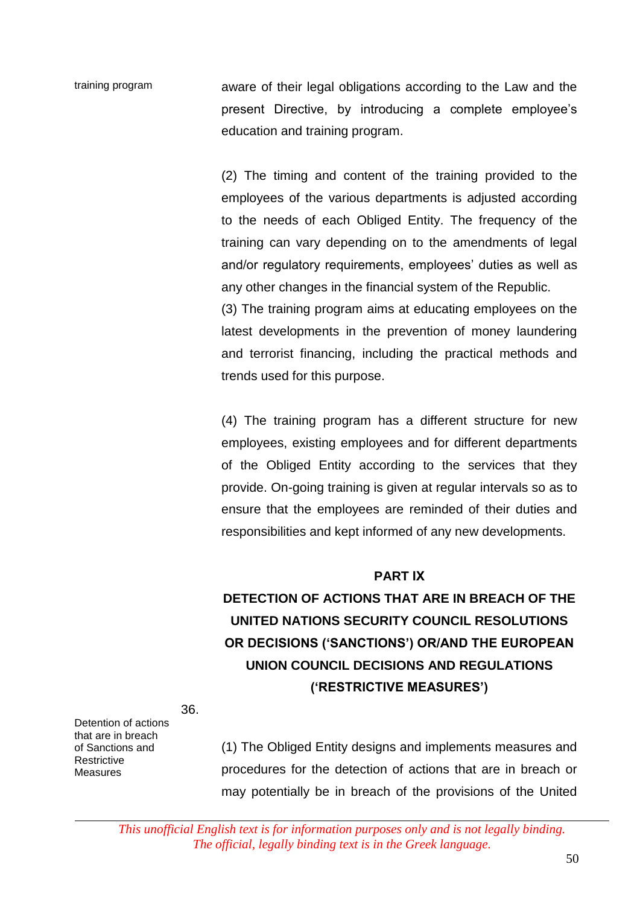training program

aware of their legal obligations according to the Law and the present Directive, by introducing a complete employee's education and training program.

(2) The timing and content of the training provided to the employees of the various departments is adjusted according to the needs of each Obliged Entity. The frequency of the training can vary depending on to the amendments of legal and/or regulatory requirements, employees' duties as well as any other changes in the financial system of the Republic.

(3) The training program aims at educating employees on the latest developments in the prevention of money laundering and terrorist financing, including the practical methods and trends used for this purpose.

(4) The training program has a different structure for new employees, existing employees and for different departments of the Obliged Entity according to the services that they provide. On-going training is given at regular intervals so as to ensure that the employees are reminded of their duties and responsibilities and kept informed of any new developments.

## PART IX

## DETECTION OF ACTIONS THAT ARE IN BREACH OF THE UNITED NATIONS SECURITY COUNCIL RESOLUTIONS OR DECISIONS ('SANCTIONS') OR/AND THE EUROPEAN UNION COUNCIL DECISIONS AND REGULATIONS ('RESTRICTIVE MEASURES')

36.

Detention of actions that are in breach of Sanctions and Restrictive Measures

(1) The Obliged Entity designs and implements measures and procedures for the detection of actions that are in breach or may potentially be in breach of the provisions of the United

*This unofficial English text is for information purposes only and is not legally binding. The official, legally binding text is in the Greek language.*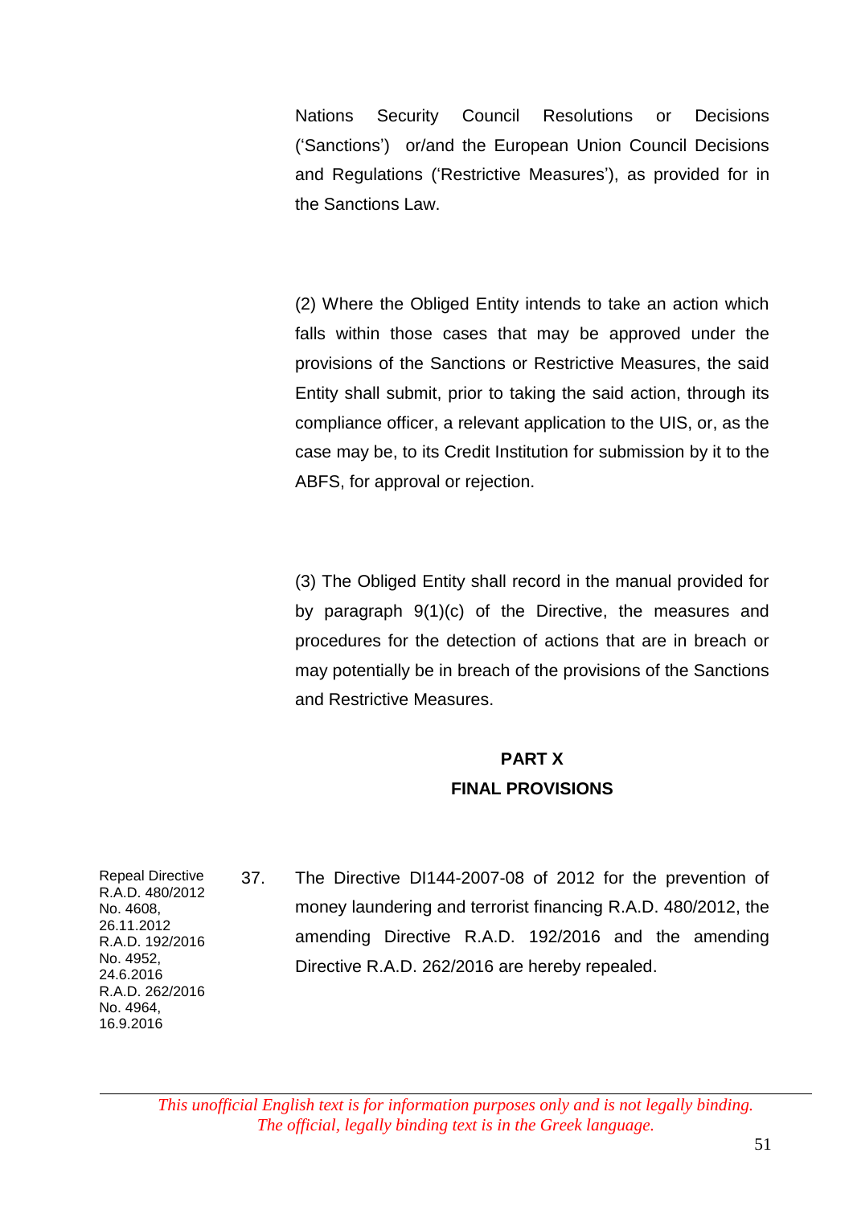Nations Security Council Resolutions or Decisions ('Sanctions') or/and the European Union Council Decisions and Regulations ('Restrictive Measures'), as provided for in the Sanctions Law.

(2) Where the Obliged Entity intends to take an action which falls within those cases that may be approved under the provisions of the Sanctions or Restrictive Measures, the said Entity shall submit, prior to taking the said action, through its compliance officer, a relevant application to the UIS, or, as the case may be, to its Credit Institution for submission by it to the ABFS, for approval or rejection.

(3) The Obliged Entity shall record in the manual provided for by paragraph 9(1)(c) of the Directive, the measures and procedures for the detection of actions that are in breach or may potentially be in breach of the provisions of the Sanctions and Restrictive Measures.

## PART X
## FINAL PROVISIONS

Repeal Directive
R.A.D. 480/2012
No. 4608,
26.11.2012
R.A.D. 192/2016
No. 4952,
24.6.2016
R.A.D. 262/2016
No. 4964,
16.9.2016

37. The Directive DI144-2007-08 of 2012 for the prevention of money laundering and terrorist financing R.A.D. 480/2012, the amending Directive R.A.D. 192/2016 and the amending Directive R.A.D. 262/2016 are hereby repealed.

*This unofficial English text is for information purposes only and is not legally binding. The official, legally binding text is in the Greek language.*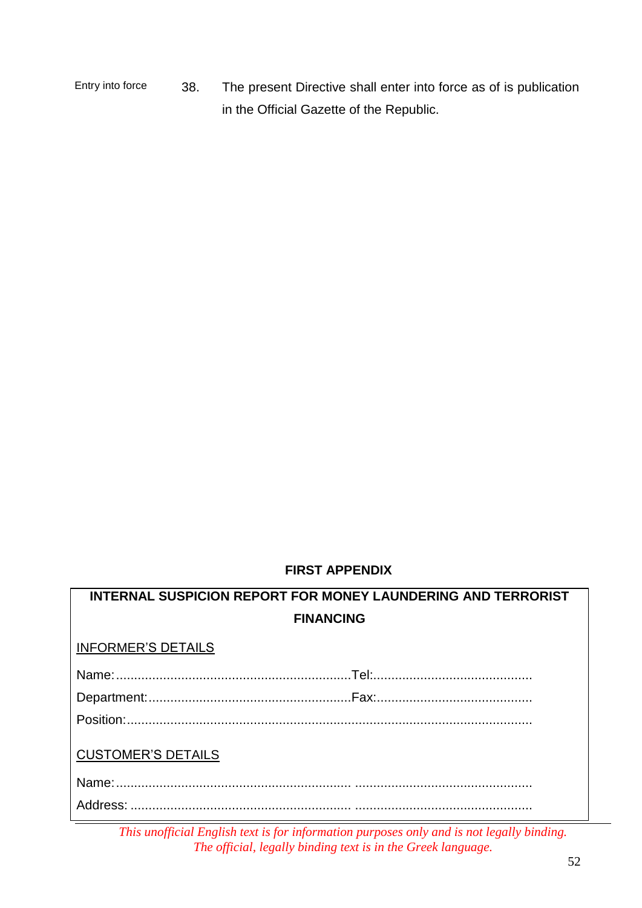Entry into force

38. The present Directive shall enter into force as of is publication in the Official Gazette of the Republic.

**FIRST APPENDIX**

**INTERNAL SUSPICION REPORT FOR MONEY LAUNDERING AND TERRORIST FINANCING**

INFORMER'S DETAILS

Name:................................................................Tel:...........................................

Department:.......................................................Fax:..........................................

Position:..............................................................................................................

CUSTOMER'S DETAILS

Name:............................................................... ...............................................

Address: .......................................................... ...............................................

*This unofficial English text is for information purposes only and is not legally binding. The official, legally binding text is in the Greek language.*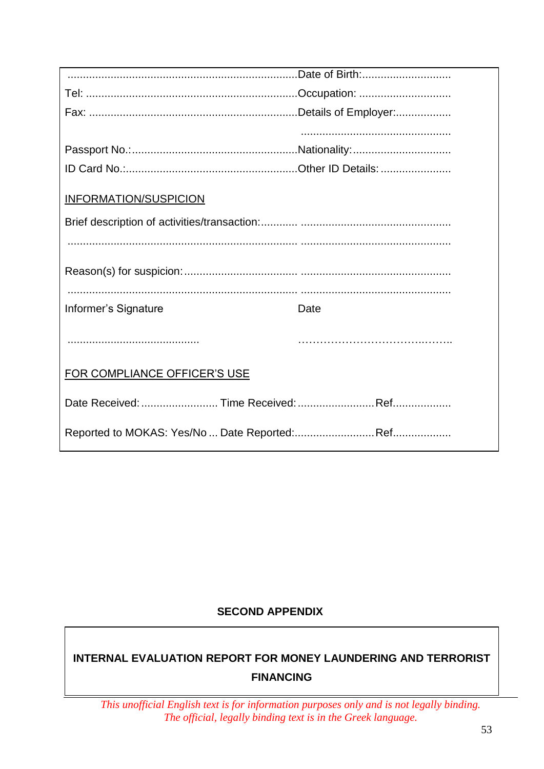| | |
|---|---|
| .......................................................................... | Date of Birth:............................ |
| Tel: .................................................................... | Occupation: ............................ |
| Fax: ................................................................... | Details of Employer:................. |
| | ................................................ |
| Passport No.:..................................................... | Nationality:............................... |
| ID Card No.:....................................................... | Other ID Details: ...................... |

INFORMATION/SUSPICION

Brief description of activities/transaction:............ ................................................

........................................................................ ................................................

Reason(s) for suspicion:.................................... ................................................

........................................................................ ................................................

| Informer's Signature | Date |
|---|---|
| .......................................... | …………………………….…….. |

FOR COMPLIANCE OFFICER'S USE

Date Received: ......................... Time Received: ......................... Ref..................

Reported to MOKAS: Yes/No ... Date Reported:.......................... Ref..................

**SECOND APPENDIX**

**INTERNAL EVALUATION REPORT FOR MONEY LAUNDERING AND TERRORIST FINANCING**

*This unofficial English text is for information purposes only and is not legally binding. The official, legally binding text is in the Greek language.*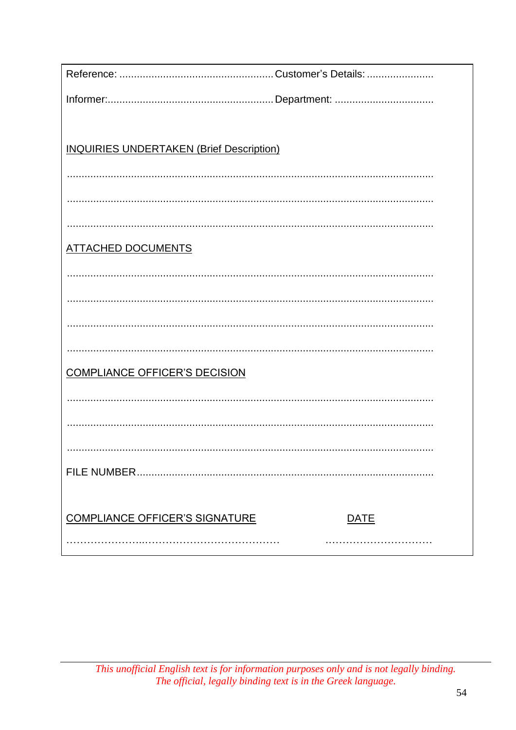Reference: .................................................... Customer's Details: .......................

Informer:........................................................ Department: .................................

INQUIRIES UNDERTAKEN (Brief Description)

...........................................................................................................................

...........................................................................................................................

...........................................................................................................................

ATTACHED DOCUMENTS

...........................................................................................................................

...........................................................................................................................

...........................................................................................................................

...........................................................................................................................

COMPLIANCE OFFICER'S DECISION

...........................................................................................................................

...........................................................................................................................

...........................................................................................................................

FILE NUMBER...................................................................................................

COMPLIANCE OFFICER'S SIGNATURE &nbsp;&nbsp;&nbsp;&nbsp;&nbsp;&nbsp;&nbsp;&nbsp;&nbsp;&nbsp; DATE

……………………..………………………………… &nbsp;&nbsp;&nbsp;&nbsp;&nbsp;&nbsp;&nbsp;&nbsp;&nbsp;&nbsp; ……………………………

*This unofficial English text is for information purposes only and is not legally binding. The official, legally binding text is in the Greek language.*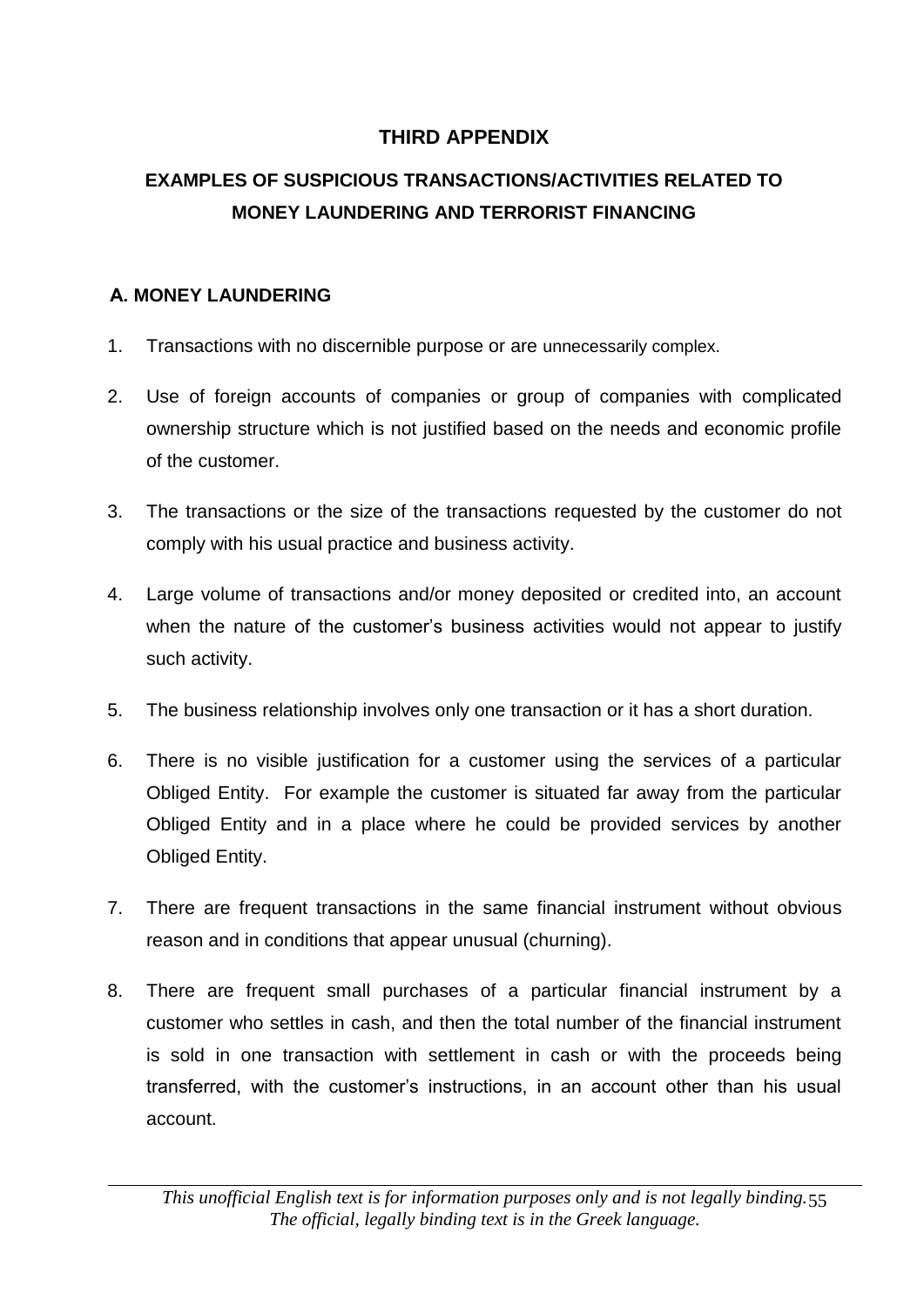# THIRD APPENDIX

## EXAMPLES OF SUSPICIOUS TRANSACTIONS/ACTIVITIES RELATED TO MONEY LAUNDERING AND TERRORIST FINANCING

### A. MONEY LAUNDERING

1. Transactions with no discernible purpose or are unnecessarily complex.
2. Use of foreign accounts of companies or group of companies with complicated ownership structure which is not justified based on the needs and economic profile of the customer.
3. The transactions or the size of the transactions requested by the customer do not comply with his usual practice and business activity.
4. Large volume of transactions and/or money deposited or credited into, an account when the nature of the customer's business activities would not appear to justify such activity.
5. The business relationship involves only one transaction or it has a short duration.
6. There is no visible justification for a customer using the services of a particular Obliged Entity. For example the customer is situated far away from the particular Obliged Entity and in a place where he could be provided services by another Obliged Entity.
7. There are frequent transactions in the same financial instrument without obvious reason and in conditions that appear unusual (churning).
8. There are frequent small purchases of a particular financial instrument by a customer who settles in cash, and then the total number of the financial instrument is sold in one transaction with settlement in cash or with the proceeds being transferred, with the customer's instructions, in an account other than his usual account.

*This unofficial English text is for information purposes only and is not legally binding. The official, legally binding text is in the Greek language.*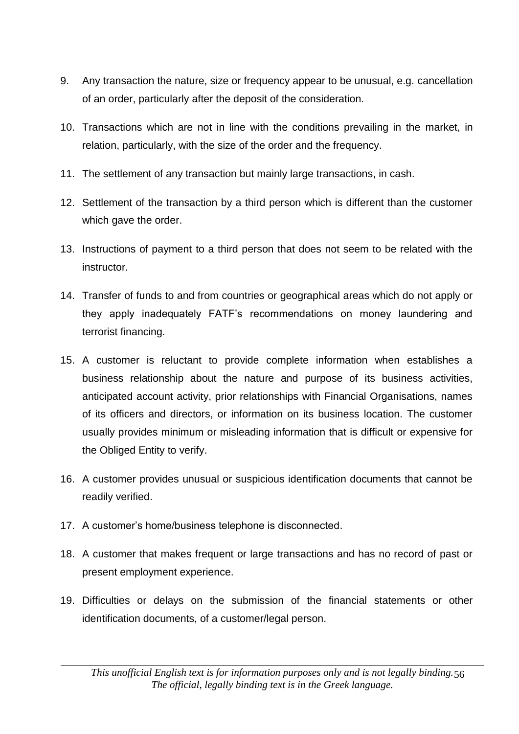9. Any transaction the nature, size or frequency appear to be unusual, e.g. cancellation of an order, particularly after the deposit of the consideration.
10. Transactions which are not in line with the conditions prevailing in the market, in relation, particularly, with the size of the order and the frequency.
11. The settlement of any transaction but mainly large transactions, in cash.
12. Settlement of the transaction by a third person which is different than the customer which gave the order.
13. Instructions of payment to a third person that does not seem to be related with the instructor.
14. Transfer of funds to and from countries or geographical areas which do not apply or they apply inadequately FATF's recommendations on money laundering and terrorist financing.
15. A customer is reluctant to provide complete information when establishes a business relationship about the nature and purpose of its business activities, anticipated account activity, prior relationships with Financial Organisations, names of its officers and directors, or information on its business location. The customer usually provides minimum or misleading information that is difficult or expensive for the Obliged Entity to verify.
16. A customer provides unusual or suspicious identification documents that cannot be readily verified.
17. A customer's home/business telephone is disconnected.
18. A customer that makes frequent or large transactions and has no record of past or present employment experience.
19. Difficulties or delays on the submission of the financial statements or other identification documents, of a customer/legal person.

*This unofficial English text is for information purposes only and is not legally binding. The official, legally binding text is in the Greek language.*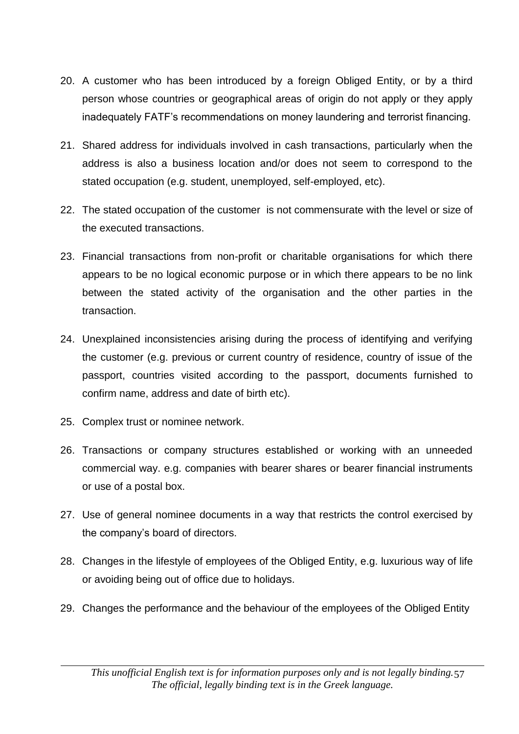20. A customer who has been introduced by a foreign Obliged Entity, or by a third person whose countries or geographical areas of origin do not apply or they apply inadequately FATF's recommendations on money laundering and terrorist financing.

21. Shared address for individuals involved in cash transactions, particularly when the address is also a business location and/or does not seem to correspond to the stated occupation (e.g. student, unemployed, self-employed, etc).

22. The stated occupation of the customer is not commensurate with the level or size of the executed transactions.

23. Financial transactions from non-profit or charitable organisations for which there appears to be no logical economic purpose or in which there appears to be no link between the stated activity of the organisation and the other parties in the transaction.

24. Unexplained inconsistencies arising during the process of identifying and verifying the customer (e.g. previous or current country of residence, country of issue of the passport, countries visited according to the passport, documents furnished to confirm name, address and date of birth etc).

25. Complex trust or nominee network.

26. Transactions or company structures established or working with an unneeded commercial way. e.g. companies with bearer shares or bearer financial instruments or use of a postal box.

27. Use of general nominee documents in a way that restricts the control exercised by the company's board of directors.

28. Changes in the lifestyle of employees of the Obliged Entity, e.g. luxurious way of life or avoiding being out of office due to holidays.

29. Changes the performance and the behaviour of the employees of the Obliged Entity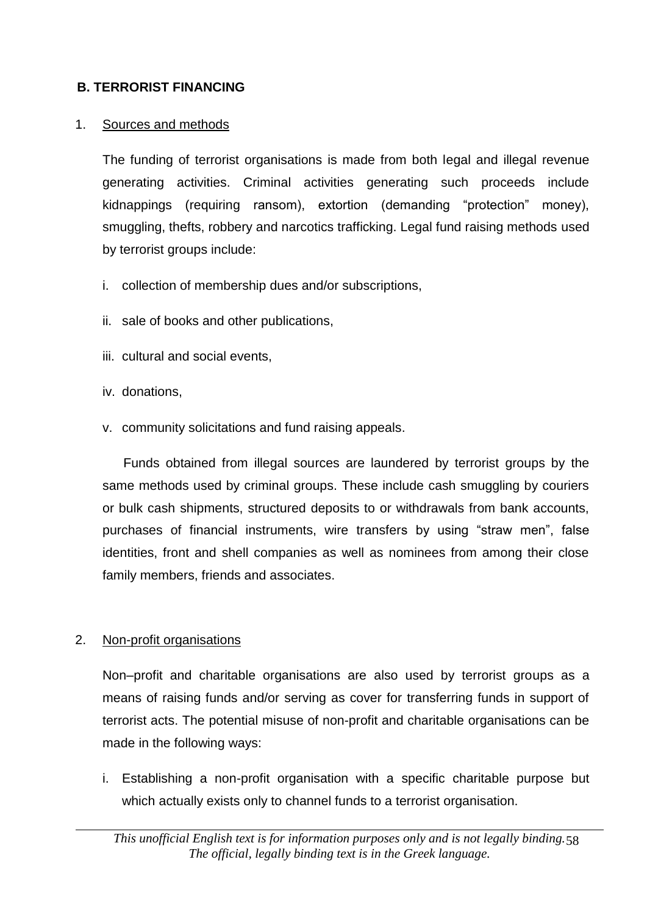## B. TERRORIST FINANCING

1. Sources and methods

The funding of terrorist organisations is made from both legal and illegal revenue generating activities. Criminal activities generating such proceeds include kidnappings (requiring ransom), extortion (demanding "protection" money), smuggling, thefts, robbery and narcotics trafficking. Legal fund raising methods used by terrorist groups include:

i. collection of membership dues and/or subscriptions,

ii. sale of books and other publications,

iii. cultural and social events,

iv. donations,

v. community solicitations and fund raising appeals.

Funds obtained from illegal sources are laundered by terrorist groups by the same methods used by criminal groups. These include cash smuggling by couriers or bulk cash shipments, structured deposits to or withdrawals from bank accounts, purchases of financial instruments, wire transfers by using "straw men", false identities, front and shell companies as well as nominees from among their close family members, friends and associates.

2. Non-profit organisations

Non–profit and charitable organisations are also used by terrorist groups as a means of raising funds and/or serving as cover for transferring funds in support of terrorist acts. The potential misuse of non-profit and charitable organisations can be made in the following ways:

i. Establishing a non-profit organisation with a specific charitable purpose but which actually exists only to channel funds to a terrorist organisation.

*This unofficial English text is for information purposes only and is not legally binding. The official, legally binding text is in the Greek language.*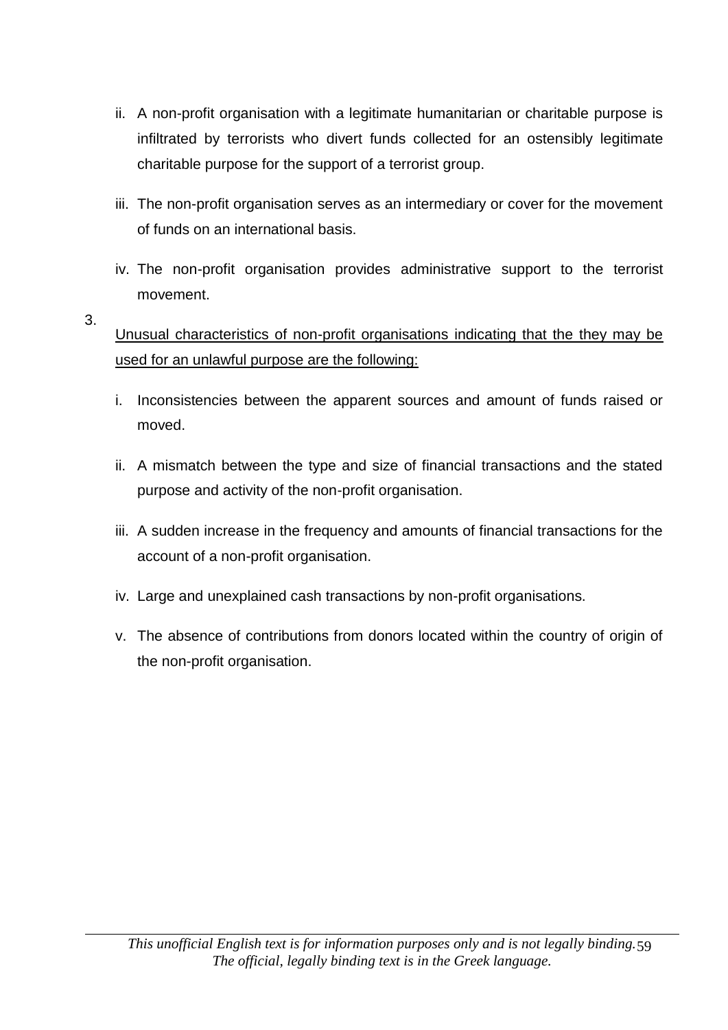ii. A non-profit organisation with a legitimate humanitarian or charitable purpose is infiltrated by terrorists who divert funds collected for an ostensibly legitimate charitable purpose for the support of a terrorist group.

iii. The non-profit organisation serves as an intermediary or cover for the movement of funds on an international basis.

iv. The non-profit organisation provides administrative support to the terrorist movement.

3. Unusual characteristics of non-profit organisations indicating that the they may be used for an unlawful purpose are the following:

i. Inconsistencies between the apparent sources and amount of funds raised or moved.

ii. A mismatch between the type and size of financial transactions and the stated purpose and activity of the non-profit organisation.

iii. A sudden increase in the frequency and amounts of financial transactions for the account of a non-profit organisation.

iv. Large and unexplained cash transactions by non-profit organisations.

v. The absence of contributions from donors located within the country of origin of the non-profit organisation.

*This unofficial English text is for information purposes only and is not legally binding. The official, legally binding text is in the Greek language.*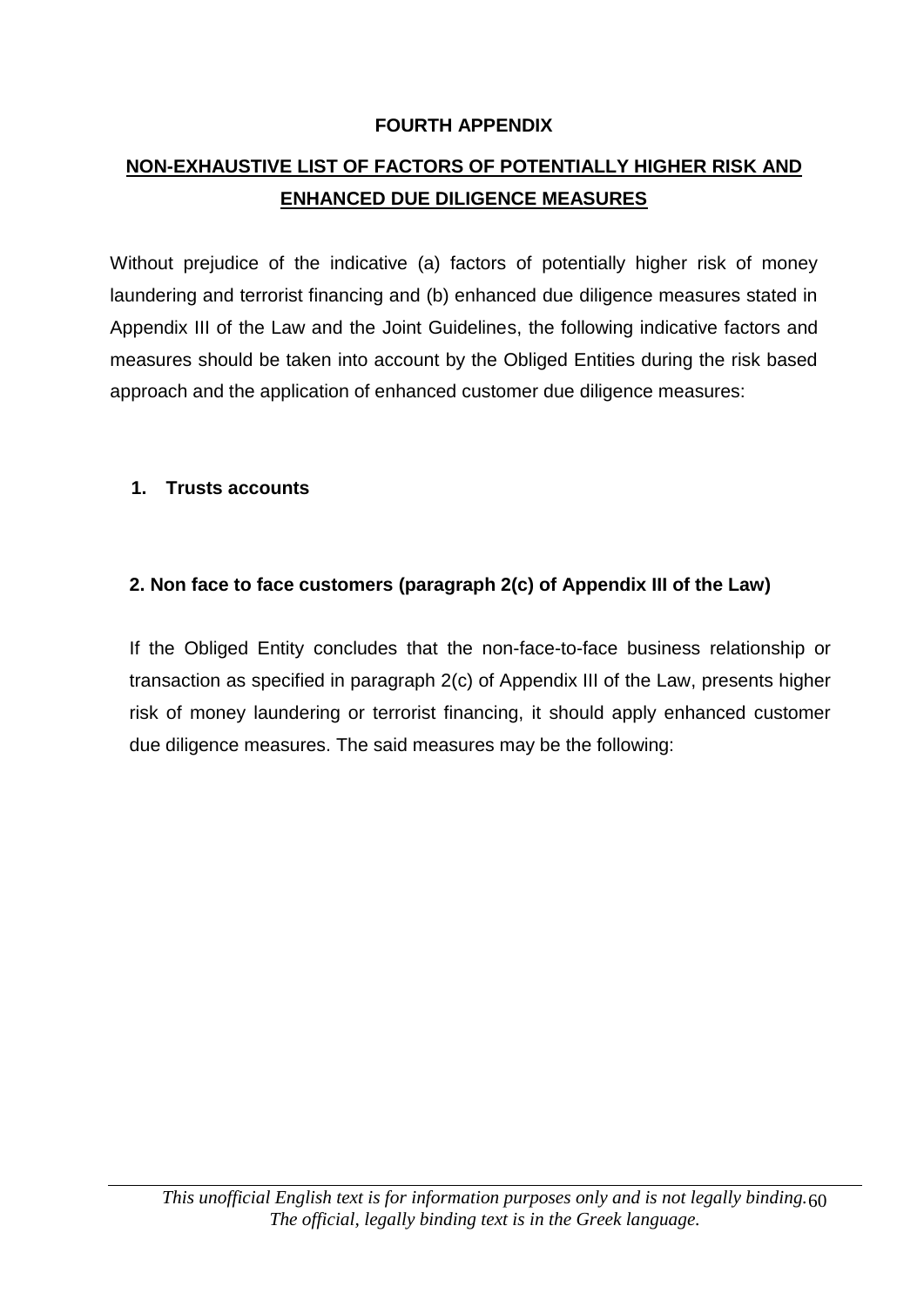**FOURTH APPENDIX**

# NON-EXHAUSTIVE LIST OF FACTORS OF POTENTIALLY HIGHER RISK AND ENHANCED DUE DILIGENCE MEASURES

Without prejudice of the indicative (a) factors of potentially higher risk of money laundering and terrorist financing and (b) enhanced due diligence measures stated in Appendix III of the Law and the Joint Guidelines, the following indicative factors and measures should be taken into account by the Obliged Entities during the risk based approach and the application of enhanced customer due diligence measures:

## 1. Trusts accounts

## 2. Non face to face customers (paragraph 2(c) of Appendix III of the Law)

If the Obliged Entity concludes that the non-face-to-face business relationship or transaction as specified in paragraph 2(c) of Appendix III of the Law, presents higher risk of money laundering or terrorist financing, it should apply enhanced customer due diligence measures. The said measures may be the following: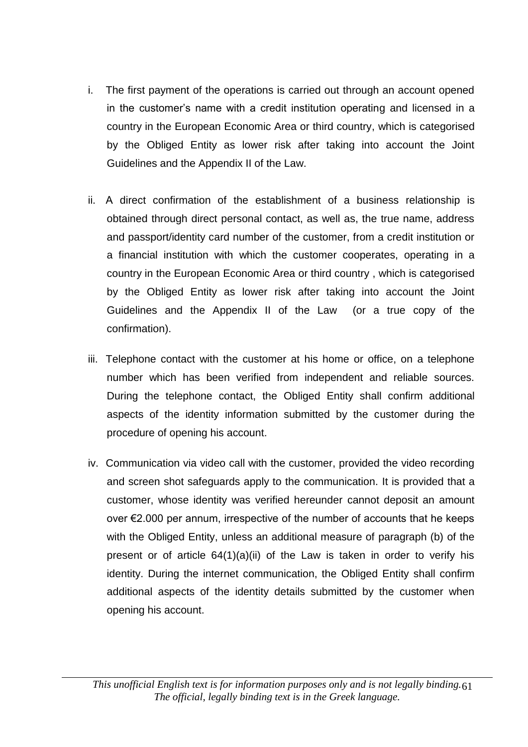i. The first payment of the operations is carried out through an account opened in the customer's name with a credit institution operating and licensed in a country in the European Economic Area or third country, which is categorised by the Obliged Entity as lower risk after taking into account the Joint Guidelines and the Appendix II of the Law.

ii. A direct confirmation of the establishment of a business relationship is obtained through direct personal contact, as well as, the true name, address and passport/identity card number of the customer, from a credit institution or a financial institution with which the customer cooperates, operating in a country in the European Economic Area or third country , which is categorised by the Obliged Entity as lower risk after taking into account the Joint Guidelines and the Appendix II of the Law (or a true copy of the confirmation).

iii. Telephone contact with the customer at his home or office, on a telephone number which has been verified from independent and reliable sources. During the telephone contact, the Obliged Entity shall confirm additional aspects of the identity information submitted by the customer during the procedure of opening his account.

iv. Communication via video call with the customer, provided the video recording and screen shot safeguards apply to the communication. It is provided that a customer, whose identity was verified hereunder cannot deposit an amount over €2.000 per annum, irrespective of the number of accounts that he keeps with the Obliged Entity, unless an additional measure of paragraph (b) of the present or of article 64(1)(a)(ii) of the Law is taken in order to verify his identity. During the internet communication, the Obliged Entity shall confirm additional aspects of the identity details submitted by the customer when opening his account.

*This unofficial English text is for information purposes only and is not legally binding. The official, legally binding text is in the Greek language.*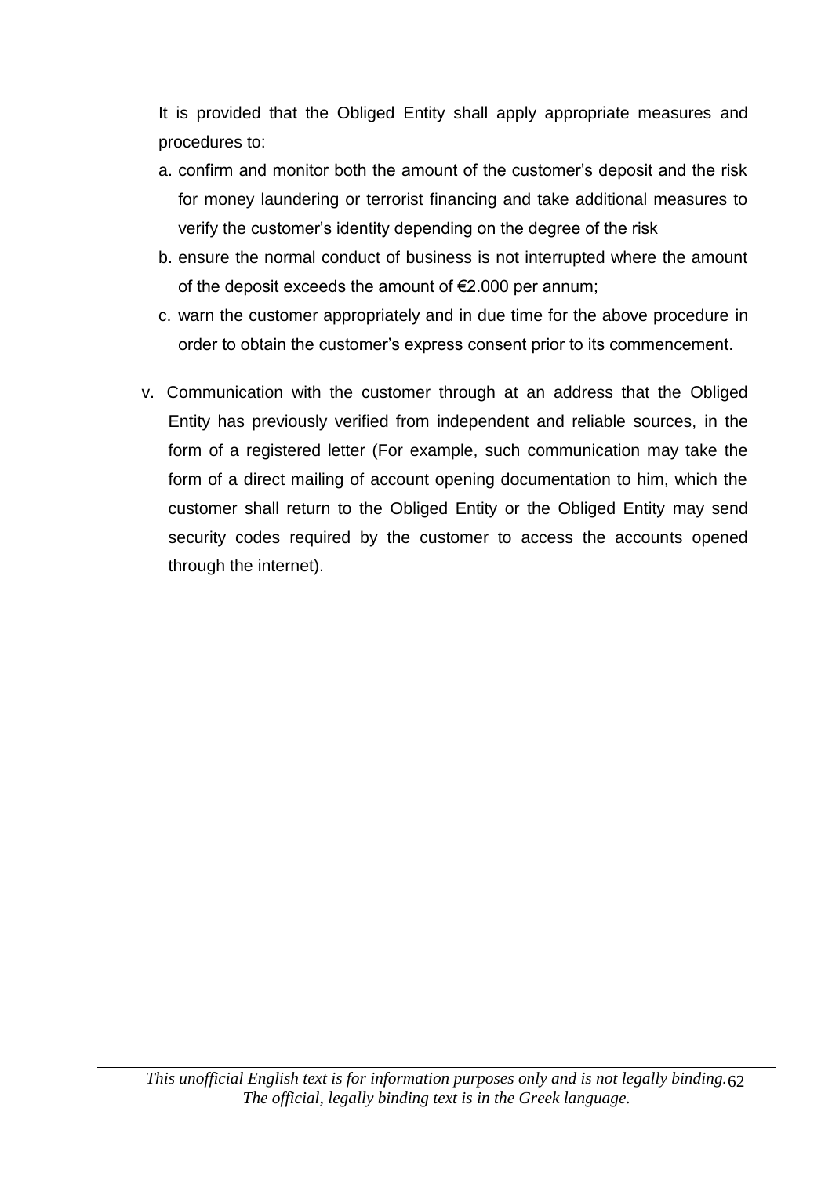It is provided that the Obliged Entity shall apply appropriate measures and procedures to:

a. confirm and monitor both the amount of the customer's deposit and the risk for money laundering or terrorist financing and take additional measures to verify the customer's identity depending on the degree of the risk
b. ensure the normal conduct of business is not interrupted where the amount of the deposit exceeds the amount of €2.000 per annum;
c. warn the customer appropriately and in due time for the above procedure in order to obtain the customer's express consent prior to its commencement.

v. Communication with the customer through at an address that the Obliged Entity has previously verified from independent and reliable sources, in the form of a registered letter (For example, such communication may take the form of a direct mailing of account opening documentation to him, which the customer shall return to the Obliged Entity or the Obliged Entity may send security codes required by the customer to access the accounts opened through the internet).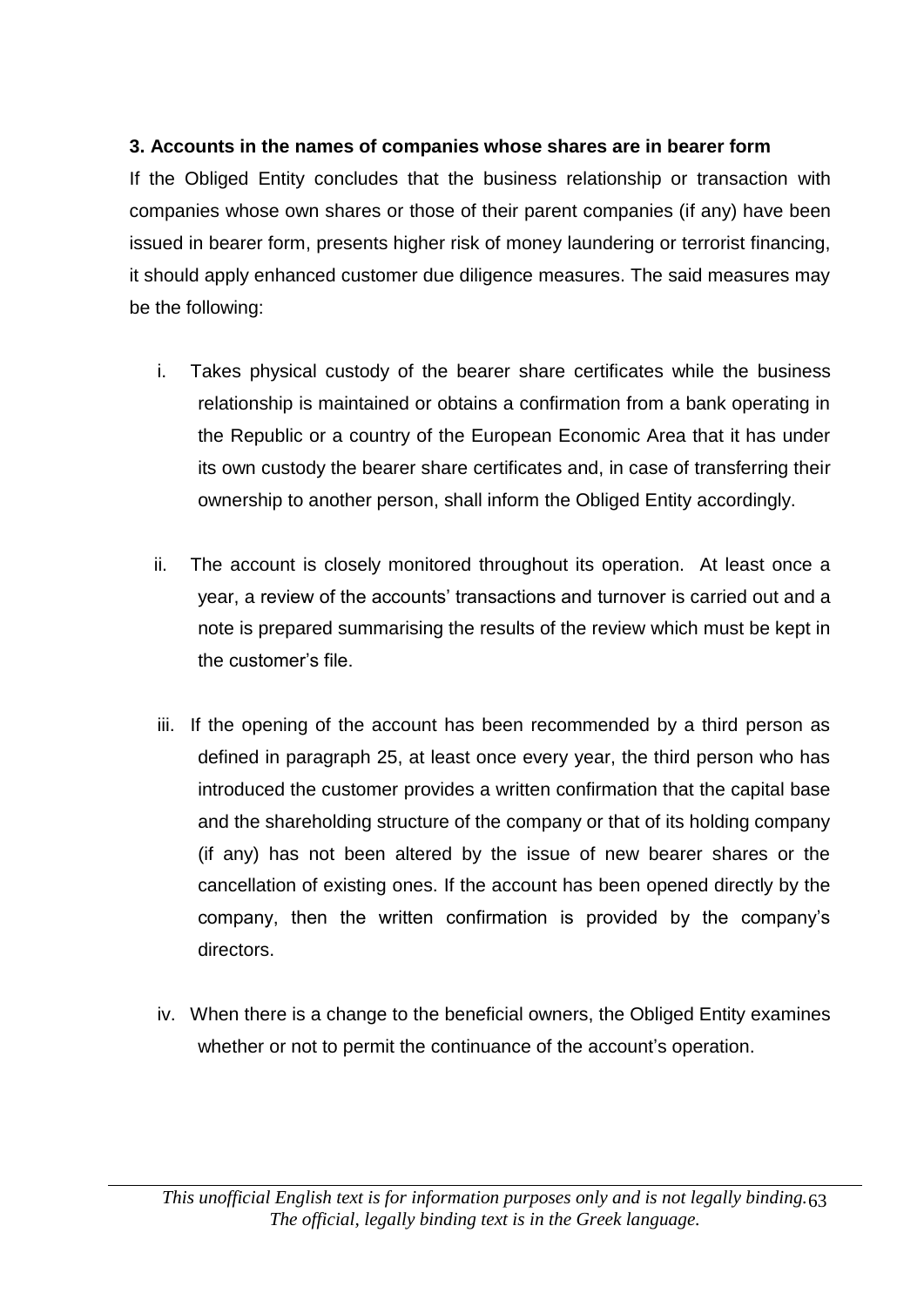### 3. Accounts in the names of companies whose shares are in bearer form

If the Obliged Entity concludes that the business relationship or transaction with companies whose own shares or those of their parent companies (if any) have been issued in bearer form, presents higher risk of money laundering or terrorist financing, it should apply enhanced customer due diligence measures. The said measures may be the following:

i. Takes physical custody of the bearer share certificates while the business relationship is maintained or obtains a confirmation from a bank operating in the Republic or a country of the European Economic Area that it has under its own custody the bearer share certificates and, in case of transferring their ownership to another person, shall inform the Obliged Entity accordingly.

ii. The account is closely monitored throughout its operation. At least once a year, a review of the accounts' transactions and turnover is carried out and a note is prepared summarising the results of the review which must be kept in the customer's file.

iii. If the opening of the account has been recommended by a third person as defined in paragraph 25, at least once every year, the third person who has introduced the customer provides a written confirmation that the capital base and the shareholding structure of the company or that of its holding company (if any) has not been altered by the issue of new bearer shares or the cancellation of existing ones. If the account has been opened directly by the company, then the written confirmation is provided by the company's directors.

iv. When there is a change to the beneficial owners, the Obliged Entity examines whether or not to permit the continuance of the account's operation.

*This unofficial English text is for information purposes only and is not legally binding. The official, legally binding text is in the Greek language.*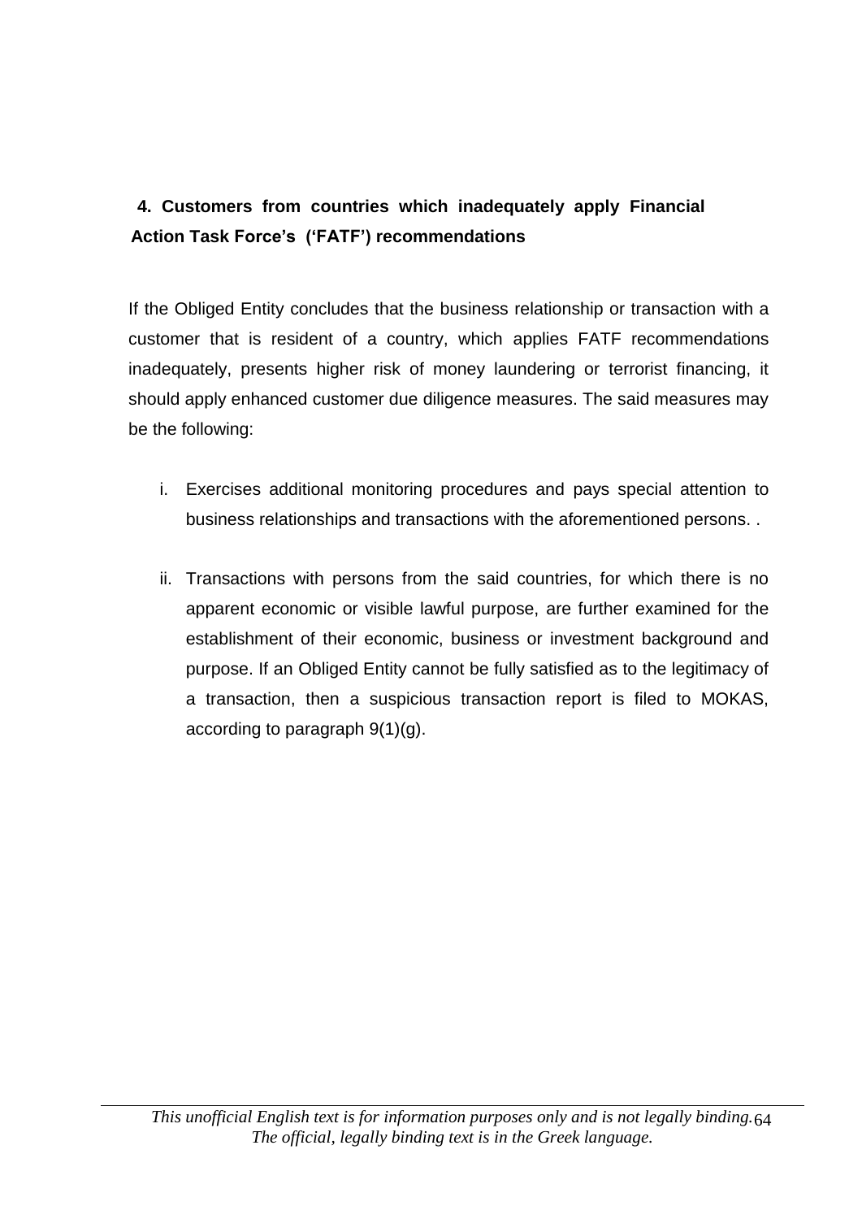### 4. Customers from countries which inadequately apply Financial Action Task Force's ('FATF') recommendations

If the Obliged Entity concludes that the business relationship or transaction with a customer that is resident of a country, which applies FATF recommendations inadequately, presents higher risk of money laundering or terrorist financing, it should apply enhanced customer due diligence measures. The said measures may be the following:

i. Exercises additional monitoring procedures and pays special attention to business relationships and transactions with the aforementioned persons. .

ii. Transactions with persons from the said countries, for which there is no apparent economic or visible lawful purpose, are further examined for the establishment of their economic, business or investment background and purpose. If an Obliged Entity cannot be fully satisfied as to the legitimacy of a transaction, then a suspicious transaction report is filed to MOKAS, according to paragraph 9(1)(g).

*This unofficial English text is for information purposes only and is not legally binding. The official, legally binding text is in the Greek language.*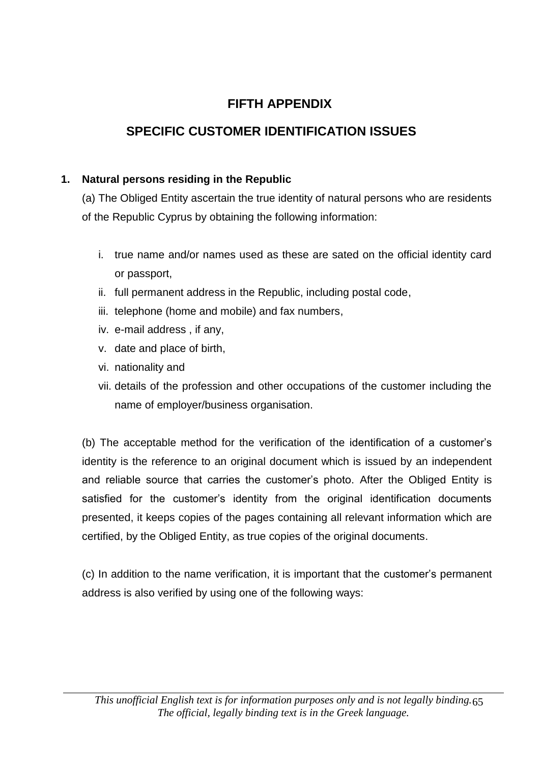# FIFTH APPENDIX

## SPECIFIC CUSTOMER IDENTIFICATION ISSUES

### 1. Natural persons residing in the Republic

(a) The Obliged Entity ascertain the true identity of natural persons who are residents of the Republic Cyprus by obtaining the following information:

i. true name and/or names used as these are sated on the official identity card or passport,
ii. full permanent address in the Republic, including postal code,
iii. telephone (home and mobile) and fax numbers,
iv. e-mail address , if any,
v. date and place of birth,
vi. nationality and
vii. details of the profession and other occupations of the customer including the name of employer/business organisation.

(b) The acceptable method for the verification of the identification of a customer's identity is the reference to an original document which is issued by an independent and reliable source that carries the customer's photo. After the Obliged Entity is satisfied for the customer's identity from the original identification documents presented, it keeps copies of the pages containing all relevant information which are certified, by the Obliged Entity, as true copies of the original documents.

(c) In addition to the name verification, it is important that the customer's permanent address is also verified by using one of the following ways: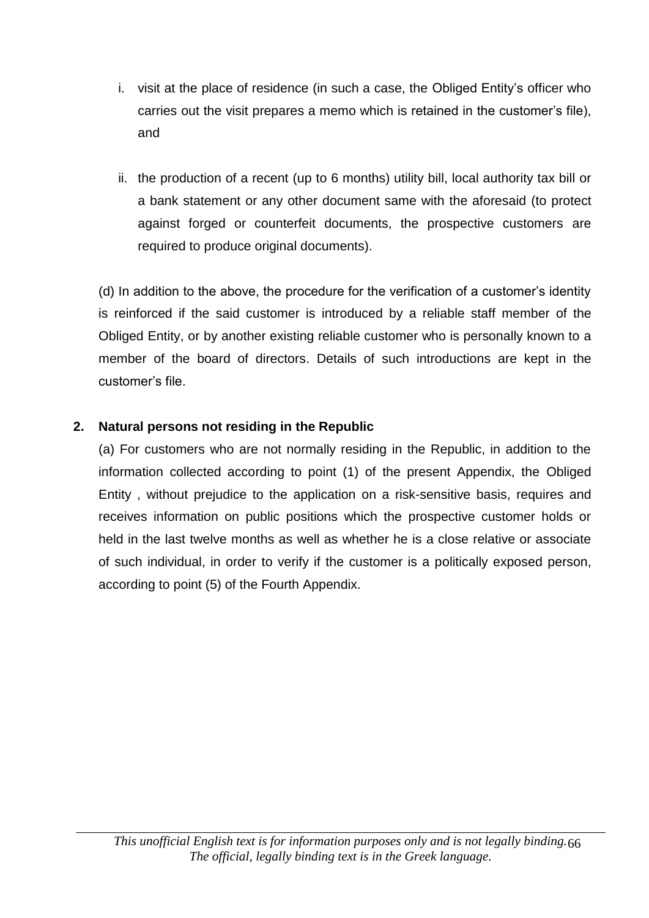i. visit at the place of residence (in such a case, the Obliged Entity's officer who carries out the visit prepares a memo which is retained in the customer's file), and

ii. the production of a recent (up to 6 months) utility bill, local authority tax bill or a bank statement or any other document same with the aforesaid (to protect against forged or counterfeit documents, the prospective customers are required to produce original documents).

(d) In addition to the above, the procedure for the verification of a customer's identity is reinforced if the said customer is introduced by a reliable staff member of the Obliged Entity, or by another existing reliable customer who is personally known to a member of the board of directors. Details of such introductions are kept in the customer's file.

**2. Natural persons not residing in the Republic**

(a) For customers who are not normally residing in the Republic, in addition to the information collected according to point (1) of the present Appendix, the Obliged Entity , without prejudice to the application on a risk-sensitive basis, requires and receives information on public positions which the prospective customer holds or held in the last twelve months as well as whether he is a close relative or associate of such individual, in order to verify if the customer is a politically exposed person, according to point (5) of the Fourth Appendix.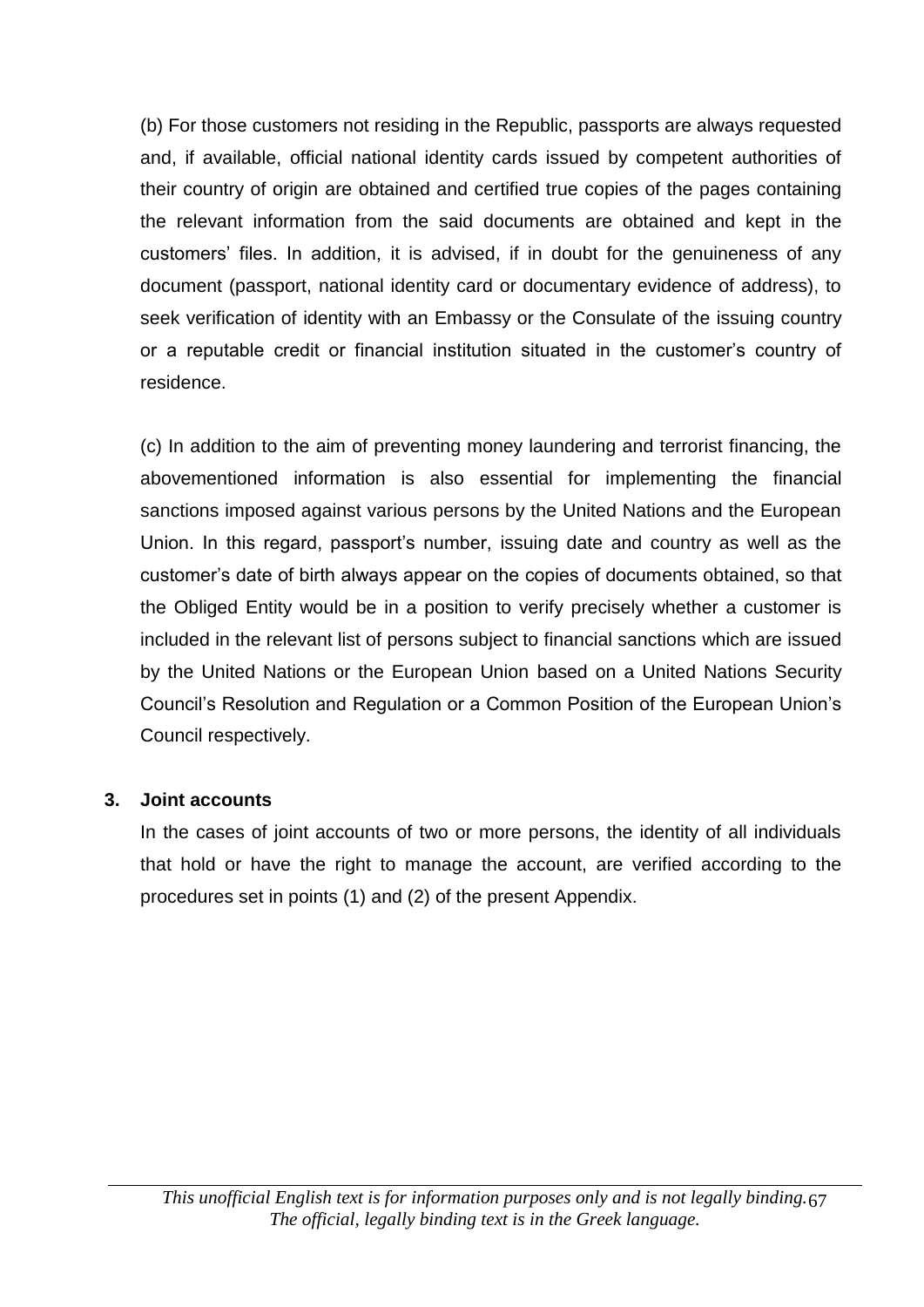(b) For those customers not residing in the Republic, passports are always requested and, if available, official national identity cards issued by competent authorities of their country of origin are obtained and certified true copies of the pages containing the relevant information from the said documents are obtained and kept in the customers' files. In addition, it is advised, if in doubt for the genuineness of any document (passport, national identity card or documentary evidence of address), to seek verification of identity with an Embassy or the Consulate of the issuing country or a reputable credit or financial institution situated in the customer's country of residence.

(c) In addition to the aim of preventing money laundering and terrorist financing, the abovementioned information is also essential for implementing the financial sanctions imposed against various persons by the United Nations and the European Union. In this regard, passport's number, issuing date and country as well as the customer's date of birth always appear on the copies of documents obtained, so that the Obliged Entity would be in a position to verify precisely whether a customer is included in the relevant list of persons subject to financial sanctions which are issued by the United Nations or the European Union based on a United Nations Security Council's Resolution and Regulation or a Common Position of the European Union's Council respectively.

**3. Joint accounts**

In the cases of joint accounts of two or more persons, the identity of all individuals that hold or have the right to manage the account, are verified according to the procedures set in points (1) and (2) of the present Appendix.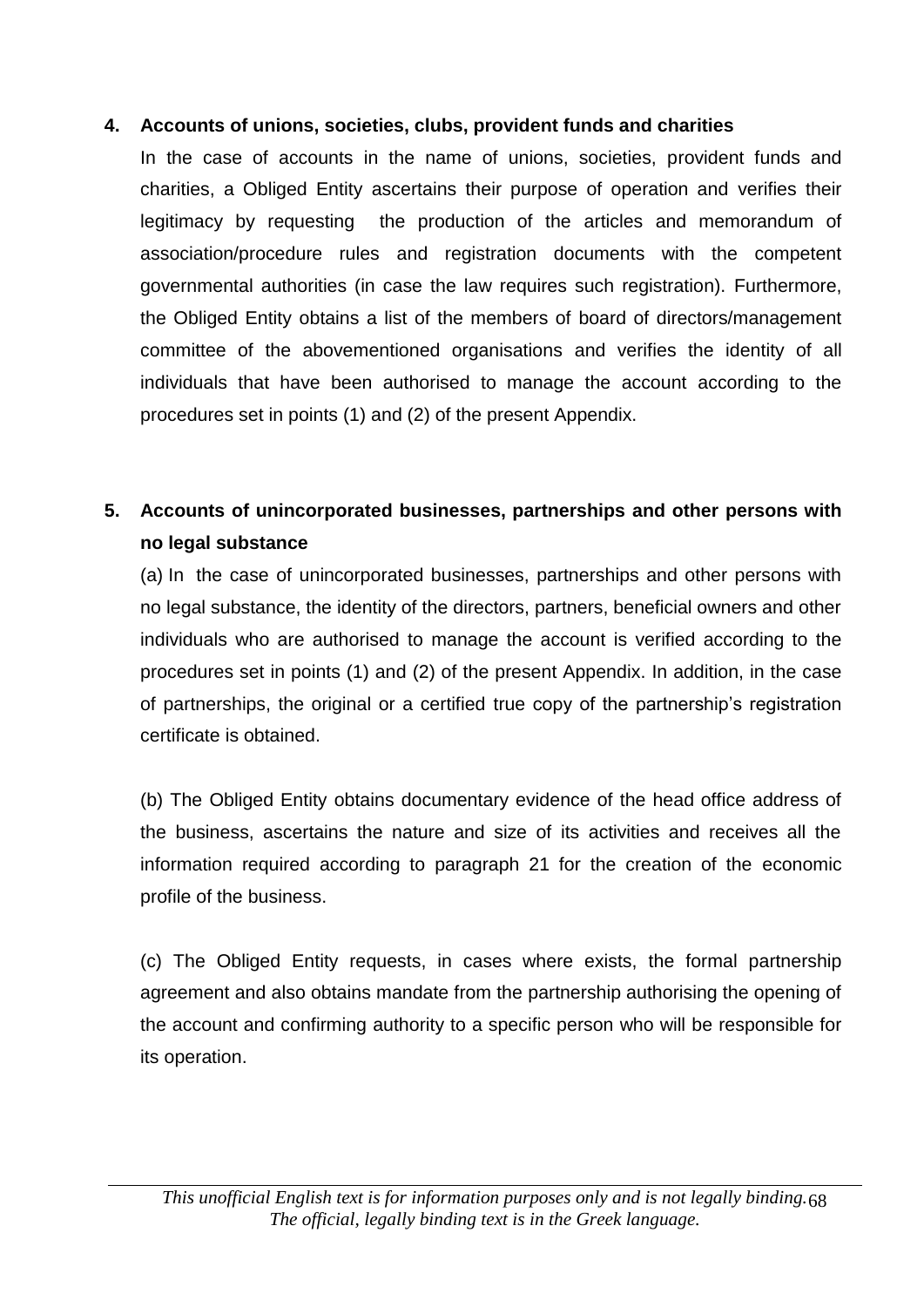**4. Accounts of unions, societies, clubs, provident funds and charities**

In the case of accounts in the name of unions, societies, provident funds and charities, a Obliged Entity ascertains their purpose of operation and verifies their legitimacy by requesting the production of the articles and memorandum of association/procedure rules and registration documents with the competent governmental authorities (in case the law requires such registration). Furthermore, the Obliged Entity obtains a list of the members of board of directors/management committee of the abovementioned organisations and verifies the identity of all individuals that have been authorised to manage the account according to the procedures set in points (1) and (2) of the present Appendix.

**5. Accounts of unincorporated businesses, partnerships and other persons with no legal substance**

(a) In the case of unincorporated businesses, partnerships and other persons with no legal substance, the identity of the directors, partners, beneficial owners and other individuals who are authorised to manage the account is verified according to the procedures set in points (1) and (2) of the present Appendix. In addition, in the case of partnerships, the original or a certified true copy of the partnership's registration certificate is obtained.

(b) The Obliged Entity obtains documentary evidence of the head office address of the business, ascertains the nature and size of its activities and receives all the information required according to paragraph 21 for the creation of the economic profile of the business.

(c) The Obliged Entity requests, in cases where exists, the formal partnership agreement and also obtains mandate from the partnership authorising the opening of the account and confirming authority to a specific person who will be responsible for its operation.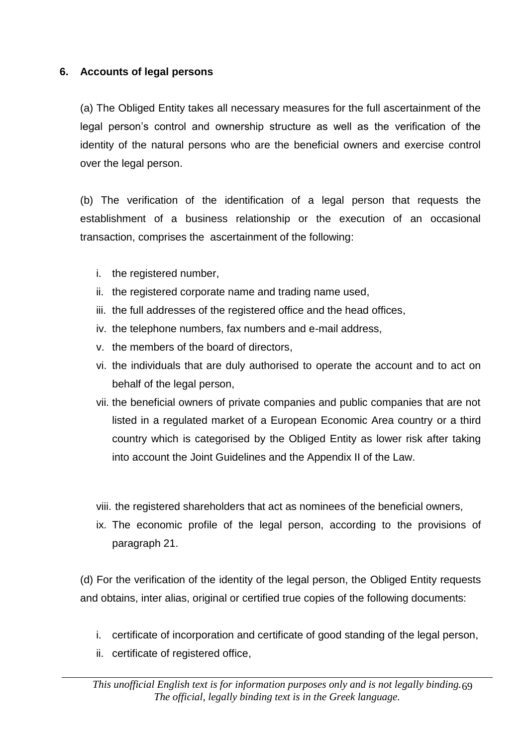## 6. Accounts of legal persons

(a) The Obliged Entity takes all necessary measures for the full ascertainment of the legal person's control and ownership structure as well as the verification of the identity of the natural persons who are the beneficial owners and exercise control over the legal person.

(b) The verification of the identification of a legal person that requests the establishment of a business relationship or the execution of an occasional transaction, comprises the ascertainment of the following:

i. the registered number,
ii. the registered corporate name and trading name used,
iii. the full addresses of the registered office and the head offices,
iv. the telephone numbers, fax numbers and e-mail address,
v. the members of the board of directors,
vi. the individuals that are duly authorised to operate the account and to act on behalf of the legal person,
vii. the beneficial owners of private companies and public companies that are not listed in a regulated market of a European Economic Area country or a third country which is categorised by the Obliged Entity as lower risk after taking into account the Joint Guidelines and the Appendix II of the Law.

viii. the registered shareholders that act as nominees of the beneficial owners,
ix. The economic profile of the legal person, according to the provisions of paragraph 21.

(d) For the verification of the identity of the legal person, the Obliged Entity requests and obtains, inter alias, original or certified true copies of the following documents:

i. certificate of incorporation and certificate of good standing of the legal person,
ii. certificate of registered office,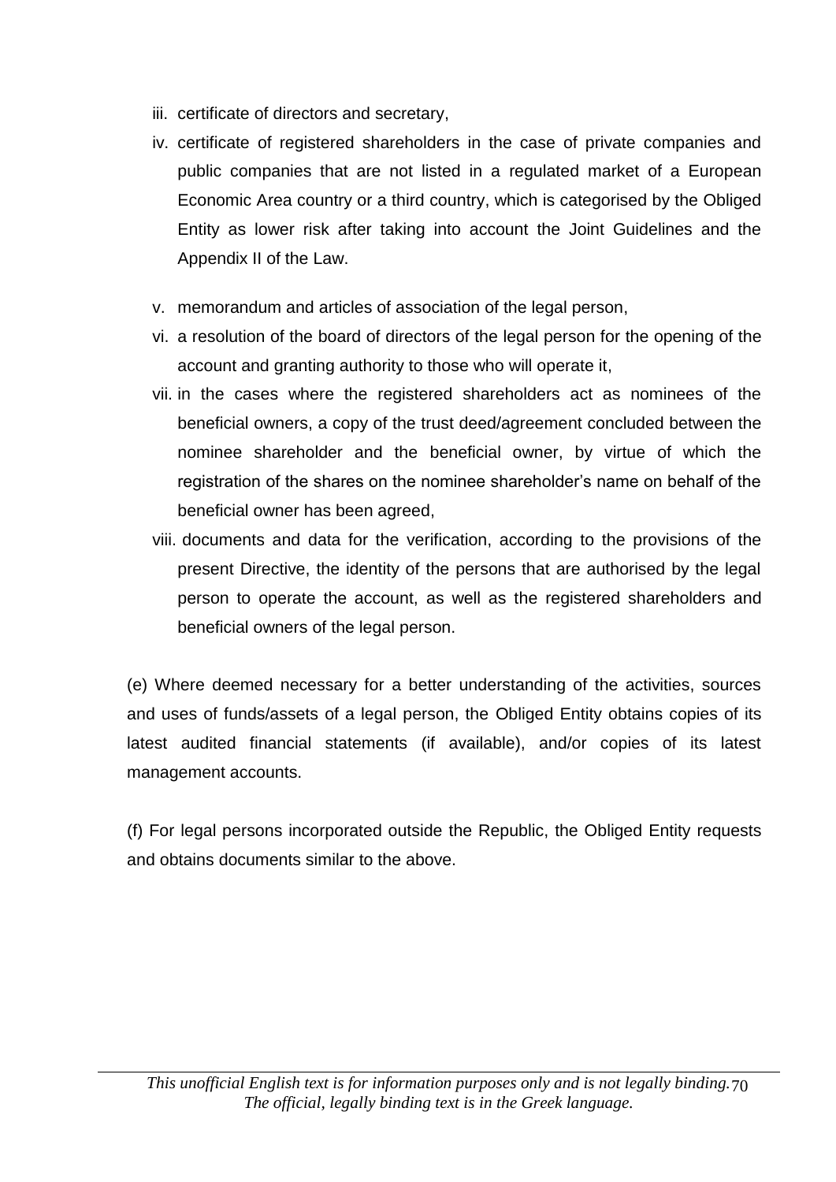iii. certificate of directors and secretary,
iv. certificate of registered shareholders in the case of private companies and public companies that are not listed in a regulated market of a European Economic Area country or a third country, which is categorised by the Obliged Entity as lower risk after taking into account the Joint Guidelines and the Appendix II of the Law.
v. memorandum and articles of association of the legal person,
vi. a resolution of the board of directors of the legal person for the opening of the account and granting authority to those who will operate it,
vii. in the cases where the registered shareholders act as nominees of the beneficial owners, a copy of the trust deed/agreement concluded between the nominee shareholder and the beneficial owner, by virtue of which the registration of the shares on the nominee shareholder's name on behalf of the beneficial owner has been agreed,
viii. documents and data for the verification, according to the provisions of the present Directive, the identity of the persons that are authorised by the legal person to operate the account, as well as the registered shareholders and beneficial owners of the legal person.

(e) Where deemed necessary for a better understanding of the activities, sources and uses of funds/assets of a legal person, the Obliged Entity obtains copies of its latest audited financial statements (if available), and/or copies of its latest management accounts.

(f) For legal persons incorporated outside the Republic, the Obliged Entity requests and obtains documents similar to the above.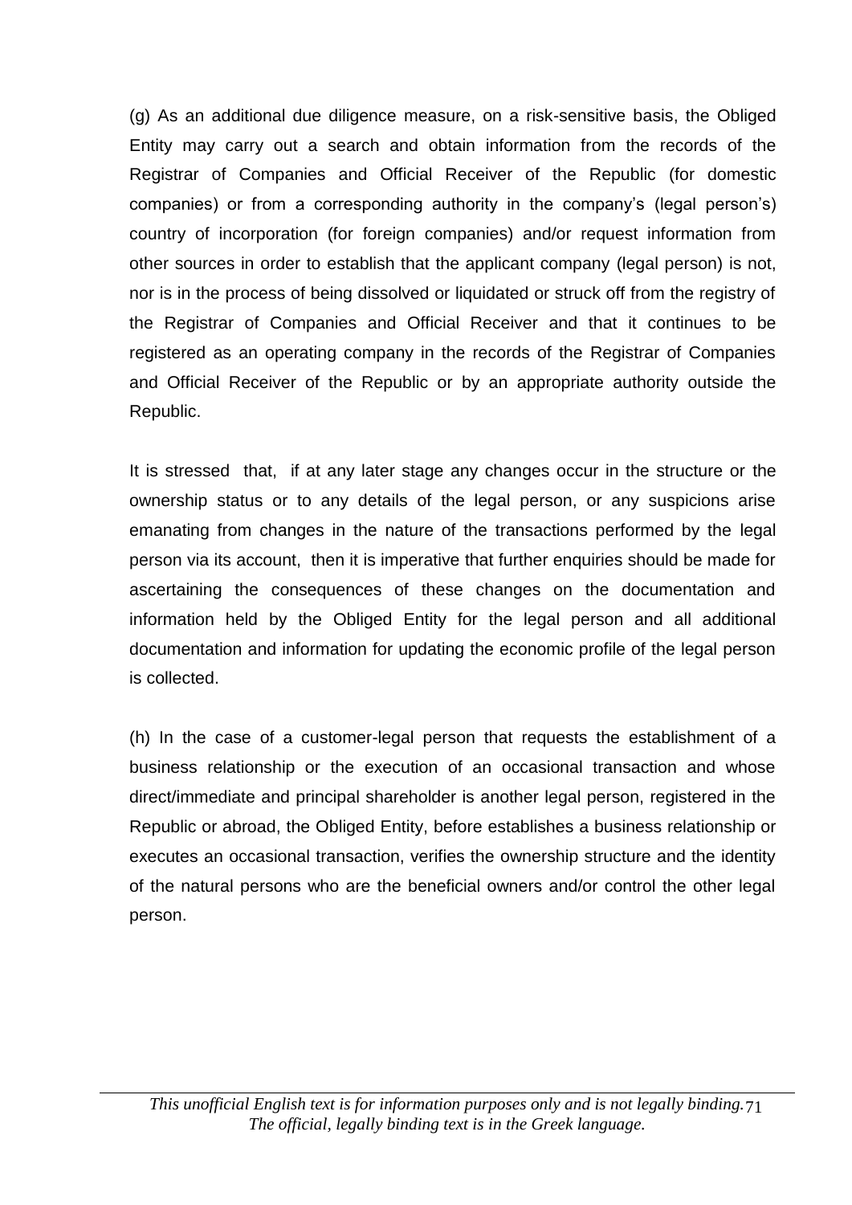(g) As an additional due diligence measure, on a risk-sensitive basis, the Obliged Entity may carry out a search and obtain information from the records of the Registrar of Companies and Official Receiver of the Republic (for domestic companies) or from a corresponding authority in the company's (legal person's) country of incorporation (for foreign companies) and/or request information from other sources in order to establish that the applicant company (legal person) is not, nor is in the process of being dissolved or liquidated or struck off from the registry of the Registrar of Companies and Official Receiver and that it continues to be registered as an operating company in the records of the Registrar of Companies and Official Receiver of the Republic or by an appropriate authority outside the Republic.

It is stressed that, if at any later stage any changes occur in the structure or the ownership status or to any details of the legal person, or any suspicions arise emanating from changes in the nature of the transactions performed by the legal person via its account, then it is imperative that further enquiries should be made for ascertaining the consequences of these changes on the documentation and information held by the Obliged Entity for the legal person and all additional documentation and information for updating the economic profile of the legal person is collected.

(h) In the case of a customer-legal person that requests the establishment of a business relationship or the execution of an occasional transaction and whose direct/immediate and principal shareholder is another legal person, registered in the Republic or abroad, the Obliged Entity, before establishes a business relationship or executes an occasional transaction, verifies the ownership structure and the identity of the natural persons who are the beneficial owners and/or control the other legal person.

*This unofficial English text is for information purposes only and is not legally binding. The official, legally binding text is in the Greek language.*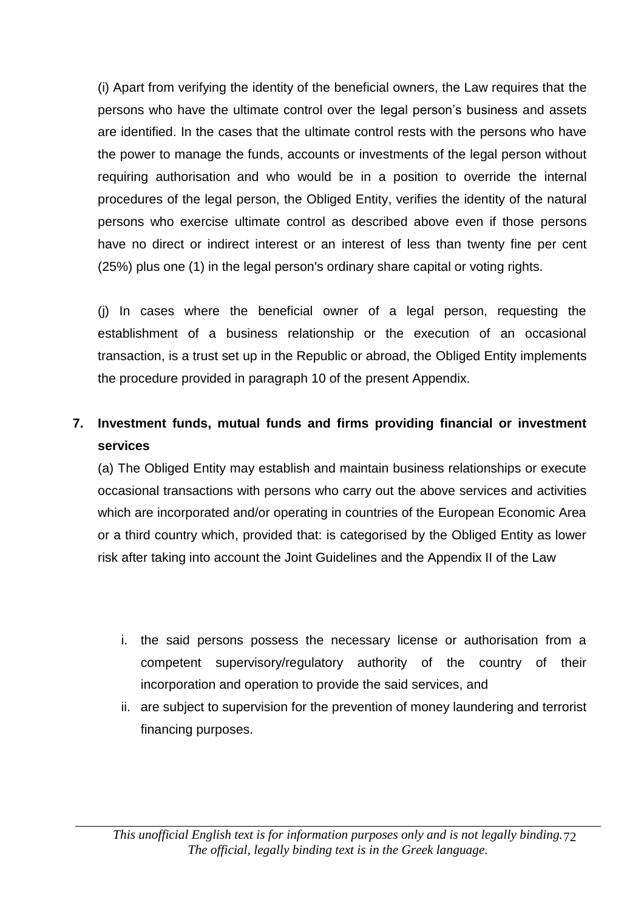(i) Apart from verifying the identity of the beneficial owners, the Law requires that the persons who have the ultimate control over the legal person's business and assets are identified. In the cases that the ultimate control rests with the persons who have the power to manage the funds, accounts or investments of the legal person without requiring authorisation and who would be in a position to override the internal procedures of the legal person, the Obliged Entity, verifies the identity of the natural persons who exercise ultimate control as described above even if those persons have no direct or indirect interest or an interest of less than twenty fine per cent (25%) plus one (1) in the legal person's ordinary share capital or voting rights.

(j) In cases where the beneficial owner of a legal person, requesting the establishment of a business relationship or the execution of an occasional transaction, is a trust set up in the Republic or abroad, the Obliged Entity implements the procedure provided in paragraph 10 of the present Appendix.

**7. Investment funds, mutual funds and firms providing financial or investment services**

(a) The Obliged Entity may establish and maintain business relationships or execute occasional transactions with persons who carry out the above services and activities which are incorporated and/or operating in countries of the European Economic Area or a third country which, provided that: is categorised by the Obliged Entity as lower risk after taking into account the Joint Guidelines and the Appendix II of the Law

i. the said persons possess the necessary license or authorisation from a competent supervisory/regulatory authority of the country of their incorporation and operation to provide the said services, and
ii. are subject to supervision for the prevention of money laundering and terrorist financing purposes.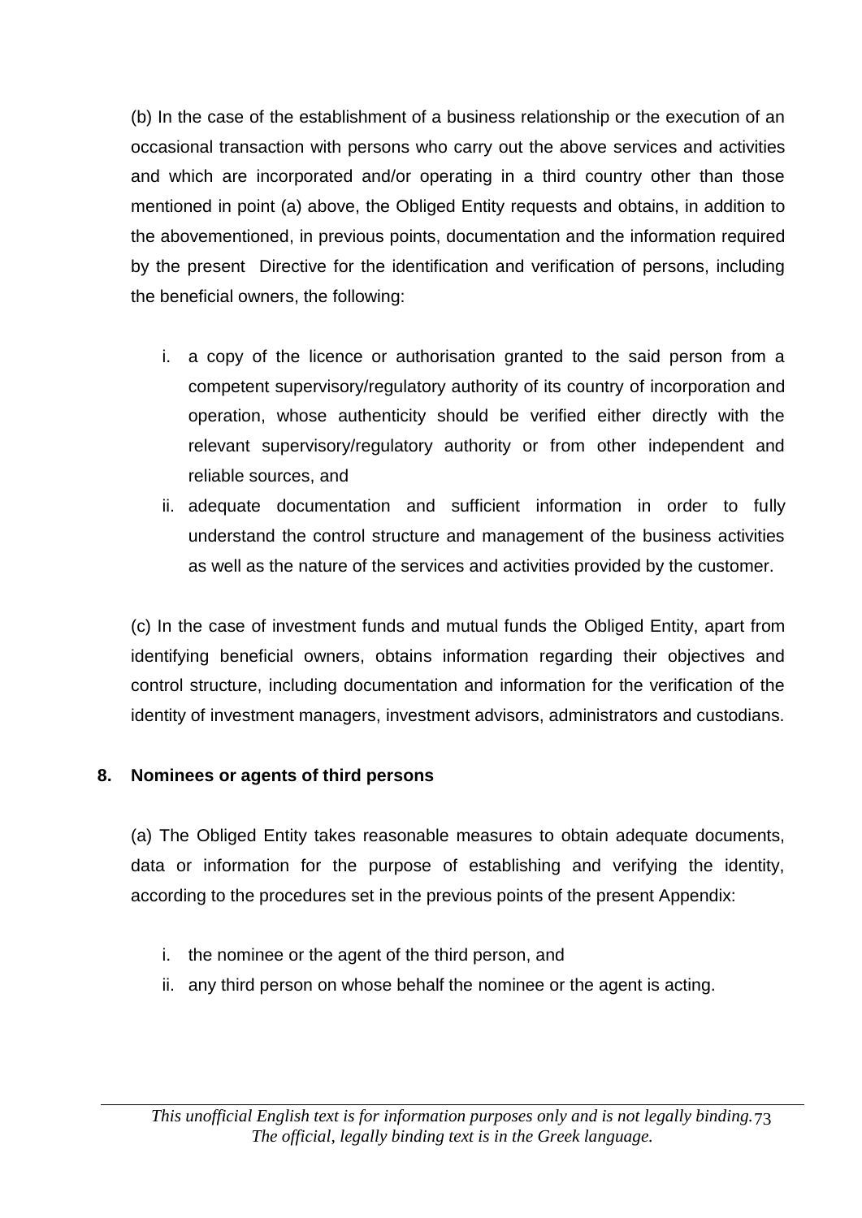(b) In the case of the establishment of a business relationship or the execution of an occasional transaction with persons who carry out the above services and activities and which are incorporated and/or operating in a third country other than those mentioned in point (a) above, the Obliged Entity requests and obtains, in addition to the abovementioned, in previous points, documentation and the information required by the present Directive for the identification and verification of persons, including the beneficial owners, the following:

i. a copy of the licence or authorisation granted to the said person from a competent supervisory/regulatory authority of its country of incorporation and operation, whose authenticity should be verified either directly with the relevant supervisory/regulatory authority or from other independent and reliable sources, and
ii. adequate documentation and sufficient information in order to fully understand the control structure and management of the business activities as well as the nature of the services and activities provided by the customer.

(c) In the case of investment funds and mutual funds the Obliged Entity, apart from identifying beneficial owners, obtains information regarding their objectives and control structure, including documentation and information for the verification of the identity of investment managers, investment advisors, administrators and custodians.

## 8. Nominees or agents of third persons

(a) The Obliged Entity takes reasonable measures to obtain adequate documents, data or information for the purpose of establishing and verifying the identity, according to the procedures set in the previous points of the present Appendix:

i. the nominee or the agent of the third person, and
ii. any third person on whose behalf the nominee or the agent is acting.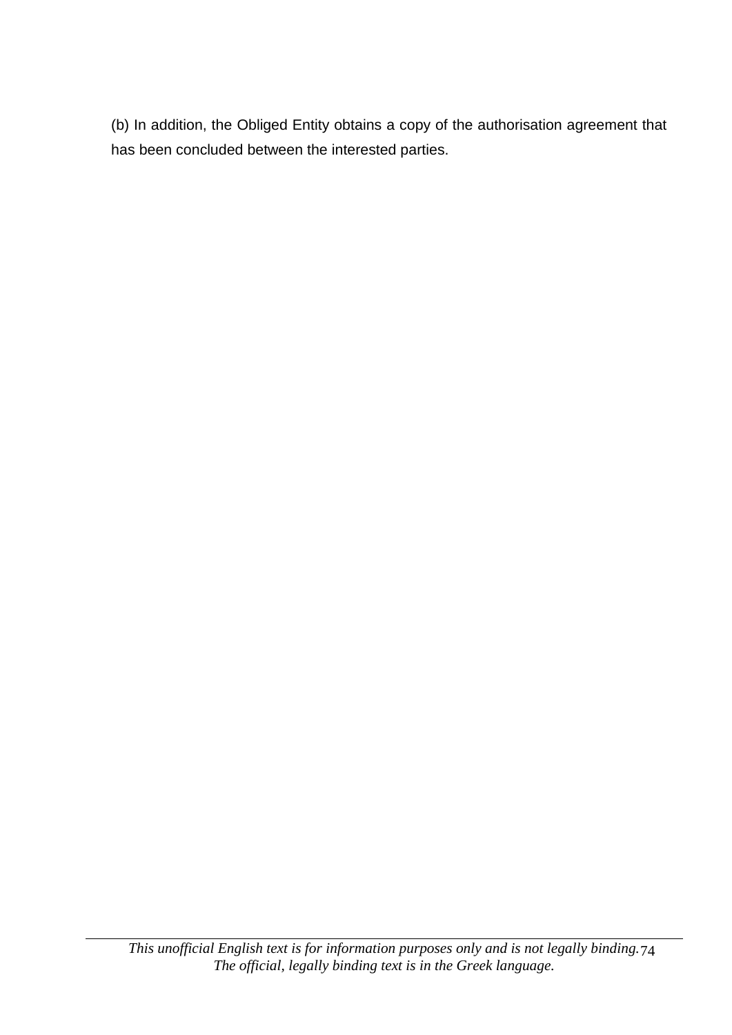(b) In addition, the Obliged Entity obtains a copy of the authorisation agreement that has been concluded between the interested parties.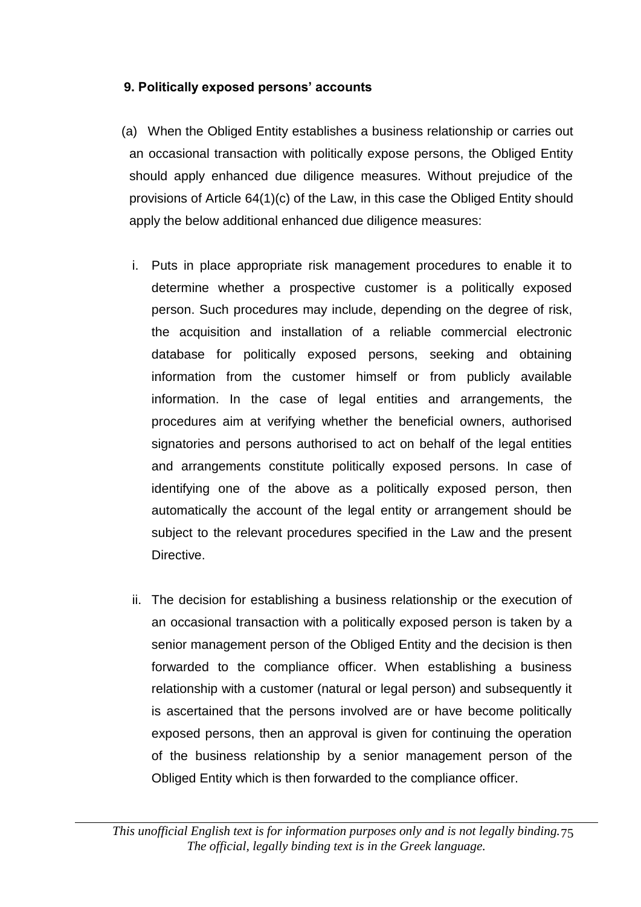## 9. Politically exposed persons' accounts

(a) When the Obliged Entity establishes a business relationship or carries out an occasional transaction with politically expose persons, the Obliged Entity should apply enhanced due diligence measures. Without prejudice of the provisions of Article 64(1)(c) of the Law, in this case the Obliged Entity should apply the below additional enhanced due diligence measures:

i. Puts in place appropriate risk management procedures to enable it to determine whether a prospective customer is a politically exposed person. Such procedures may include, depending on the degree of risk, the acquisition and installation of a reliable commercial electronic database for politically exposed persons, seeking and obtaining information from the customer himself or from publicly available information. In the case of legal entities and arrangements, the procedures aim at verifying whether the beneficial owners, authorised signatories and persons authorised to act on behalf of the legal entities and arrangements constitute politically exposed persons. In case of identifying one of the above as a politically exposed person, then automatically the account of the legal entity or arrangement should be subject to the relevant procedures specified in the Law and the present Directive.

ii. The decision for establishing a business relationship or the execution of an occasional transaction with a politically exposed person is taken by a senior management person of the Obliged Entity and the decision is then forwarded to the compliance officer. When establishing a business relationship with a customer (natural or legal person) and subsequently it is ascertained that the persons involved are or have become politically exposed persons, then an approval is given for continuing the operation of the business relationship by a senior management person of the Obliged Entity which is then forwarded to the compliance officer.

*This unofficial English text is for information purposes only and is not legally binding. The official, legally binding text is in the Greek language.*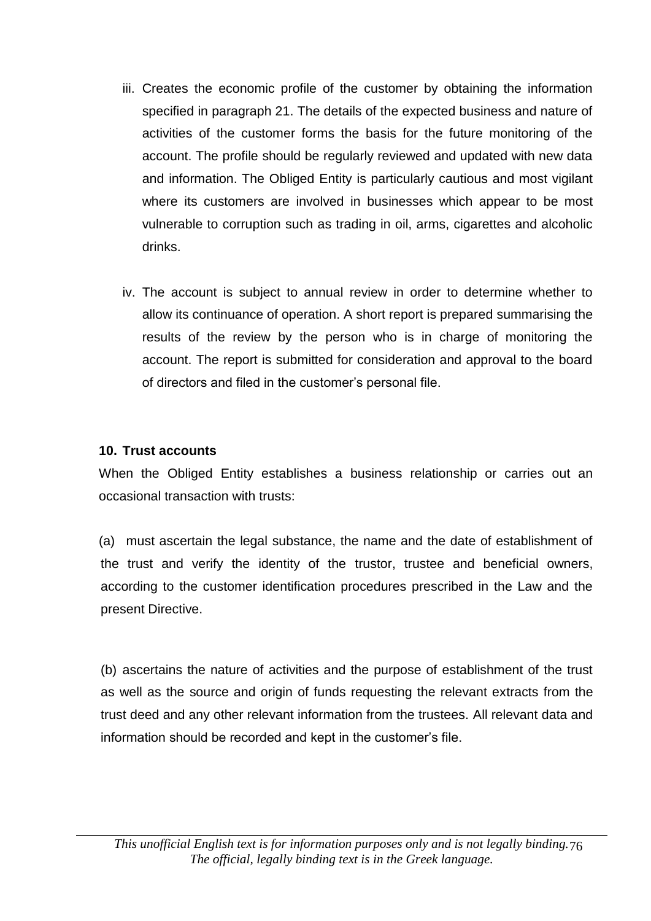iii. Creates the economic profile of the customer by obtaining the information specified in paragraph 21. The details of the expected business and nature of activities of the customer forms the basis for the future monitoring of the account. The profile should be regularly reviewed and updated with new data and information. The Obliged Entity is particularly cautious and most vigilant where its customers are involved in businesses which appear to be most vulnerable to corruption such as trading in oil, arms, cigarettes and alcoholic drinks.

iv. The account is subject to annual review in order to determine whether to allow its continuance of operation. A short report is prepared summarising the results of the review by the person who is in charge of monitoring the account. The report is submitted for consideration and approval to the board of directors and filed in the customer's personal file.

**10. Trust accounts**

When the Obliged Entity establishes a business relationship or carries out an occasional transaction with trusts:

(a) must ascertain the legal substance, the name and the date of establishment of the trust and verify the identity of the trustor, trustee and beneficial owners, according to the customer identification procedures prescribed in the Law and the present Directive.

(b) ascertains the nature of activities and the purpose of establishment of the trust as well as the source and origin of funds requesting the relevant extracts from the trust deed and any other relevant information from the trustees. All relevant data and information should be recorded and kept in the customer's file.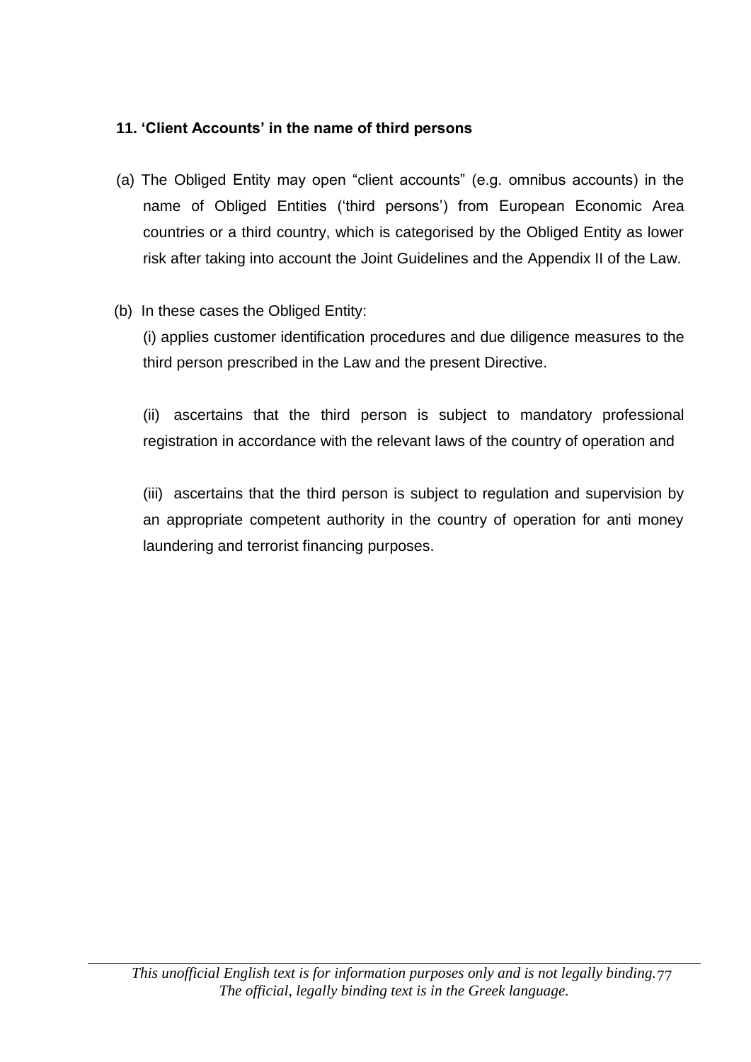### 11. 'Client Accounts' in the name of third persons

(a) The Obliged Entity may open "client accounts" (e.g. omnibus accounts) in the name of Obliged Entities ('third persons') from European Economic Area countries or a third country, which is categorised by the Obliged Entity as lower risk after taking into account the Joint Guidelines and the Appendix II of the Law.

(b) In these cases the Obliged Entity:

(i) applies customer identification procedures and due diligence measures to the third person prescribed in the Law and the present Directive.

(ii) ascertains that the third person is subject to mandatory professional registration in accordance with the relevant laws of the country of operation and

(iii) ascertains that the third person is subject to regulation and supervision by an appropriate competent authority in the country of operation for anti money laundering and terrorist financing purposes.

*This unofficial English text is for information purposes only and is not legally binding. The official, legally binding text is in the Greek language.*